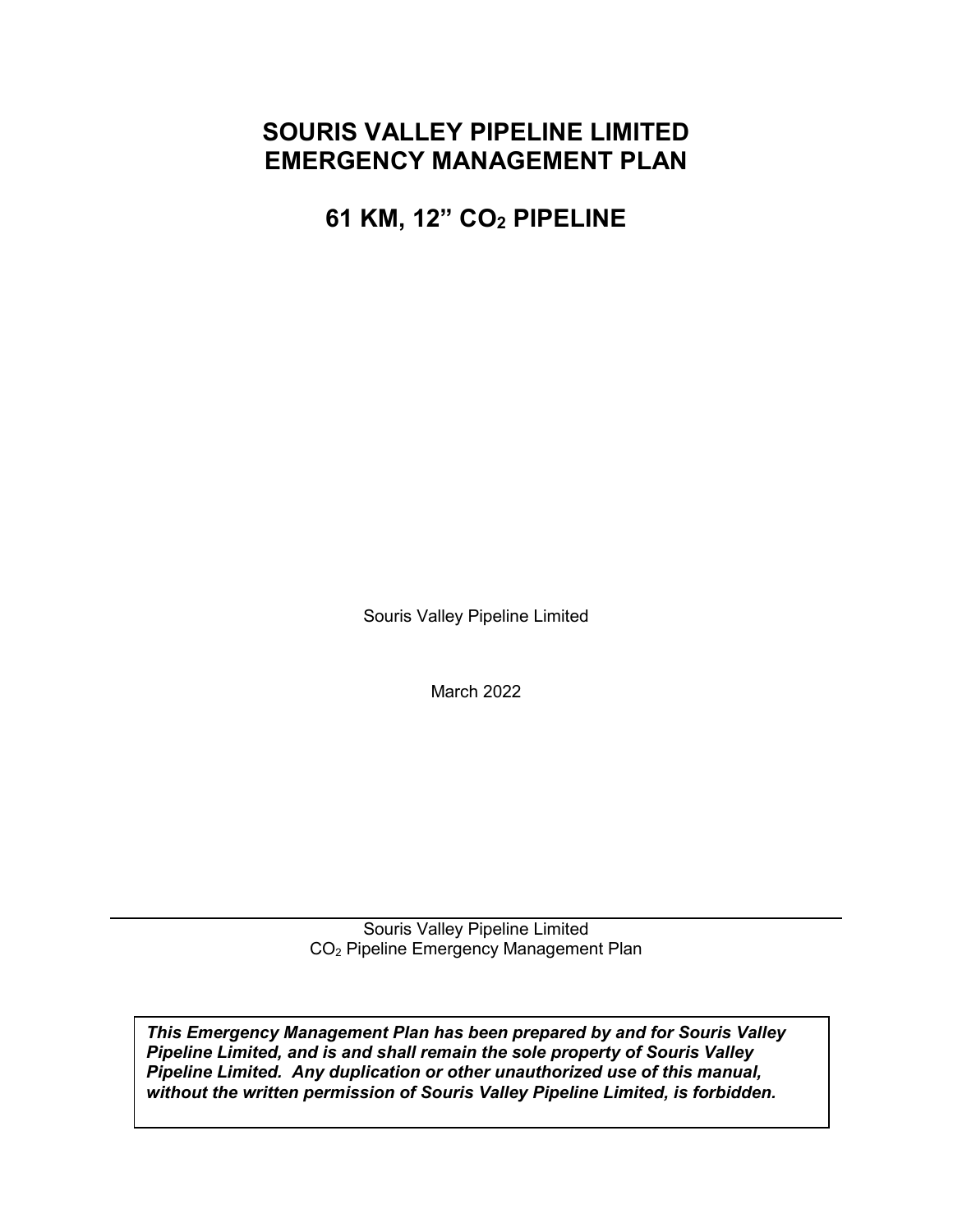# SOURIS VALLEY PIPELINE LIMITED EMERGENCY MANAGEMENT PLAN

## 61 KM, 12” $CO_2$ PIPELINE

Souris Valley Pipeline Limited

March 2022

---

Souris Valley Pipeline Limited
$CO_2$ Pipeline Emergency Management Plan

***This Emergency Management Plan has been prepared by and for Souris Valley Pipeline Limited, and is and shall remain the sole property of Souris Valley Pipeline Limited. Any duplication or other unauthorized use of this manual, without the written permission of Souris Valley Pipeline Limited, is forbidden.***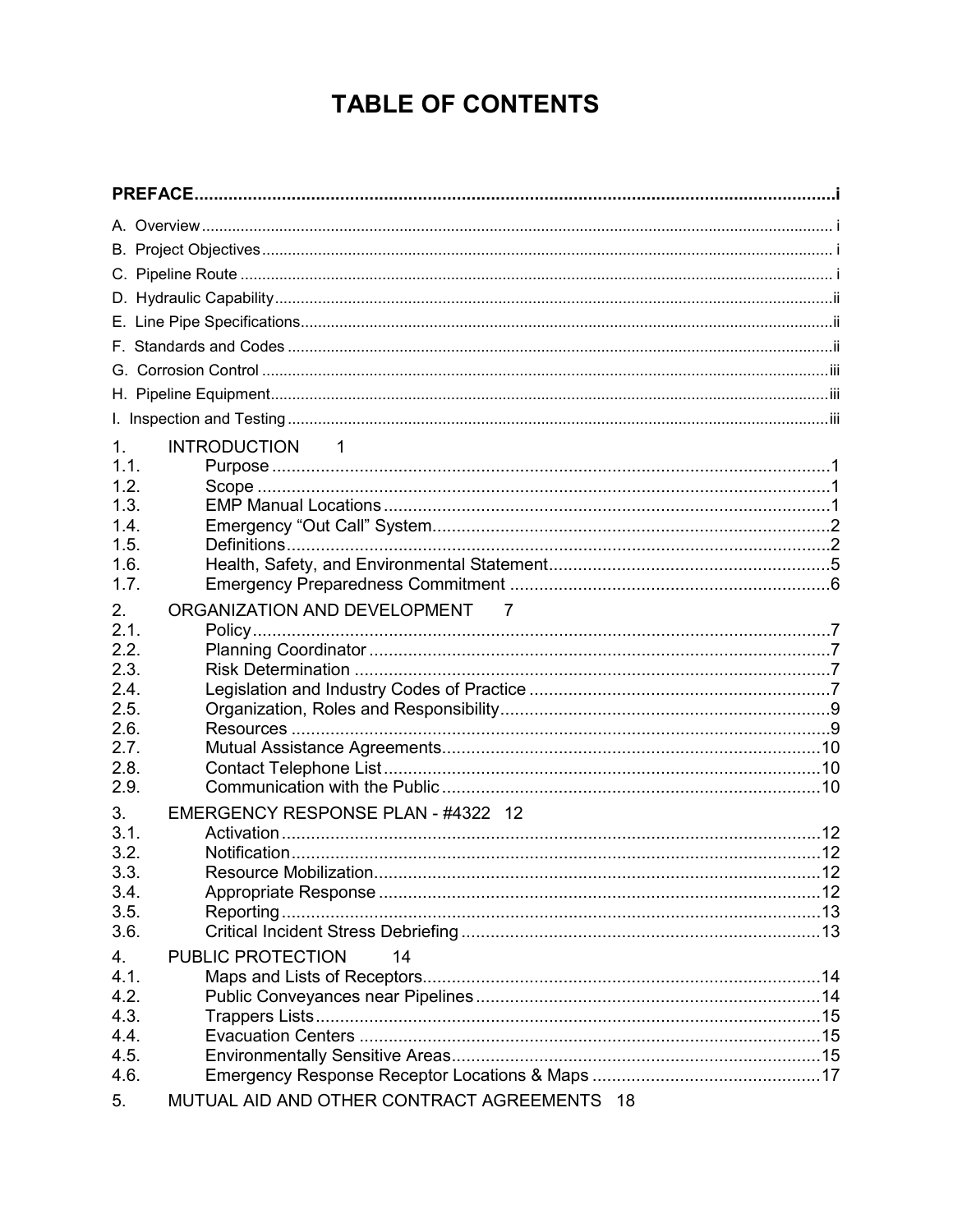# TABLE OF CONTENTS

**PREFACE** .......... i

A. Overview .......... i

B. Project Objectives .......... i

C. Pipeline Route .......... i

D. Hydraulic Capability .......... ii

E. Line Pipe Specifications .......... ii

F. Standards and Codes .......... ii

G. Corrosion Control .......... iii

H. Pipeline Equipment .......... iii

I. Inspection and Testing .......... iii

1. INTRODUCTION 1
   - 1.1. Purpose .......... 1
   - 1.2. Scope .......... 1
   - 1.3. EMP Manual Locations .......... 1
   - 1.4. Emergency "Out Call" System .......... 2
   - 1.5. Definitions .......... 2
   - 1.6. Health, Safety, and Environmental Statement .......... 5
   - 1.7. Emergency Preparedness Commitment .......... 6
2. ORGANIZATION AND DEVELOPMENT 7
   - 2.1. Policy .......... 7
   - 2.2. Planning Coordinator .......... 7
   - 2.3. Risk Determination .......... 7
   - 2.4. Legislation and Industry Codes of Practice .......... 7
   - 2.5. Organization, Roles and Responsibility .......... 9
   - 2.6. Resources .......... 9
   - 2.7. Mutual Assistance Agreements .......... 10
   - 2.8. Contact Telephone List .......... 10
   - 2.9. Communication with the Public .......... 10
3. EMERGENCY RESPONSE PLAN - #4322 12
   - 3.1. Activation .......... 12
   - 3.2. Notification .......... 12
   - 3.3. Resource Mobilization .......... 12
   - 3.4. Appropriate Response .......... 12
   - 3.5. Reporting .......... 13
   - 3.6. Critical Incident Stress Debriefing .......... 13
4. PUBLIC PROTECTION 14
   - 4.1. Maps and Lists of Receptors .......... 14
   - 4.2. Public Conveyances near Pipelines .......... 14
   - 4.3. Trappers Lists .......... 15
   - 4.4. Evacuation Centers .......... 15
   - 4.5. Environmentally Sensitive Areas .......... 15
   - 4.6. Emergency Response Receptor Locations & Maps .......... 17
5. MUTUAL AID AND OTHER CONTRACT AGREEMENTS 18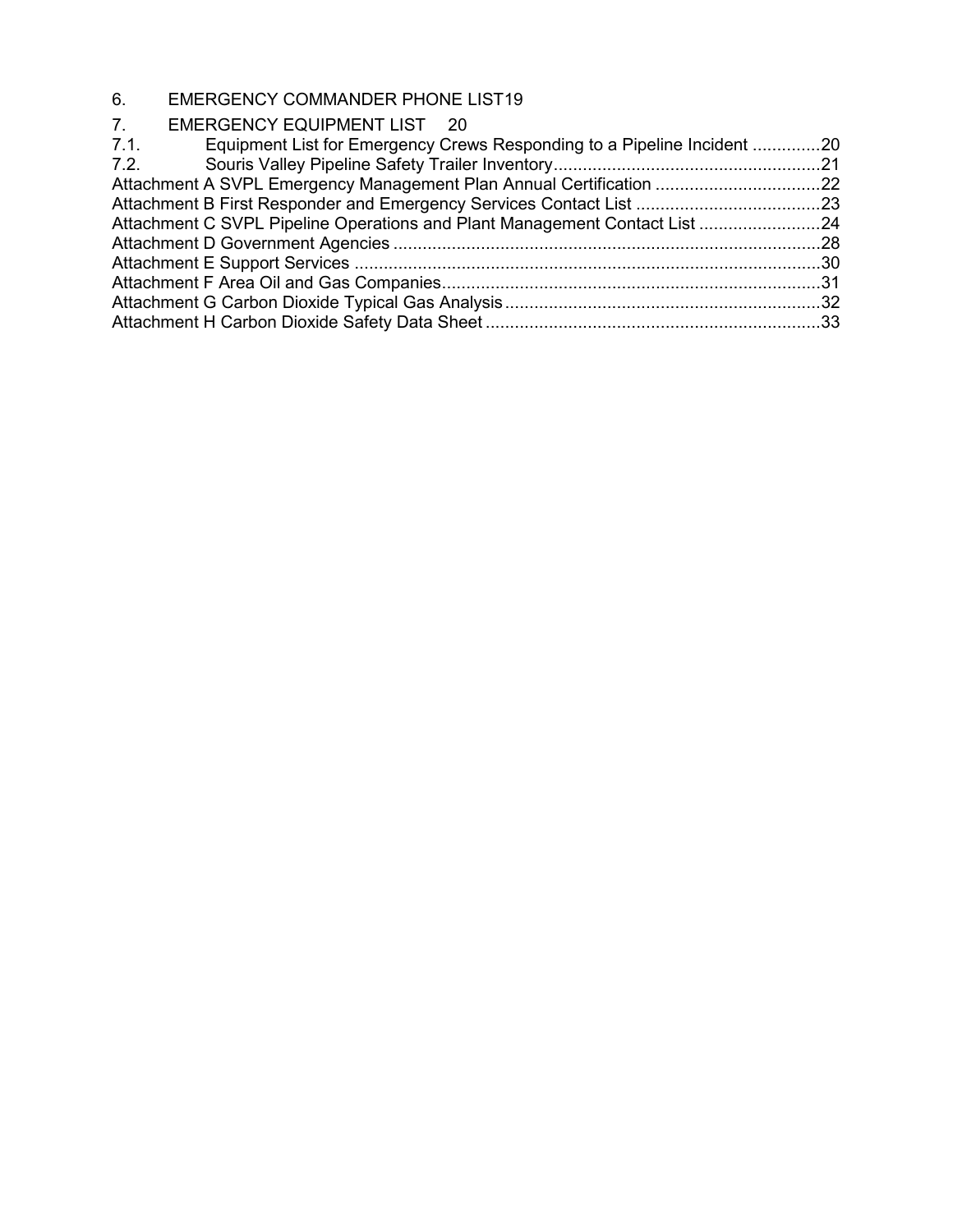6. EMERGENCY COMMANDER PHONE LIST19

7. EMERGENCY EQUIPMENT LIST 20

7.1. Equipment List for Emergency Crews Responding to a Pipeline Incident ..............20

7.2. Souris Valley Pipeline Safety Trailer Inventory.......................................................21

Attachment A SVPL Emergency Management Plan Annual Certification ..................................22

Attachment B First Responder and Emergency Services Contact List ......................................23

Attachment C SVPL Pipeline Operations and Plant Management Contact List .........................24

Attachment D Government Agencies ........................................................................................28

Attachment E Support Services ................................................................................................30

Attachment F Area Oil and Gas Companies..............................................................................31

Attachment G Carbon Dioxide Typical Gas Analysis .................................................................32

Attachment H Carbon Dioxide Safety Data Sheet .....................................................................33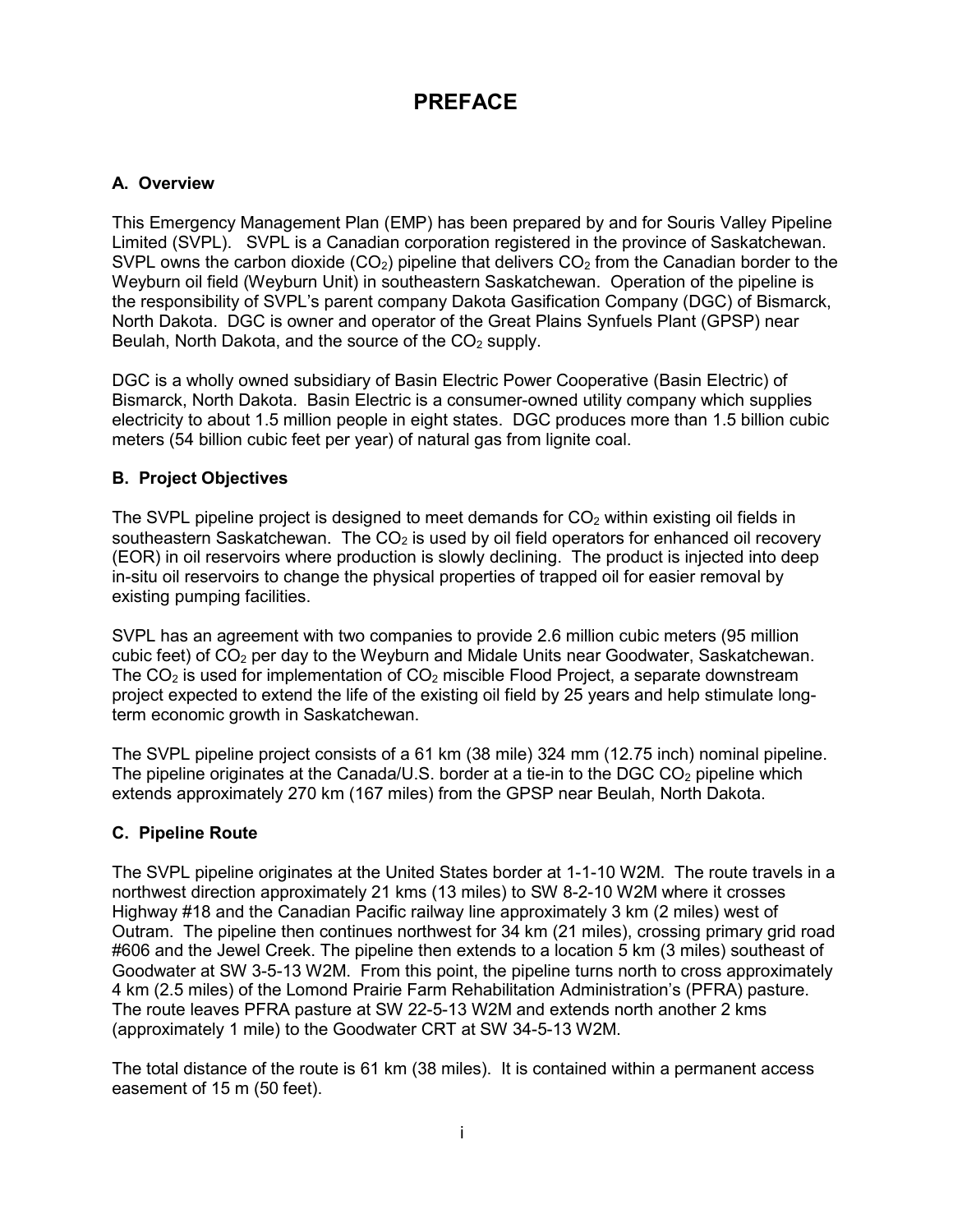# PREFACE

## A. Overview

This Emergency Management Plan (EMP) has been prepared by and for Souris Valley Pipeline Limited (SVPL). SVPL is a Canadian corporation registered in the province of Saskatchewan. SVPL owns the carbon dioxide ($CO_2$) pipeline that delivers $CO_2$ from the Canadian border to the Weyburn oil field (Weyburn Unit) in southeastern Saskatchewan. Operation of the pipeline is the responsibility of SVPL's parent company Dakota Gasification Company (DGC) of Bismarck, North Dakota. DGC is owner and operator of the Great Plains Synfuels Plant (GPSP) near Beulah, North Dakota, and the source of the $CO_2$ supply.

DGC is a wholly owned subsidiary of Basin Electric Power Cooperative (Basin Electric) of Bismarck, North Dakota. Basin Electric is a consumer-owned utility company which supplies electricity to about 1.5 million people in eight states. DGC produces more than 1.5 billion cubic meters (54 billion cubic feet per year) of natural gas from lignite coal.

## B. Project Objectives

The SVPL pipeline project is designed to meet demands for $CO_2$ within existing oil fields in southeastern Saskatchewan. The $CO_2$ is used by oil field operators for enhanced oil recovery (EOR) in oil reservoirs where production is slowly declining. The product is injected into deep in-situ oil reservoirs to change the physical properties of trapped oil for easier removal by existing pumping facilities.

SVPL has an agreement with two companies to provide 2.6 million cubic meters (95 million cubic feet) of $CO_2$ per day to the Weyburn and Midale Units near Goodwater, Saskatchewan. The $CO_2$ is used for implementation of $CO_2$ miscible Flood Project, a separate downstream project expected to extend the life of the existing oil field by 25 years and help stimulate long-term economic growth in Saskatchewan.

The SVPL pipeline project consists of a 61 km (38 mile) 324 mm (12.75 inch) nominal pipeline. The pipeline originates at the Canada/U.S. border at a tie-in to the DGC $CO_2$ pipeline which extends approximately 270 km (167 miles) from the GPSP near Beulah, North Dakota.

## C. Pipeline Route

The SVPL pipeline originates at the United States border at 1-1-10 W2M. The route travels in a northwest direction approximately 21 kms (13 miles) to SW 8-2-10 W2M where it crosses Highway #18 and the Canadian Pacific railway line approximately 3 km (2 miles) west of Outram. The pipeline then continues northwest for 34 km (21 miles), crossing primary grid road #606 and the Jewel Creek. The pipeline then extends to a location 5 km (3 miles) southeast of Goodwater at SW 3-5-13 W2M. From this point, the pipeline turns north to cross approximately 4 km (2.5 miles) of the Lomond Prairie Farm Rehabilitation Administration's (PFRA) pasture. The route leaves PFRA pasture at SW 22-5-13 W2M and extends north another 2 kms (approximately 1 mile) to the Goodwater CRT at SW 34-5-13 W2M.

The total distance of the route is 61 km (38 miles). It is contained within a permanent access easement of 15 m (50 feet).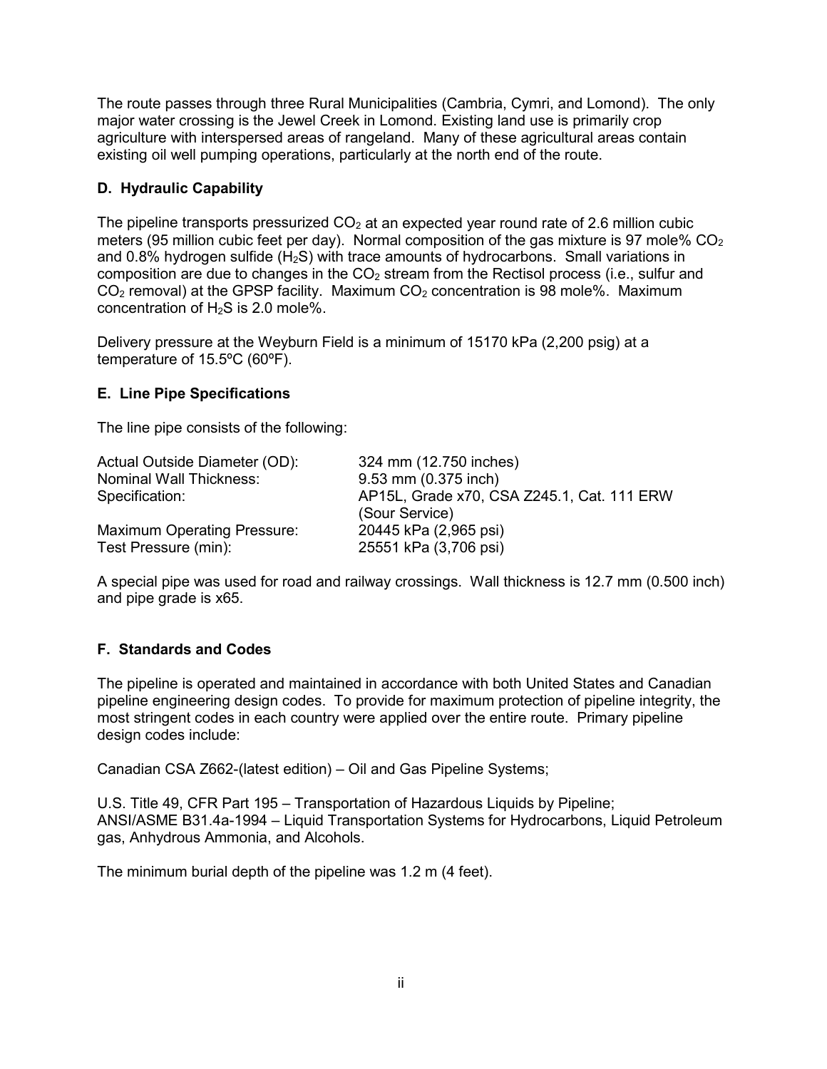The route passes through three Rural Municipalities (Cambria, Cymri, and Lomond). The only major water crossing is the Jewel Creek in Lomond. Existing land use is primarily crop agriculture with interspersed areas of rangeland. Many of these agricultural areas contain existing oil well pumping operations, particularly at the north end of the route.

### D. Hydraulic Capability

The pipeline transports pressurized $CO_2$ at an expected year round rate of 2.6 million cubic meters (95 million cubic feet per day). Normal composition of the gas mixture is 97 mole% $CO_2$ and 0.8% hydrogen sulfide ($H_2S$) with trace amounts of hydrocarbons. Small variations in composition are due to changes in the $CO_2$ stream from the Rectisol process (i.e., sulfur and $CO_2$ removal) at the GPSP facility. Maximum $CO_2$ concentration is 98 mole%. Maximum concentration of $H_2S$ is 2.0 mole%.

Delivery pressure at the Weyburn Field is a minimum of 15170 kPa (2,200 psig) at a temperature of 15.5ºC (60ºF).

### E. Line Pipe Specifications

The line pipe consists of the following:

| | |
|---|---|
| Actual Outside Diameter (OD): | 324 mm (12.750 inches) |
| Nominal Wall Thickness: | 9.53 mm (0.375 inch) |
| Specification: | AP15L, Grade x70, CSA Z245.1, Cat. 111 ERW (Sour Service) |
| Maximum Operating Pressure: | 20445 kPa (2,965 psi) |
| Test Pressure (min): | 25551 kPa (3,706 psi) |

A special pipe was used for road and railway crossings. Wall thickness is 12.7 mm (0.500 inch) and pipe grade is x65.

### F. Standards and Codes

The pipeline is operated and maintained in accordance with both United States and Canadian pipeline engineering design codes. To provide for maximum protection of pipeline integrity, the most stringent codes in each country were applied over the entire route. Primary pipeline design codes include:

Canadian CSA Z662-(latest edition) – Oil and Gas Pipeline Systems;

U.S. Title 49, CFR Part 195 – Transportation of Hazardous Liquids by Pipeline;
ANSI/ASME B31.4a-1994 – Liquid Transportation Systems for Hydrocarbons, Liquid Petroleum gas, Anhydrous Ammonia, and Alcohols.

The minimum burial depth of the pipeline was 1.2 m (4 feet).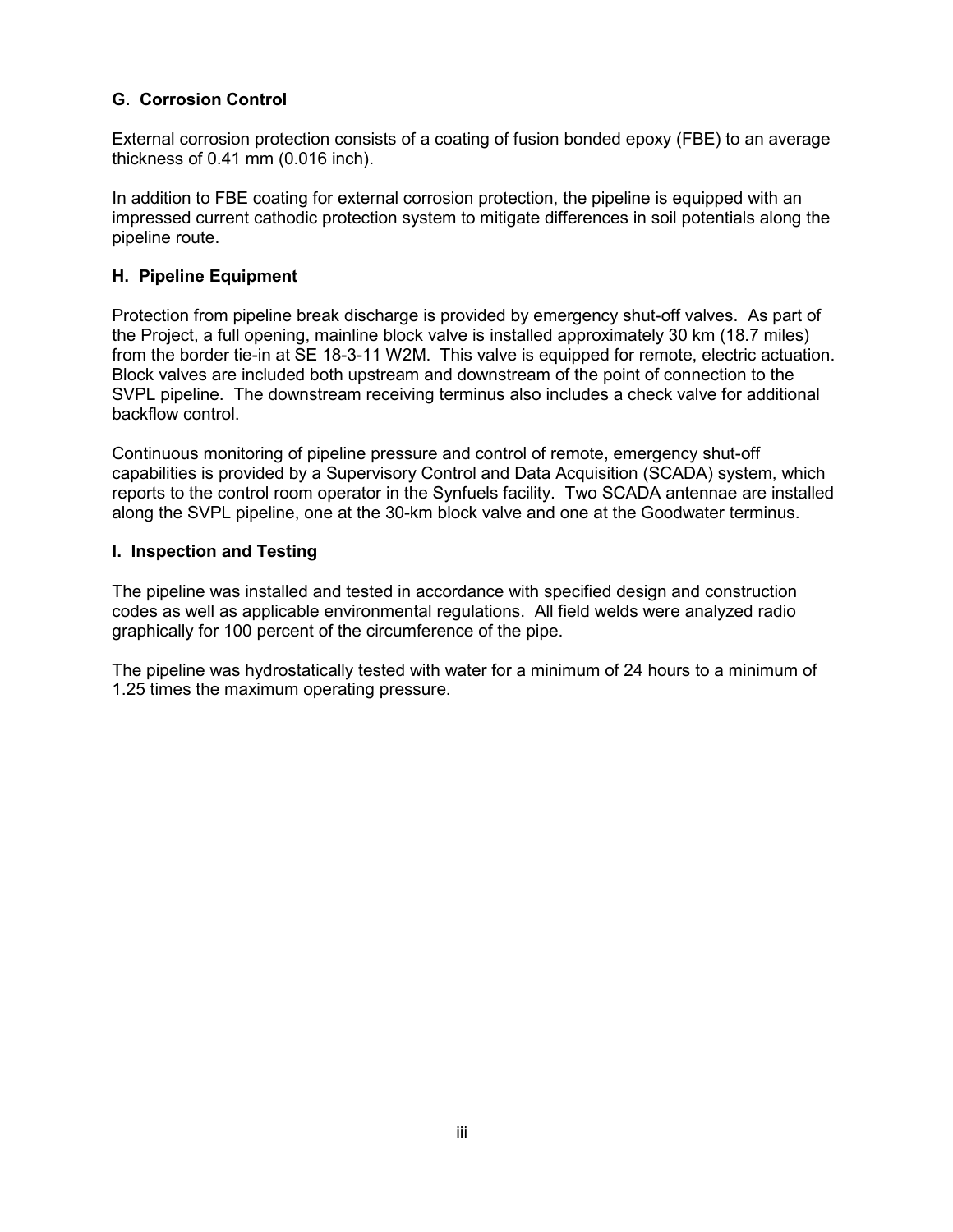### G. Corrosion Control

External corrosion protection consists of a coating of fusion bonded epoxy (FBE) to an average thickness of 0.41 mm (0.016 inch).

In addition to FBE coating for external corrosion protection, the pipeline is equipped with an impressed current cathodic protection system to mitigate differences in soil potentials along the pipeline route.

### H. Pipeline Equipment

Protection from pipeline break discharge is provided by emergency shut-off valves. As part of the Project, a full opening, mainline block valve is installed approximately 30 km (18.7 miles) from the border tie-in at SE 18-3-11 W2M. This valve is equipped for remote, electric actuation. Block valves are included both upstream and downstream of the point of connection to the SVPL pipeline. The downstream receiving terminus also includes a check valve for additional backflow control.

Continuous monitoring of pipeline pressure and control of remote, emergency shut-off capabilities is provided by a Supervisory Control and Data Acquisition (SCADA) system, which reports to the control room operator in the Synfuels facility. Two SCADA antennae are installed along the SVPL pipeline, one at the 30-km block valve and one at the Goodwater terminus.

### I. Inspection and Testing

The pipeline was installed and tested in accordance with specified design and construction codes as well as applicable environmental regulations. All field welds were analyzed radio graphically for 100 percent of the circumference of the pipe.

The pipeline was hydrostatically tested with water for a minimum of 24 hours to a minimum of 1.25 times the maximum operating pressure.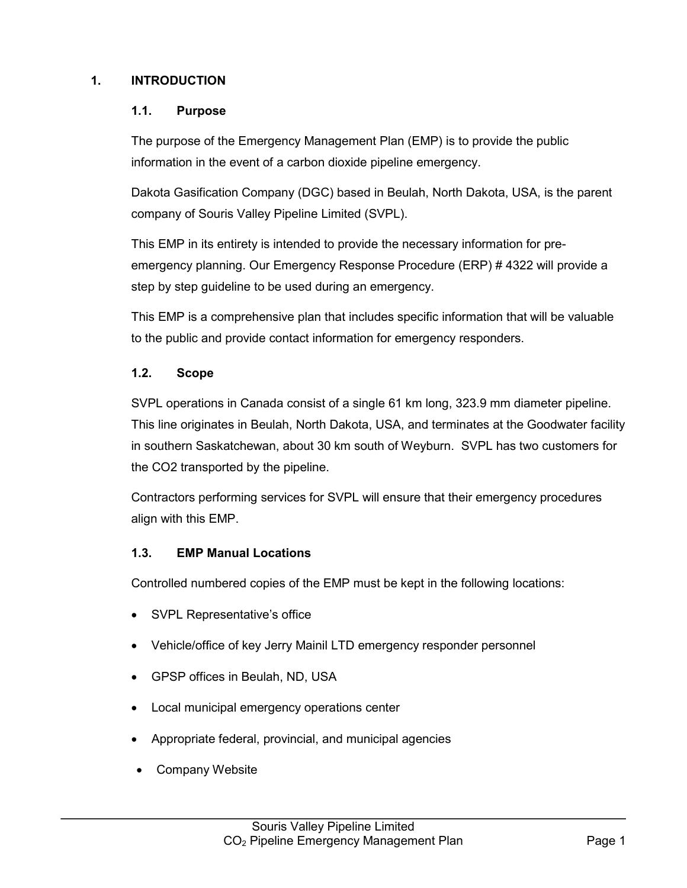# 1. INTRODUCTION

## 1.1. Purpose

The purpose of the Emergency Management Plan (EMP) is to provide the public information in the event of a carbon dioxide pipeline emergency.

Dakota Gasification Company (DGC) based in Beulah, North Dakota, USA, is the parent company of Souris Valley Pipeline Limited (SVPL).

This EMP in its entirety is intended to provide the necessary information for pre-emergency planning. Our Emergency Response Procedure (ERP) # 4322 will provide a step by step guideline to be used during an emergency.

This EMP is a comprehensive plan that includes specific information that will be valuable to the public and provide contact information for emergency responders.

## 1.2. Scope

SVPL operations in Canada consist of a single 61 km long, 323.9 mm diameter pipeline. This line originates in Beulah, North Dakota, USA, and terminates at the Goodwater facility in southern Saskatchewan, about 30 km south of Weyburn. SVPL has two customers for the CO2 transported by the pipeline.

Contractors performing services for SVPL will ensure that their emergency procedures align with this EMP.

## 1.3. EMP Manual Locations

Controlled numbered copies of the EMP must be kept in the following locations:

- SVPL Representative's office
- Vehicle/office of key Jerry Mainil LTD emergency responder personnel
- GPSP offices in Beulah, ND, USA
- Local municipal emergency operations center
- Appropriate federal, provincial, and municipal agencies
- Company Website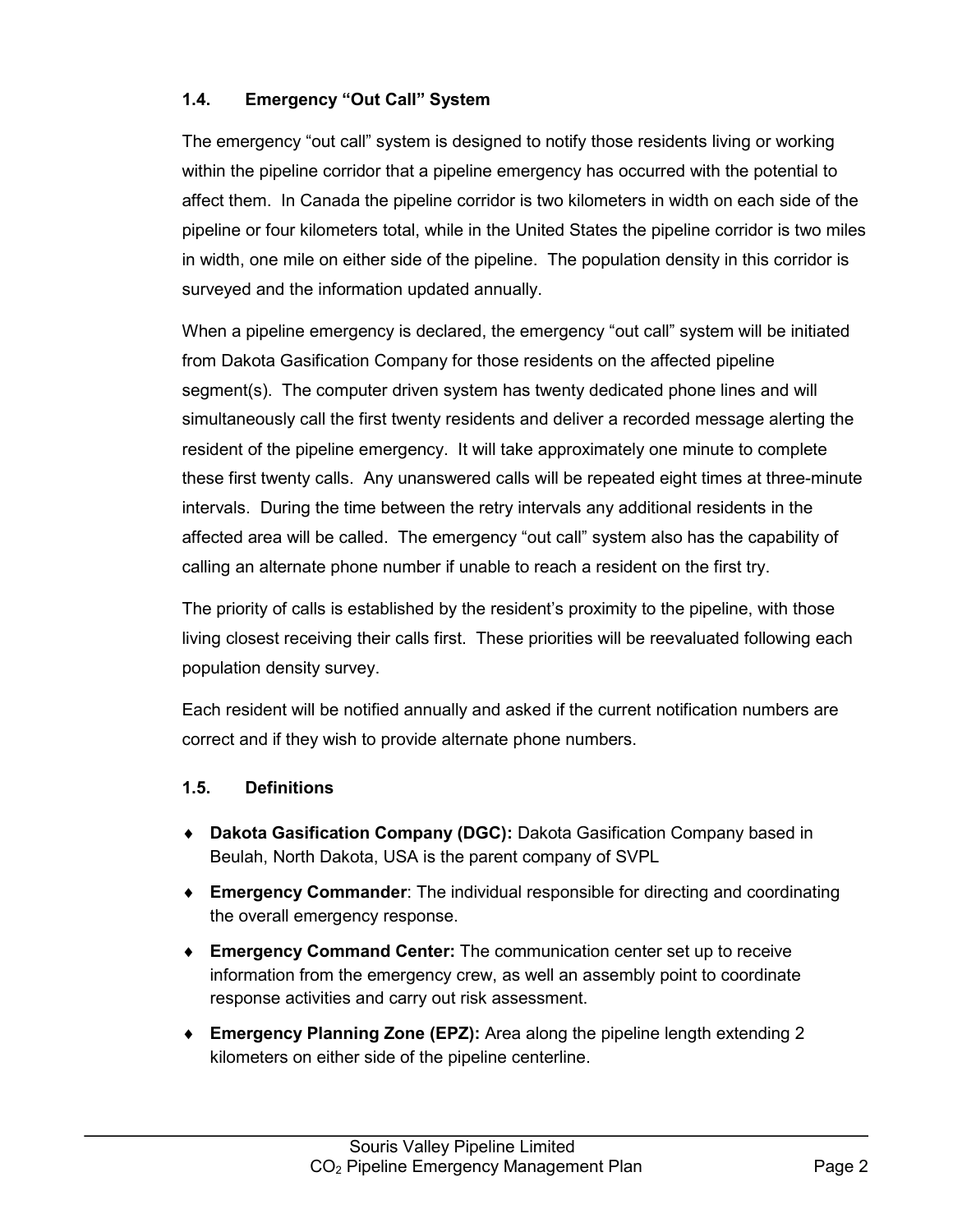### 1.4. Emergency "Out Call" System

The emergency "out call" system is designed to notify those residents living or working within the pipeline corridor that a pipeline emergency has occurred with the potential to affect them. In Canada the pipeline corridor is two kilometers in width on each side of the pipeline or four kilometers total, while in the United States the pipeline corridor is two miles in width, one mile on either side of the pipeline. The population density in this corridor is surveyed and the information updated annually.

When a pipeline emergency is declared, the emergency "out call" system will be initiated from Dakota Gasification Company for those residents on the affected pipeline segment(s). The computer driven system has twenty dedicated phone lines and will simultaneously call the first twenty residents and deliver a recorded message alerting the resident of the pipeline emergency. It will take approximately one minute to complete these first twenty calls. Any unanswered calls will be repeated eight times at three-minute intervals. During the time between the retry intervals any additional residents in the affected area will be called. The emergency "out call" system also has the capability of calling an alternate phone number if unable to reach a resident on the first try.

The priority of calls is established by the resident's proximity to the pipeline, with those living closest receiving their calls first. These priorities will be reevaluated following each population density survey.

Each resident will be notified annually and asked if the current notification numbers are correct and if they wish to provide alternate phone numbers.

### 1.5. Definitions

- **Dakota Gasification Company (DGC):** Dakota Gasification Company based in Beulah, North Dakota, USA is the parent company of SVPL
- **Emergency Commander**: The individual responsible for directing and coordinating the overall emergency response.
- **Emergency Command Center:** The communication center set up to receive information from the emergency crew, as well an assembly point to coordinate response activities and carry out risk assessment.
- **Emergency Planning Zone (EPZ):** Area along the pipeline length extending 2 kilometers on either side of the pipeline centerline.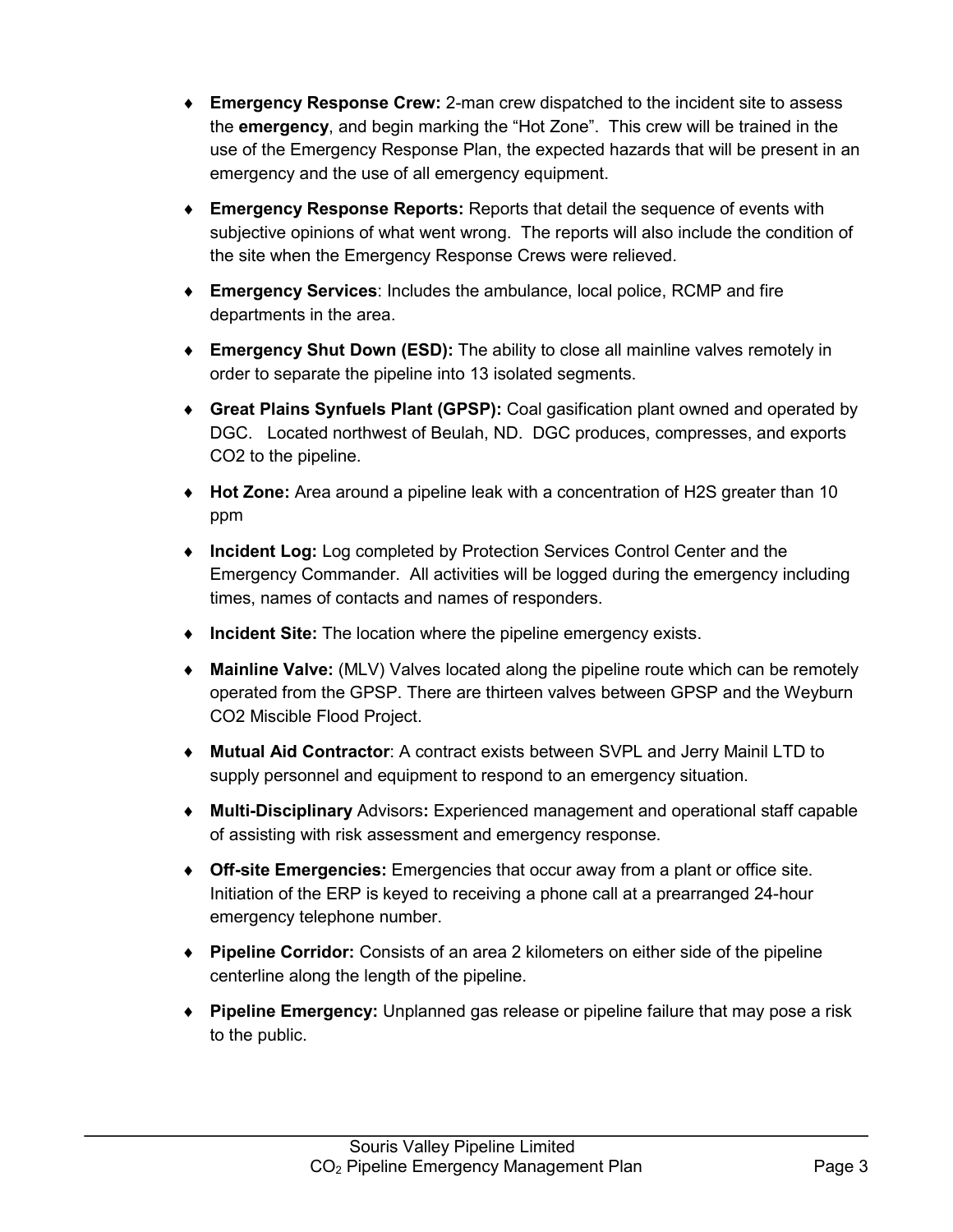- **Emergency Response Crew:** 2-man crew dispatched to the incident site to assess the **emergency**, and begin marking the "Hot Zone". This crew will be trained in the use of the Emergency Response Plan, the expected hazards that will be present in an emergency and the use of all emergency equipment.
- **Emergency Response Reports:** Reports that detail the sequence of events with subjective opinions of what went wrong. The reports will also include the condition of the site when the Emergency Response Crews were relieved.
- **Emergency Services**: Includes the ambulance, local police, RCMP and fire departments in the area.
- **Emergency Shut Down (ESD):** The ability to close all mainline valves remotely in order to separate the pipeline into 13 isolated segments.
- **Great Plains Synfuels Plant (GPSP):** Coal gasification plant owned and operated by DGC. Located northwest of Beulah, ND. DGC produces, compresses, and exports CO2 to the pipeline.
- **Hot Zone:** Area around a pipeline leak with a concentration of H2S greater than 10 ppm
- **Incident Log:** Log completed by Protection Services Control Center and the Emergency Commander. All activities will be logged during the emergency including times, names of contacts and names of responders.
- **Incident Site:** The location where the pipeline emergency exists.
- **Mainline Valve:** (MLV) Valves located along the pipeline route which can be remotely operated from the GPSP. There are thirteen valves between GPSP and the Weyburn CO2 Miscible Flood Project.
- **Mutual Aid Contractor**: A contract exists between SVPL and Jerry Mainil LTD to supply personnel and equipment to respond to an emergency situation.
- **Multi-Disciplinary** Advisors**:** Experienced management and operational staff capable of assisting with risk assessment and emergency response.
- **Off-site Emergencies:** Emergencies that occur away from a plant or office site. Initiation of the ERP is keyed to receiving a phone call at a prearranged 24-hour emergency telephone number.
- **Pipeline Corridor:** Consists of an area 2 kilometers on either side of the pipeline centerline along the length of the pipeline.
- **Pipeline Emergency:** Unplanned gas release or pipeline failure that may pose a risk to the public.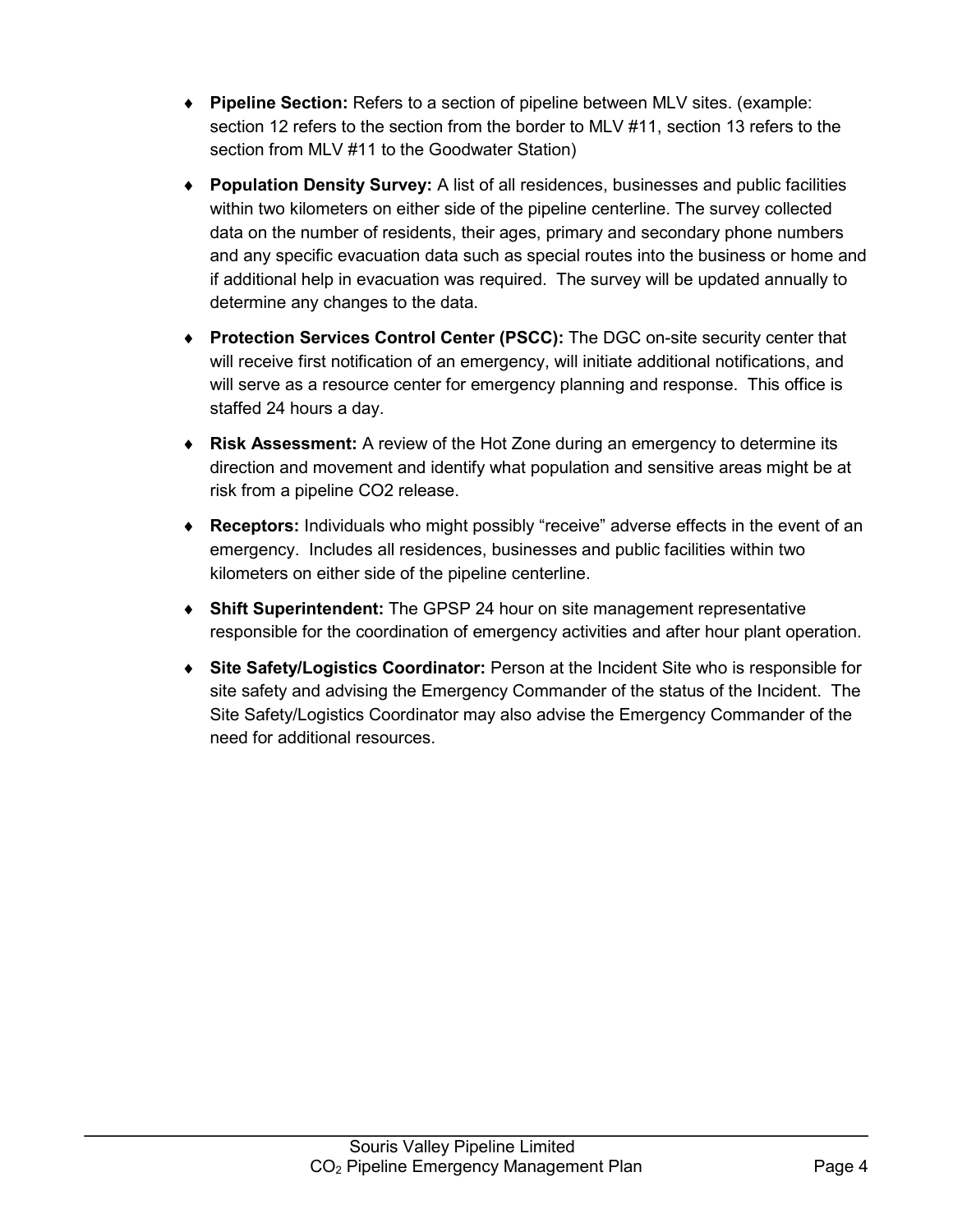- **Pipeline Section:** Refers to a section of pipeline between MLV sites. (example: section 12 refers to the section from the border to MLV #11, section 13 refers to the section from MLV #11 to the Goodwater Station)
- **Population Density Survey:** A list of all residences, businesses and public facilities within two kilometers on either side of the pipeline centerline. The survey collected data on the number of residents, their ages, primary and secondary phone numbers and any specific evacuation data such as special routes into the business or home and if additional help in evacuation was required. The survey will be updated annually to determine any changes to the data.
- **Protection Services Control Center (PSCC):** The DGC on-site security center that will receive first notification of an emergency, will initiate additional notifications, and will serve as a resource center for emergency planning and response. This office is staffed 24 hours a day.
- **Risk Assessment:** A review of the Hot Zone during an emergency to determine its direction and movement and identify what population and sensitive areas might be at risk from a pipeline CO2 release.
- **Receptors:** Individuals who might possibly "receive" adverse effects in the event of an emergency. Includes all residences, businesses and public facilities within two kilometers on either side of the pipeline centerline.
- **Shift Superintendent:** The GPSP 24 hour on site management representative responsible for the coordination of emergency activities and after hour plant operation.
- **Site Safety/Logistics Coordinator:** Person at the Incident Site who is responsible for site safety and advising the Emergency Commander of the status of the Incident. The Site Safety/Logistics Coordinator may also advise the Emergency Commander of the need for additional resources.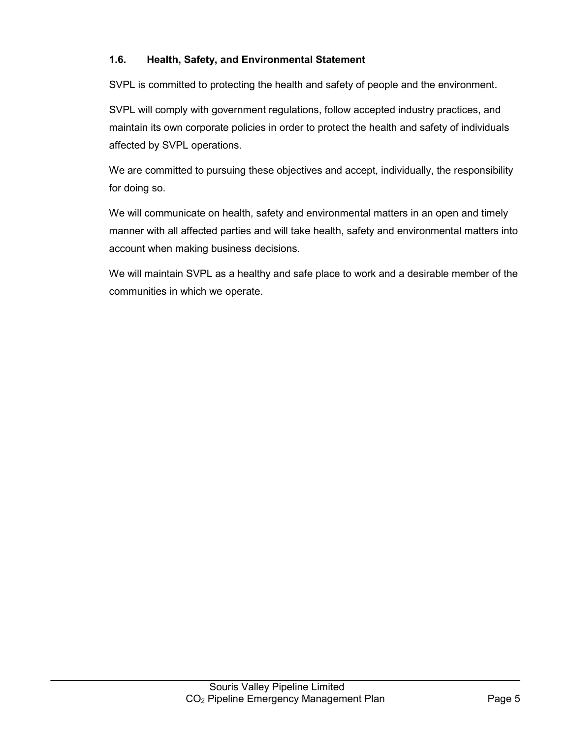### 1.6. Health, Safety, and Environmental Statement

SVPL is committed to protecting the health and safety of people and the environment.

SVPL will comply with government regulations, follow accepted industry practices, and maintain its own corporate policies in order to protect the health and safety of individuals affected by SVPL operations.

We are committed to pursuing these objectives and accept, individually, the responsibility for doing so.

We will communicate on health, safety and environmental matters in an open and timely manner with all affected parties and will take health, safety and environmental matters into account when making business decisions.

We will maintain SVPL as a healthy and safe place to work and a desirable member of the communities in which we operate.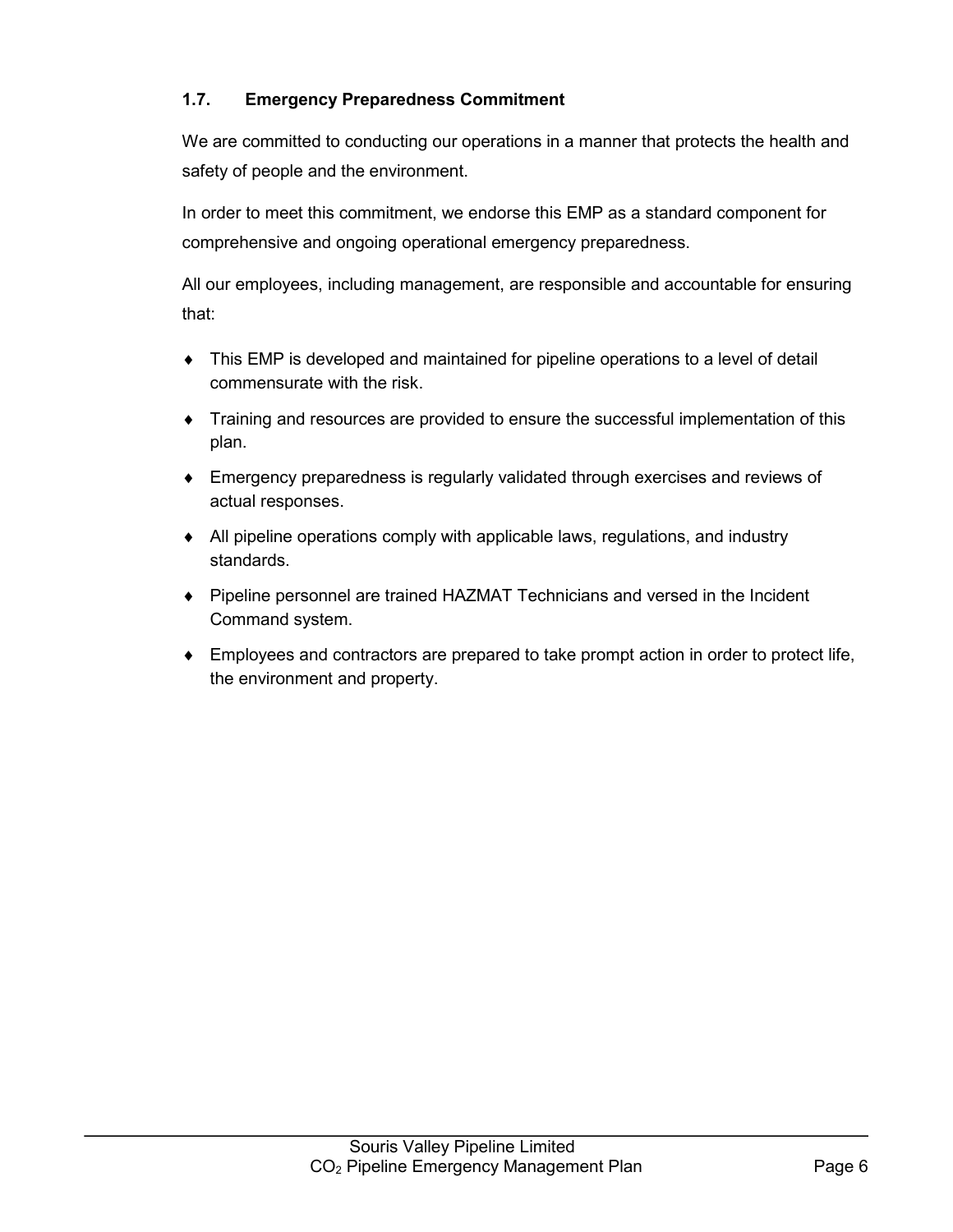### 1.7. Emergency Preparedness Commitment

We are committed to conducting our operations in a manner that protects the health and safety of people and the environment.

In order to meet this commitment, we endorse this EMP as a standard component for comprehensive and ongoing operational emergency preparedness.

All our employees, including management, are responsible and accountable for ensuring that:

- This EMP is developed and maintained for pipeline operations to a level of detail commensurate with the risk.
- Training and resources are provided to ensure the successful implementation of this plan.
- Emergency preparedness is regularly validated through exercises and reviews of actual responses.
- All pipeline operations comply with applicable laws, regulations, and industry standards.
- Pipeline personnel are trained HAZMAT Technicians and versed in the Incident Command system.
- Employees and contractors are prepared to take prompt action in order to protect life, the environment and property.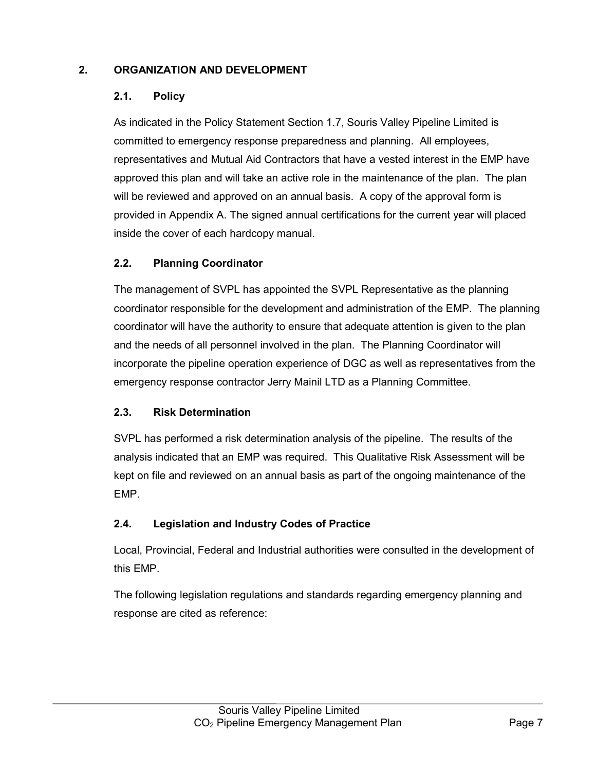# 2. ORGANIZATION AND DEVELOPMENT

## 2.1. Policy

As indicated in the Policy Statement Section 1.7, Souris Valley Pipeline Limited is committed to emergency response preparedness and planning. All employees, representatives and Mutual Aid Contractors that have a vested interest in the EMP have approved this plan and will take an active role in the maintenance of the plan. The plan will be reviewed and approved on an annual basis. A copy of the approval form is provided in Appendix A. The signed annual certifications for the current year will placed inside the cover of each hardcopy manual.

## 2.2. Planning Coordinator

The management of SVPL has appointed the SVPL Representative as the planning coordinator responsible for the development and administration of the EMP. The planning coordinator will have the authority to ensure that adequate attention is given to the plan and the needs of all personnel involved in the plan. The Planning Coordinator will incorporate the pipeline operation experience of DGC as well as representatives from the emergency response contractor Jerry Mainil LTD as a Planning Committee.

## 2.3. Risk Determination

SVPL has performed a risk determination analysis of the pipeline. The results of the analysis indicated that an EMP was required. This Qualitative Risk Assessment will be kept on file and reviewed on an annual basis as part of the ongoing maintenance of the EMP.

## 2.4. Legislation and Industry Codes of Practice

Local, Provincial, Federal and Industrial authorities were consulted in the development of this EMP.

The following legislation regulations and standards regarding emergency planning and response are cited as reference: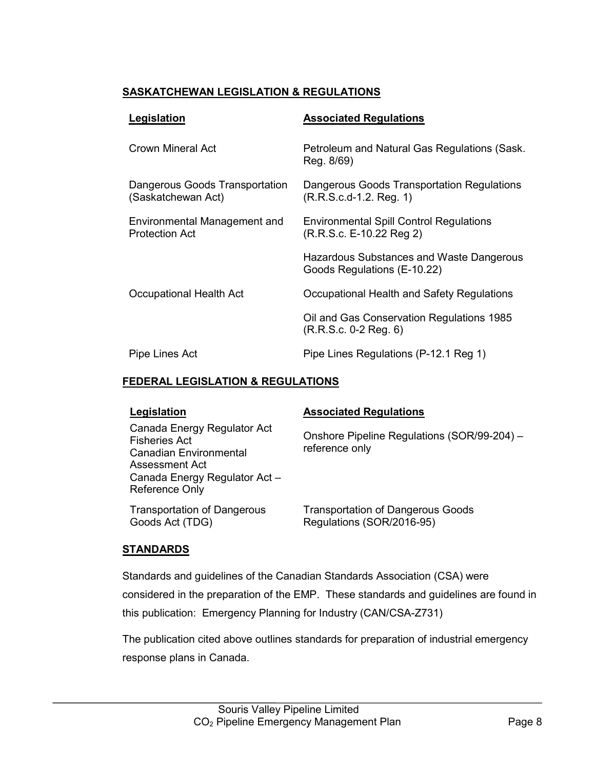## SASKATCHEWAN LEGISLATION & REGULATIONS

| Legislation | Associated Regulations |
|---|---|
| Crown Mineral Act | Petroleum and Natural Gas Regulations (Sask. Reg. 8/69) |
| Dangerous Goods Transportation (Saskatchewan Act) | Dangerous Goods Transportation Regulations (R.R.S.c.d-1.2. Reg. 1) |
| Environmental Management and Protection Act | Environmental Spill Control Regulations (R.R.S.c. E-10.22 Reg 2) |
| | Hazardous Substances and Waste Dangerous Goods Regulations (E-10.22) |
| Occupational Health Act | Occupational Health and Safety Regulations |
| | Oil and Gas Conservation Regulations 1985 (R.R.S.c. 0-2 Reg. 6) |
| Pipe Lines Act | Pipe Lines Regulations (P-12.1 Reg 1) |

## FEDERAL LEGISLATION & REGULATIONS

| Legislation | Associated Regulations |
|---|---|
| Canada Energy Regulator Act<br>Fisheries Act<br>Canadian Environmental Assessment Act<br>Canada Energy Regulator Act – Reference Only | Onshore Pipeline Regulations (SOR/99-204) – reference only |
| Transportation of Dangerous Goods Act (TDG) | Transportation of Dangerous Goods Regulations (SOR/2016-95) |

## STANDARDS

Standards and guidelines of the Canadian Standards Association (CSA) were considered in the preparation of the EMP. These standards and guidelines are found in this publication: Emergency Planning for Industry (CAN/CSA-Z731)

The publication cited above outlines standards for preparation of industrial emergency response plans in Canada.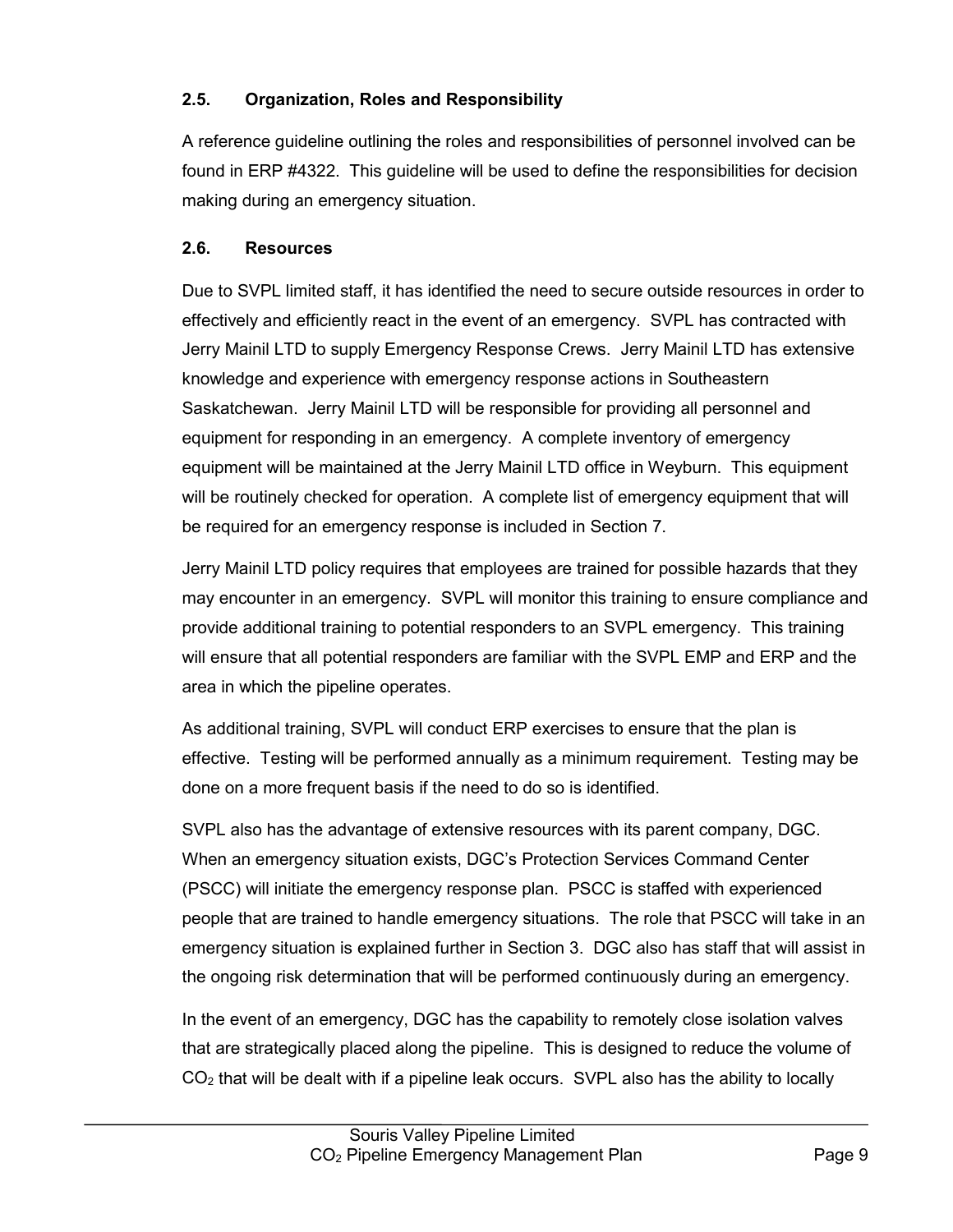## 2.5. Organization, Roles and Responsibility

A reference guideline outlining the roles and responsibilities of personnel involved can be found in ERP #4322. This guideline will be used to define the responsibilities for decision making during an emergency situation.

## 2.6. Resources

Due to SVPL limited staff, it has identified the need to secure outside resources in order to effectively and efficiently react in the event of an emergency. SVPL has contracted with Jerry Mainil LTD to supply Emergency Response Crews. Jerry Mainil LTD has extensive knowledge and experience with emergency response actions in Southeastern Saskatchewan. Jerry Mainil LTD will be responsible for providing all personnel and equipment for responding in an emergency. A complete inventory of emergency equipment will be maintained at the Jerry Mainil LTD office in Weyburn. This equipment will be routinely checked for operation. A complete list of emergency equipment that will be required for an emergency response is included in Section 7.

Jerry Mainil LTD policy requires that employees are trained for possible hazards that they may encounter in an emergency. SVPL will monitor this training to ensure compliance and provide additional training to potential responders to an SVPL emergency. This training will ensure that all potential responders are familiar with the SVPL EMP and ERP and the area in which the pipeline operates.

As additional training, SVPL will conduct ERP exercises to ensure that the plan is effective. Testing will be performed annually as a minimum requirement. Testing may be done on a more frequent basis if the need to do so is identified.

SVPL also has the advantage of extensive resources with its parent company, DGC. When an emergency situation exists, DGC's Protection Services Command Center (PSCC) will initiate the emergency response plan. PSCC is staffed with experienced people that are trained to handle emergency situations. The role that PSCC will take in an emergency situation is explained further in Section 3. DGC also has staff that will assist in the ongoing risk determination that will be performed continuously during an emergency.

In the event of an emergency, DGC has the capability to remotely close isolation valves that are strategically placed along the pipeline. This is designed to reduce the volume of $CO_2$ that will be dealt with if a pipeline leak occurs. SVPL also has the ability to locally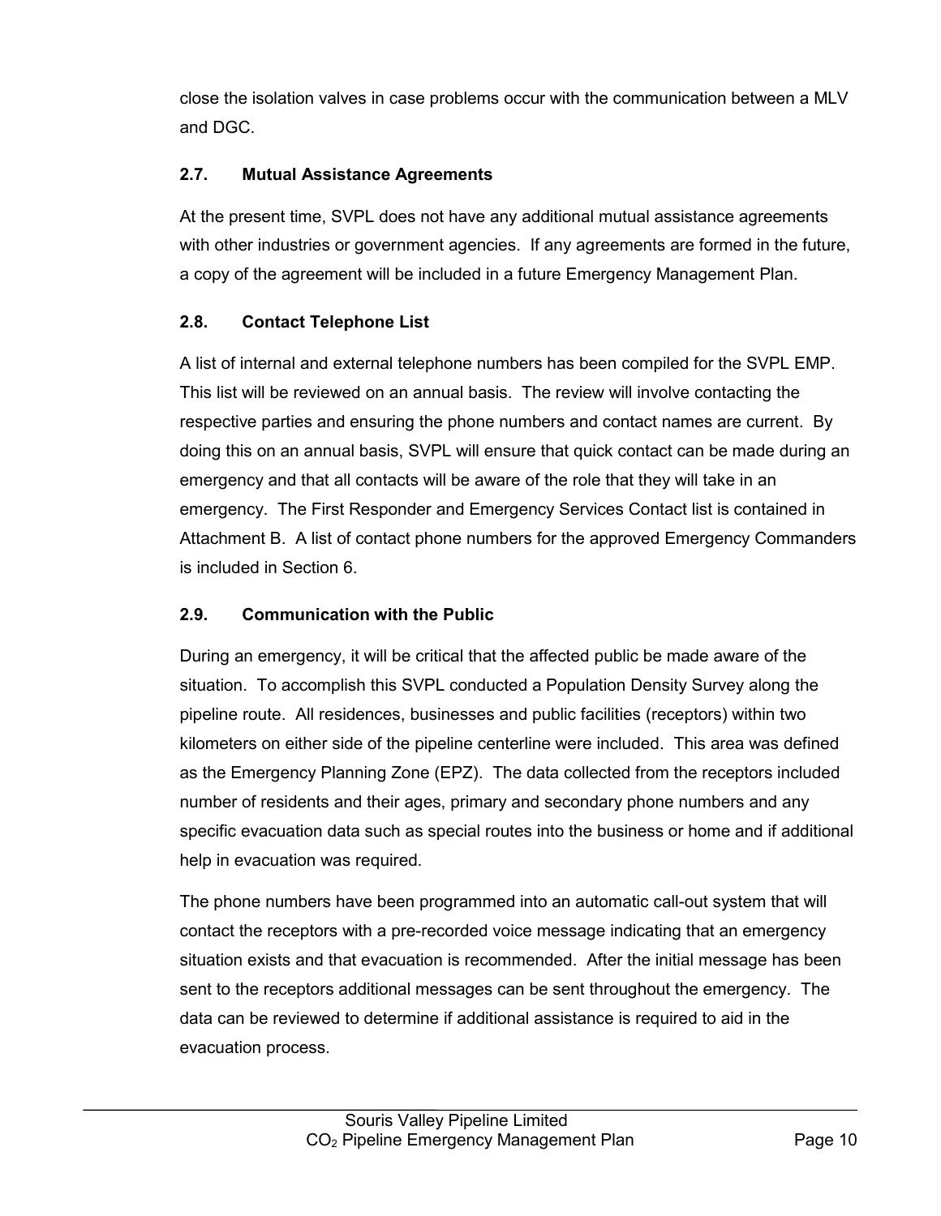close the isolation valves in case problems occur with the communication between a MLV and DGC.

### 2.7. Mutual Assistance Agreements

At the present time, SVPL does not have any additional mutual assistance agreements with other industries or government agencies. If any agreements are formed in the future, a copy of the agreement will be included in a future Emergency Management Plan.

### 2.8. Contact Telephone List

A list of internal and external telephone numbers has been compiled for the SVPL EMP. This list will be reviewed on an annual basis. The review will involve contacting the respective parties and ensuring the phone numbers and contact names are current. By doing this on an annual basis, SVPL will ensure that quick contact can be made during an emergency and that all contacts will be aware of the role that they will take in an emergency. The First Responder and Emergency Services Contact list is contained in Attachment B. A list of contact phone numbers for the approved Emergency Commanders is included in Section 6.

### 2.9. Communication with the Public

During an emergency, it will be critical that the affected public be made aware of the situation. To accomplish this SVPL conducted a Population Density Survey along the pipeline route. All residences, businesses and public facilities (receptors) within two kilometers on either side of the pipeline centerline were included. This area was defined as the Emergency Planning Zone (EPZ). The data collected from the receptors included number of residents and their ages, primary and secondary phone numbers and any specific evacuation data such as special routes into the business or home and if additional help in evacuation was required.

The phone numbers have been programmed into an automatic call-out system that will contact the receptors with a pre-recorded voice message indicating that an emergency situation exists and that evacuation is recommended. After the initial message has been sent to the receptors additional messages can be sent throughout the emergency. The data can be reviewed to determine if additional assistance is required to aid in the evacuation process.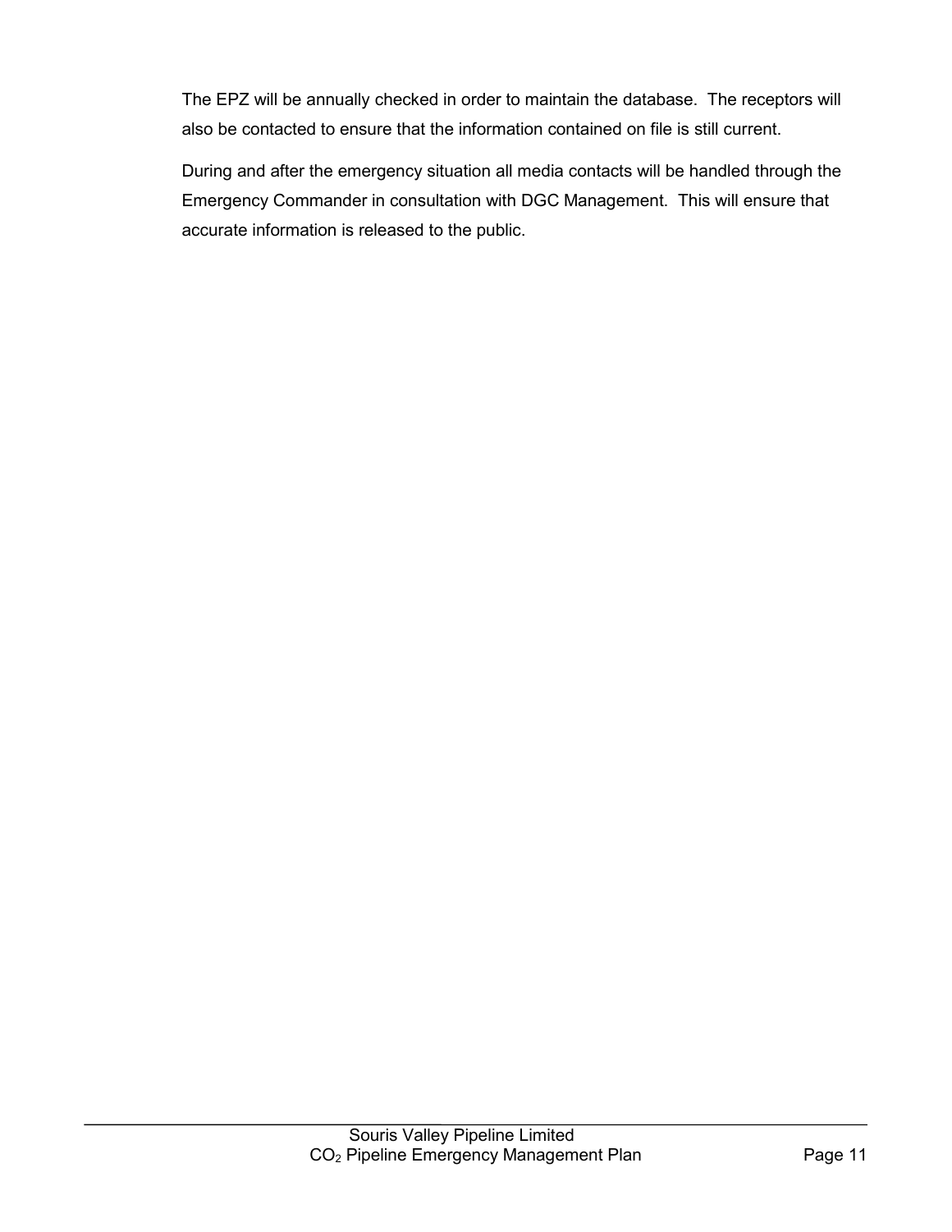The EPZ will be annually checked in order to maintain the database. The receptors will also be contacted to ensure that the information contained on file is still current.

During and after the emergency situation all media contacts will be handled through the Emergency Commander in consultation with DGC Management. This will ensure that accurate information is released to the public.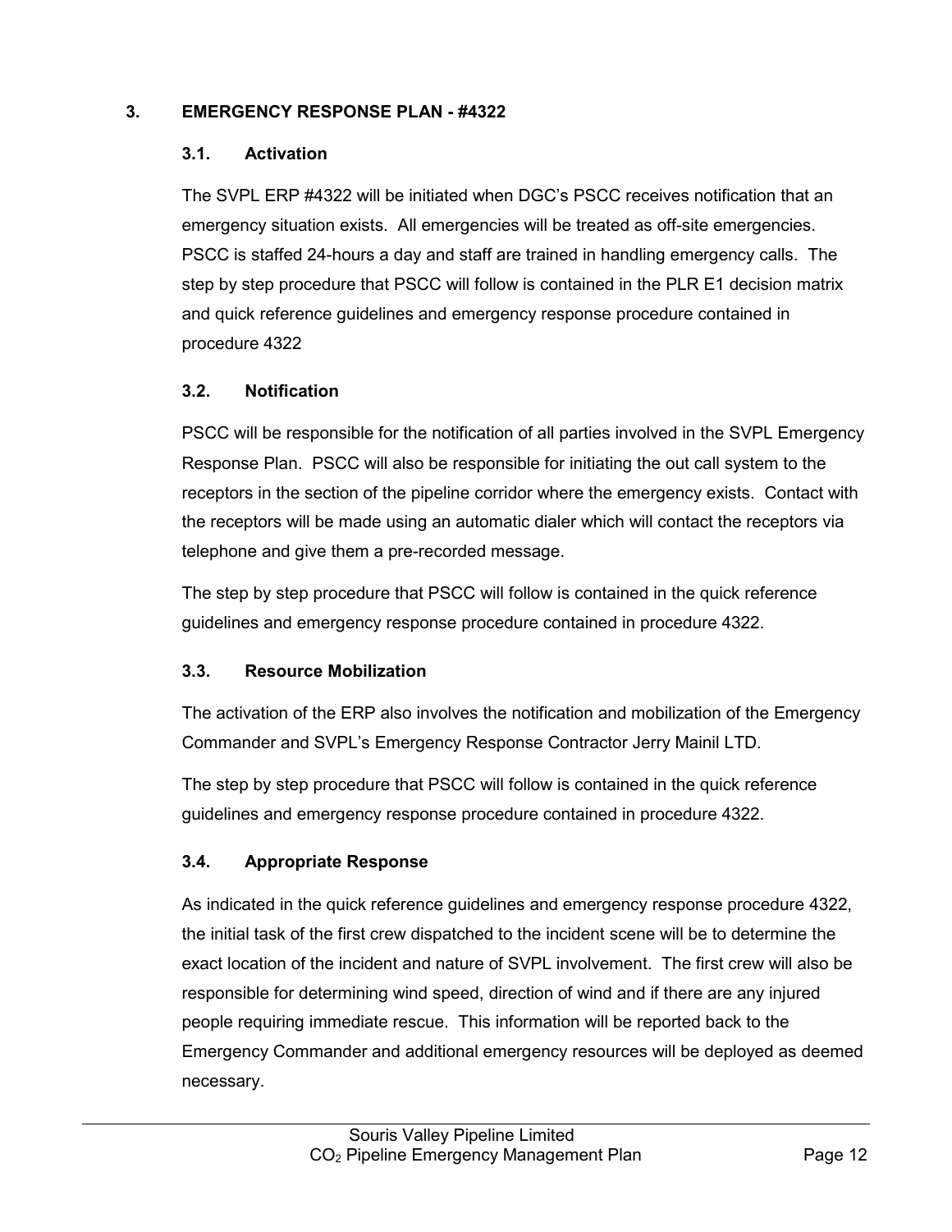## 3. EMERGENCY RESPONSE PLAN - #4322

### 3.1. Activation

The SVPL ERP #4322 will be initiated when DGC's PSCC receives notification that an emergency situation exists. All emergencies will be treated as off-site emergencies. PSCC is staffed 24-hours a day and staff are trained in handling emergency calls. The step by step procedure that PSCC will follow is contained in the PLR E1 decision matrix and quick reference guidelines and emergency response procedure contained in procedure 4322

### 3.2. Notification

PSCC will be responsible for the notification of all parties involved in the SVPL Emergency Response Plan. PSCC will also be responsible for initiating the out call system to the receptors in the section of the pipeline corridor where the emergency exists. Contact with the receptors will be made using an automatic dialer which will contact the receptors via telephone and give them a pre-recorded message.

The step by step procedure that PSCC will follow is contained in the quick reference guidelines and emergency response procedure contained in procedure 4322.

### 3.3. Resource Mobilization

The activation of the ERP also involves the notification and mobilization of the Emergency Commander and SVPL's Emergency Response Contractor Jerry Mainil LTD.

The step by step procedure that PSCC will follow is contained in the quick reference guidelines and emergency response procedure contained in procedure 4322.

### 3.4. Appropriate Response

As indicated in the quick reference guidelines and emergency response procedure 4322, the initial task of the first crew dispatched to the incident scene will be to determine the exact location of the incident and nature of SVPL involvement. The first crew will also be responsible for determining wind speed, direction of wind and if there are any injured people requiring immediate rescue. This information will be reported back to the Emergency Commander and additional emergency resources will be deployed as deemed necessary.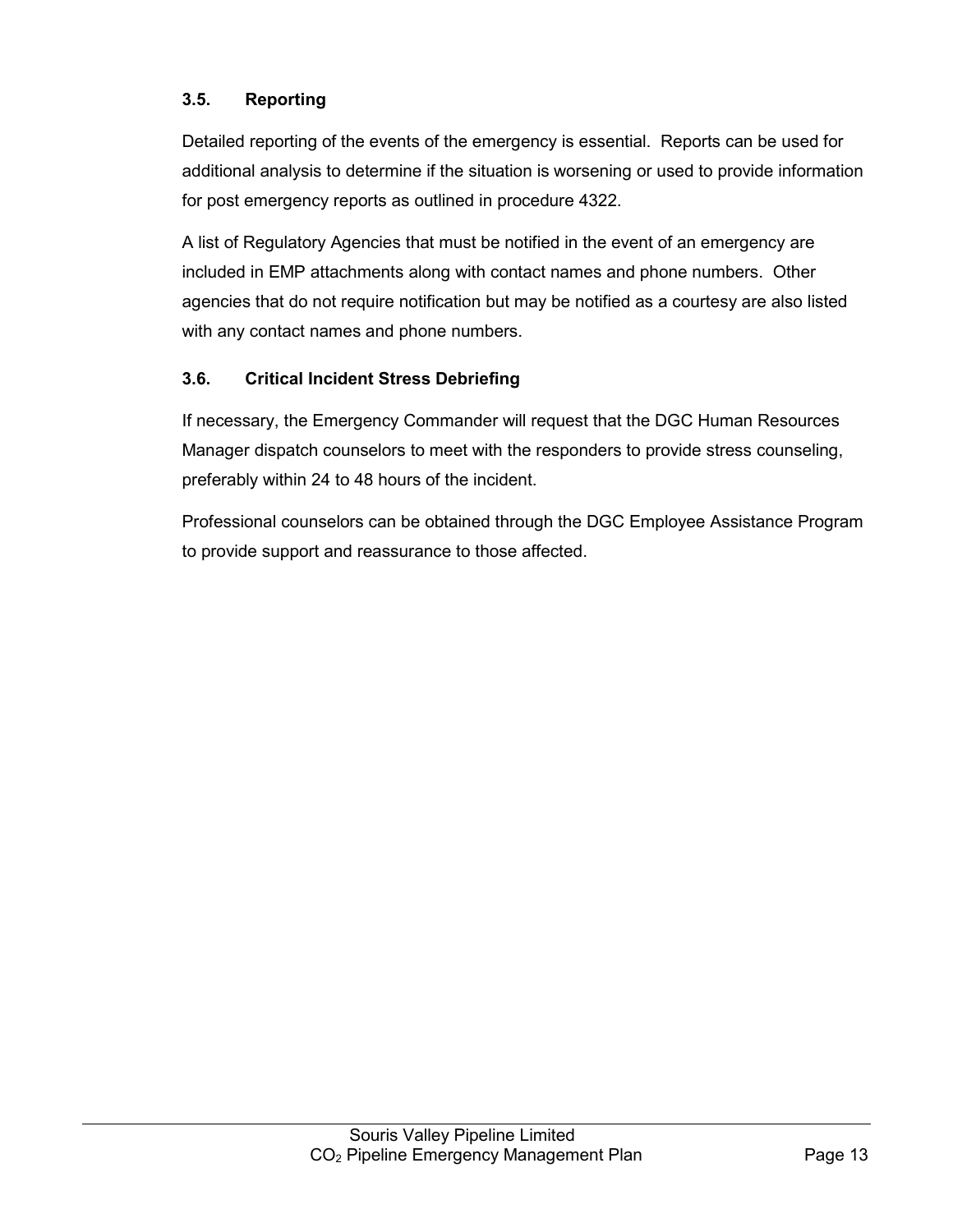### 3.5. Reporting

Detailed reporting of the events of the emergency is essential. Reports can be used for additional analysis to determine if the situation is worsening or used to provide information for post emergency reports as outlined in procedure 4322.

A list of Regulatory Agencies that must be notified in the event of an emergency are included in EMP attachments along with contact names and phone numbers. Other agencies that do not require notification but may be notified as a courtesy are also listed with any contact names and phone numbers.

### 3.6. Critical Incident Stress Debriefing

If necessary, the Emergency Commander will request that the DGC Human Resources Manager dispatch counselors to meet with the responders to provide stress counseling, preferably within 24 to 48 hours of the incident.

Professional counselors can be obtained through the DGC Employee Assistance Program to provide support and reassurance to those affected.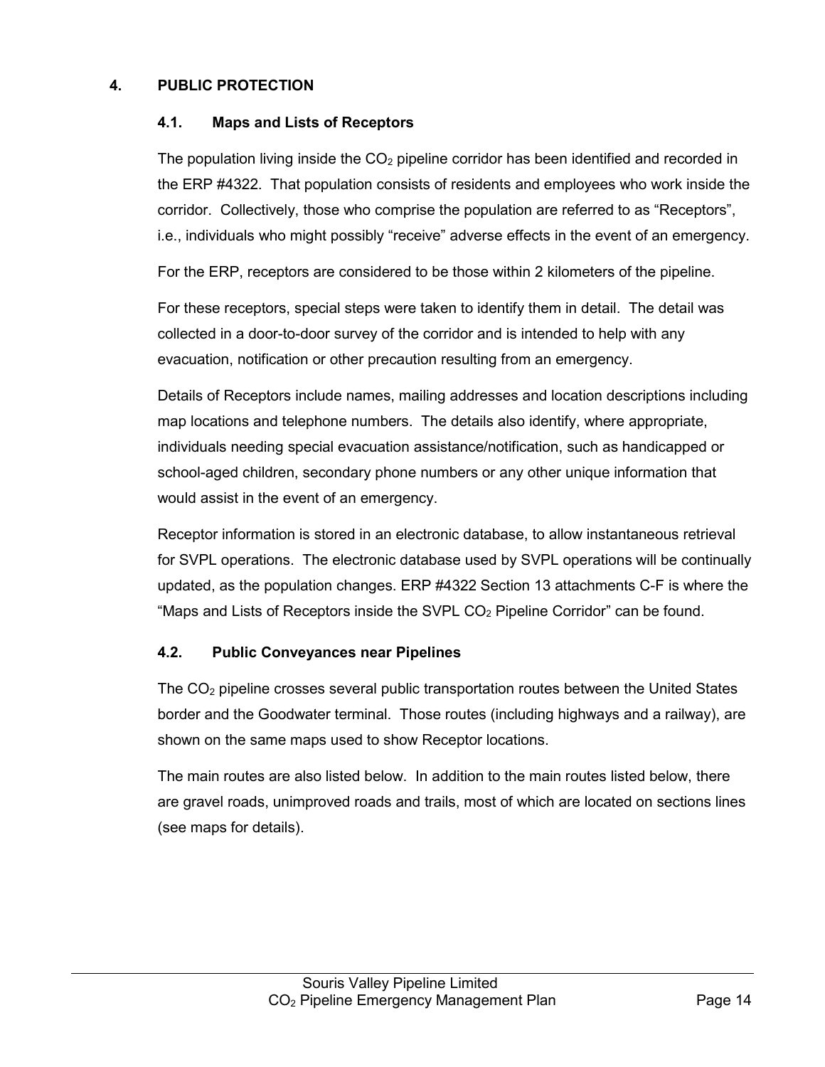## 4. PUBLIC PROTECTION

### 4.1. Maps and Lists of Receptors

The population living inside the $CO_2$ pipeline corridor has been identified and recorded in the ERP #4322. That population consists of residents and employees who work inside the corridor. Collectively, those who comprise the population are referred to as "Receptors", i.e., individuals who might possibly "receive" adverse effects in the event of an emergency.

For the ERP, receptors are considered to be those within 2 kilometers of the pipeline.

For these receptors, special steps were taken to identify them in detail. The detail was collected in a door-to-door survey of the corridor and is intended to help with any evacuation, notification or other precaution resulting from an emergency.

Details of Receptors include names, mailing addresses and location descriptions including map locations and telephone numbers. The details also identify, where appropriate, individuals needing special evacuation assistance/notification, such as handicapped or school-aged children, secondary phone numbers or any other unique information that would assist in the event of an emergency.

Receptor information is stored in an electronic database, to allow instantaneous retrieval for SVPL operations. The electronic database used by SVPL operations will be continually updated, as the population changes. ERP #4322 Section 13 attachments C-F is where the "Maps and Lists of Receptors inside the SVPL $CO_2$ Pipeline Corridor" can be found.

### 4.2. Public Conveyances near Pipelines

The $CO_2$ pipeline crosses several public transportation routes between the United States border and the Goodwater terminal. Those routes (including highways and a railway), are shown on the same maps used to show Receptor locations.

The main routes are also listed below. In addition to the main routes listed below, there are gravel roads, unimproved roads and trails, most of which are located on sections lines (see maps for details).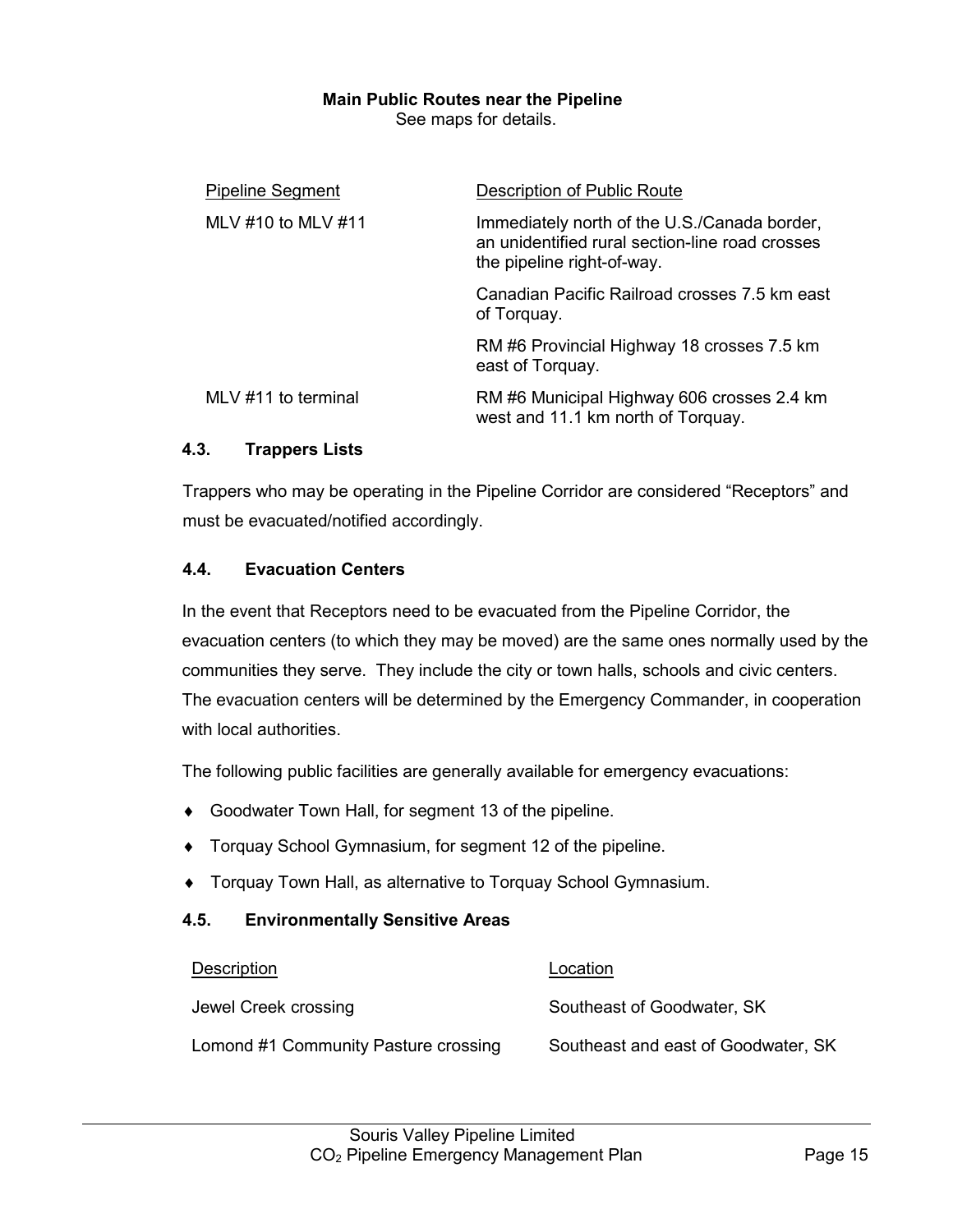**Main Public Routes near the Pipeline**

See maps for details.

| Pipeline Segment | Description of Public Route |
|---|---|
| MLV #10 to MLV #11 | Immediately north of the U.S./Canada border, an unidentified rural section-line road crosses the pipeline right-of-way. |
| | Canadian Pacific Railroad crosses 7.5 km east of Torquay. |
| | RM #6 Provincial Highway 18 crosses 7.5 km east of Torquay. |
| MLV #11 to terminal | RM #6 Municipal Highway 606 crosses 2.4 km west and 11.1 km north of Torquay. |

### 4.3. Trappers Lists

Trappers who may be operating in the Pipeline Corridor are considered "Receptors" and must be evacuated/notified accordingly.

### 4.4. Evacuation Centers

In the event that Receptors need to be evacuated from the Pipeline Corridor, the evacuation centers (to which they may be moved) are the same ones normally used by the communities they serve. They include the city or town halls, schools and civic centers. The evacuation centers will be determined by the Emergency Commander, in cooperation with local authorities.

The following public facilities are generally available for emergency evacuations:

- Goodwater Town Hall, for segment 13 of the pipeline.
- Torquay School Gymnasium, for segment 12 of the pipeline.
- Torquay Town Hall, as alternative to Torquay School Gymnasium.

### 4.5. Environmentally Sensitive Areas

| Description | Location |
|---|---|
| Jewel Creek crossing | Southeast of Goodwater, SK |
| Lomond #1 Community Pasture crossing | Southeast and east of Goodwater, SK |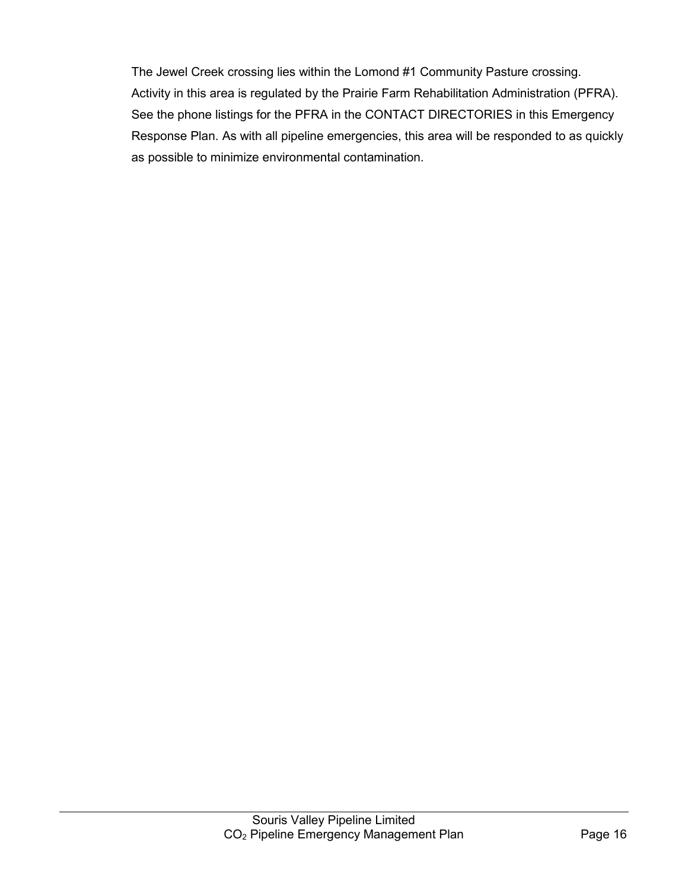The Jewel Creek crossing lies within the Lomond #1 Community Pasture crossing. Activity in this area is regulated by the Prairie Farm Rehabilitation Administration (PFRA). See the phone listings for the PFRA in the CONTACT DIRECTORIES in this Emergency Response Plan. As with all pipeline emergencies, this area will be responded to as quickly as possible to minimize environmental contamination.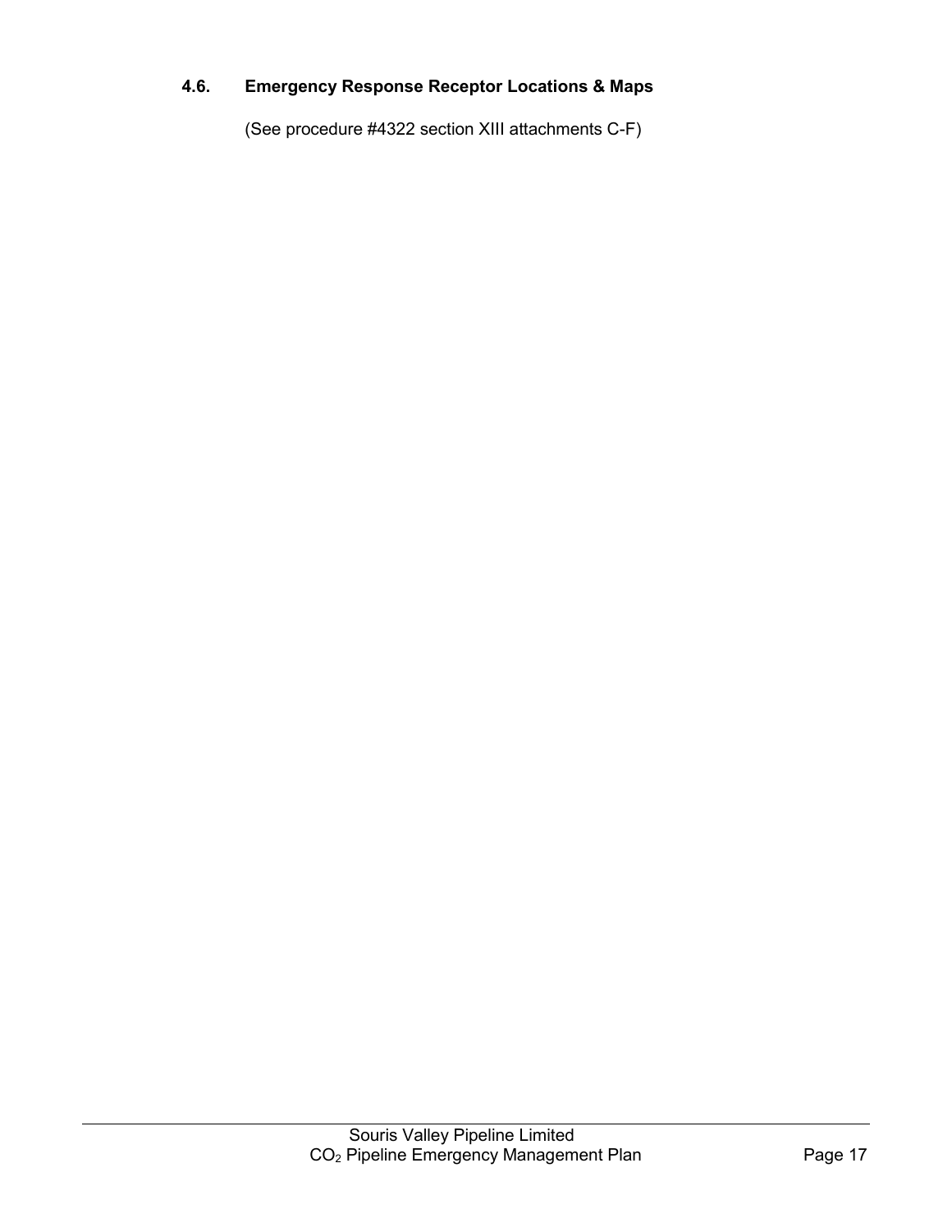### 4.6. Emergency Response Receptor Locations & Maps

(See procedure #4322 section XIII attachments C-F)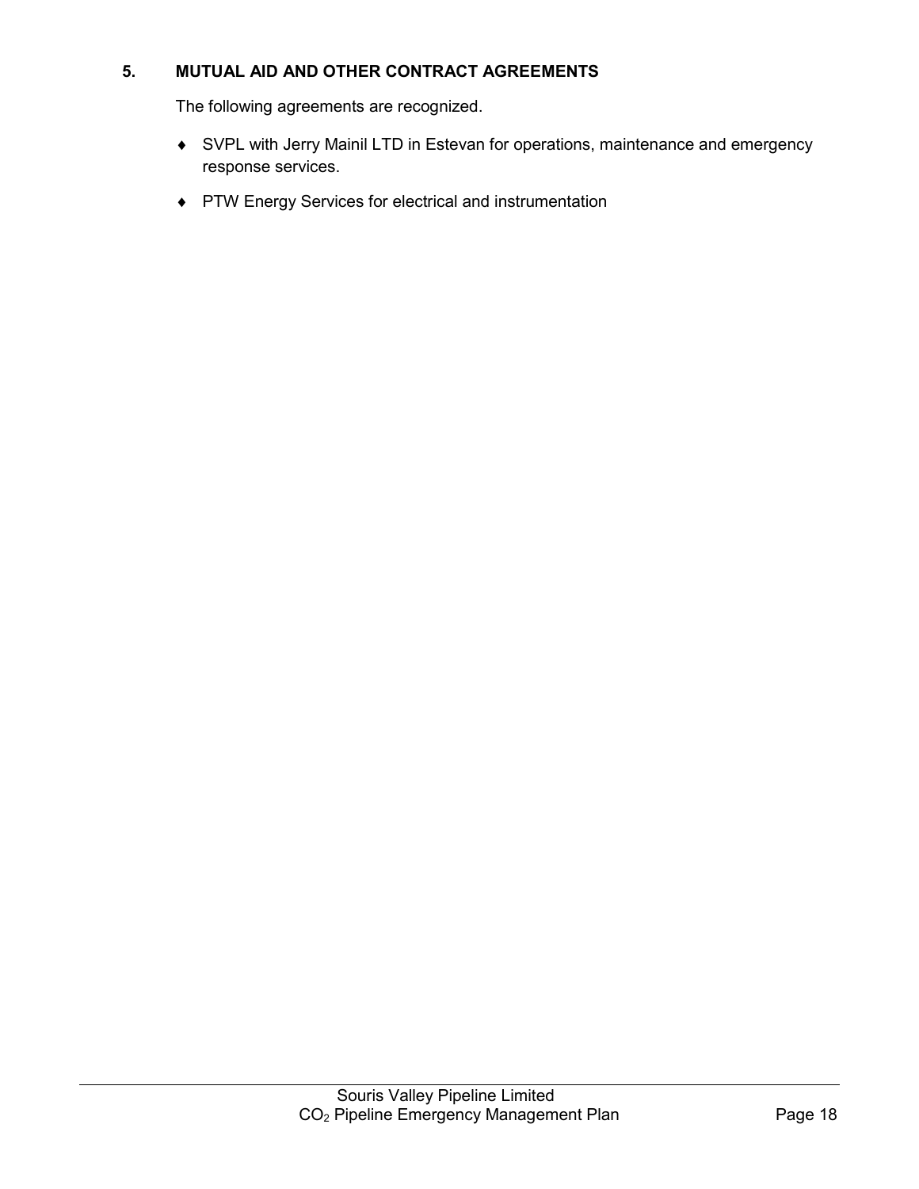## 5. MUTUAL AID AND OTHER CONTRACT AGREEMENTS

The following agreements are recognized.

- SVPL with Jerry Mainil LTD in Estevan for operations, maintenance and emergency response services.
- PTW Energy Services for electrical and instrumentation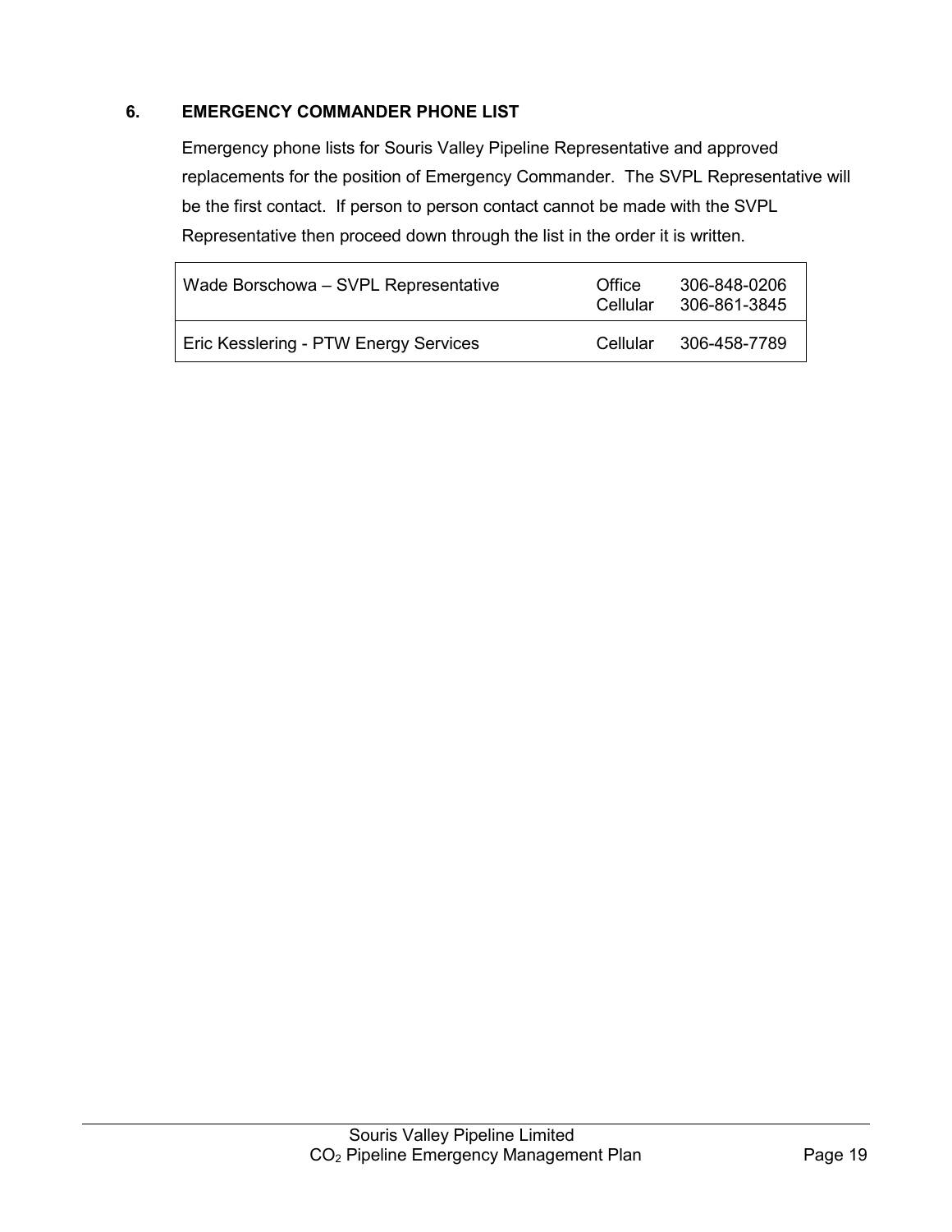## 6. EMERGENCY COMMANDER PHONE LIST

Emergency phone lists for Souris Valley Pipeline Representative and approved replacements for the position of Emergency Commander. The SVPL Representative will be the first contact. If person to person contact cannot be made with the SVPL Representative then proceed down through the list in the order it is written.

| Name | Type | Number |
|---|---|---|
| Wade Borschowa – SVPL Representative | Office<br>Cellular | 306-848-0206<br>306-861-3845 |
| Eric Kesslering - PTW Energy Services | Cellular | 306-458-7789 |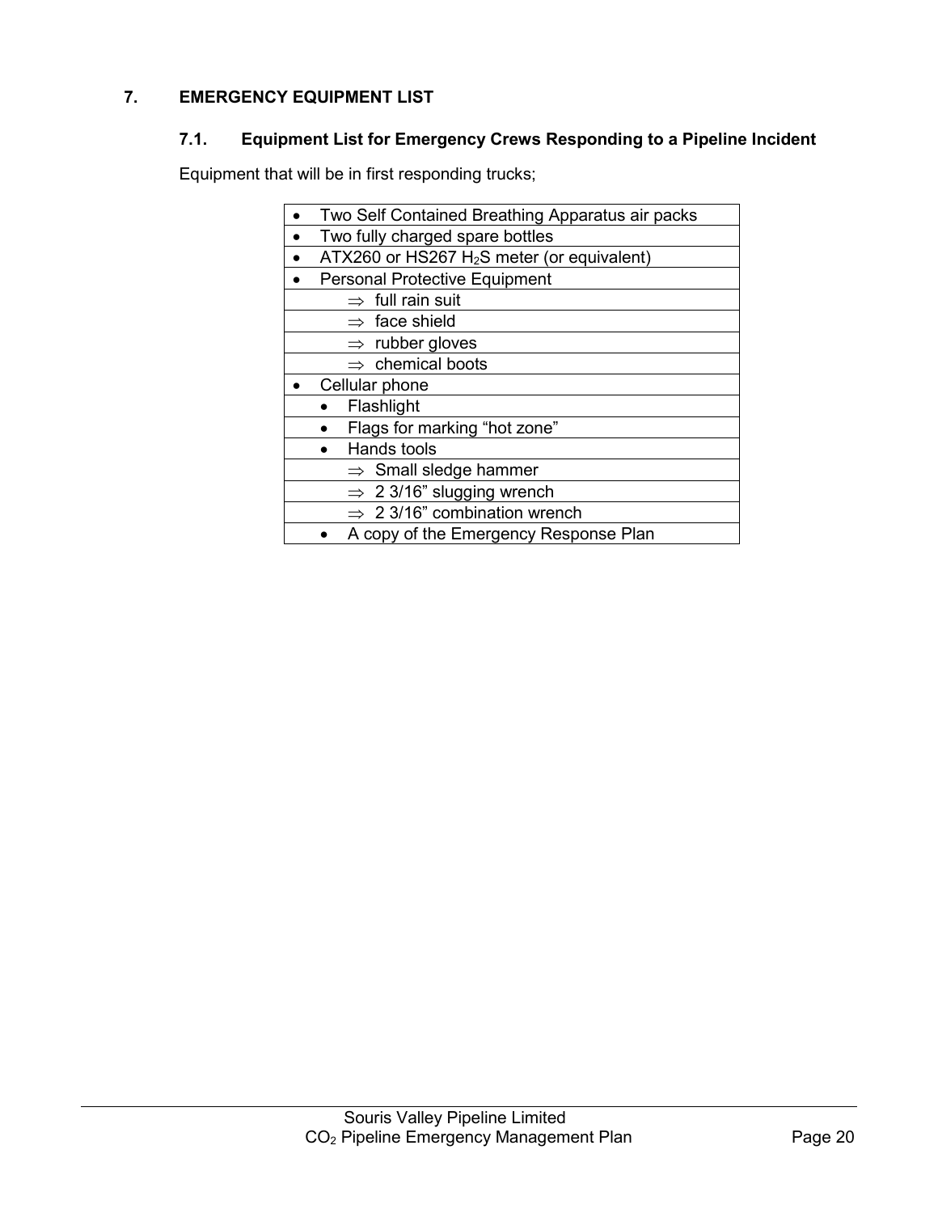## 7. EMERGENCY EQUIPMENT LIST

### 7.1. Equipment List for Emergency Crews Responding to a Pipeline Incident

Equipment that will be in first responding trucks;

| Equipment |
|---|
| • Two Self Contained Breathing Apparatus air packs |
| • Two fully charged spare bottles |
| • ATX260 or HS267 $H_2S$ meter (or equivalent) |
| • Personal Protective Equipment |
| ⇒ full rain suit |
| ⇒ face shield |
| ⇒ rubber gloves |
| ⇒ chemical boots |
| • Cellular phone |
| • Flashlight |
| • Flags for marking "hot zone" |
| • Hands tools |
| ⇒ Small sledge hammer |
| ⇒ 2 3/16" slugging wrench |
| ⇒ 2 3/16" combination wrench |
| • A copy of the Emergency Response Plan |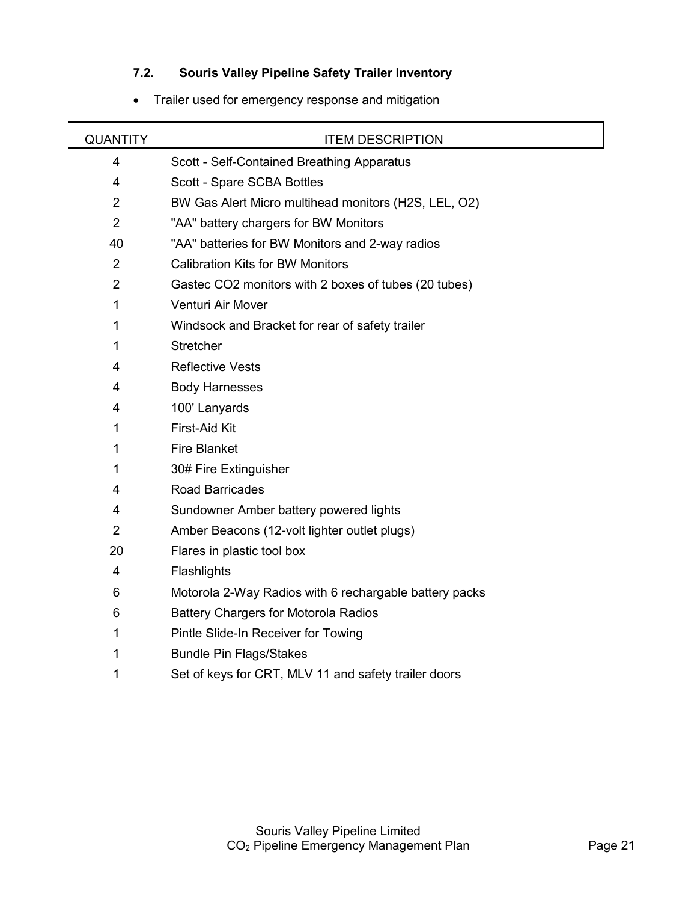### 7.2. Souris Valley Pipeline Safety Trailer Inventory

- Trailer used for emergency response and mitigation

| QUANTITY | ITEM DESCRIPTION |
|---|---|
| 4 | Scott - Self-Contained Breathing Apparatus |
| 4 | Scott - Spare SCBA Bottles |
| 2 | BW Gas Alert Micro multihead monitors (H2S, LEL, O2) |
| 2 | "AA" battery chargers for BW Monitors |
| 40 | "AA" batteries for BW Monitors and 2-way radios |
| 2 | Calibration Kits for BW Monitors |
| 2 | Gastec CO2 monitors with 2 boxes of tubes (20 tubes) |
| 1 | Venturi Air Mover |
| 1 | Windsock and Bracket for rear of safety trailer |
| 1 | Stretcher |
| 4 | Reflective Vests |
| 4 | Body Harnesses |
| 4 | 100' Lanyards |
| 1 | First-Aid Kit |
| 1 | Fire Blanket |
| 1 | 30# Fire Extinguisher |
| 4 | Road Barricades |
| 4 | Sundowner Amber battery powered lights |
| 2 | Amber Beacons (12-volt lighter outlet plugs) |
| 20 | Flares in plastic tool box |
| 4 | Flashlights |
| 6 | Motorola 2-Way Radios with 6 rechargable battery packs |
| 6 | Battery Chargers for Motorola Radios |
| 1 | Pintle Slide-In Receiver for Towing |
| 1 | Bundle Pin Flags/Stakes |
| 1 | Set of keys for CRT, MLV 11 and safety trailer doors |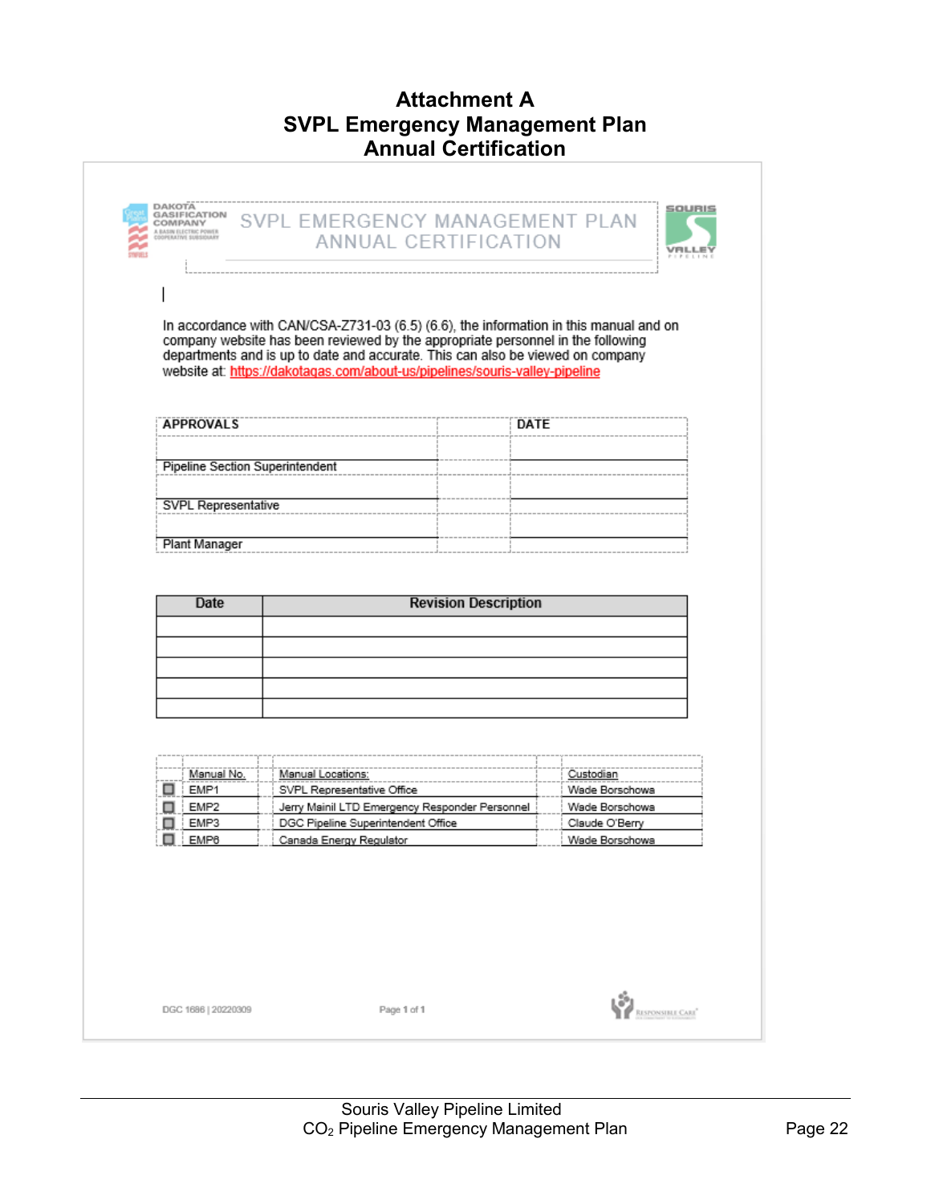# Attachment A
# SVPL Emergency Management Plan
# Annual Certification

DAKOTA GASIFICATION COMPANY

A BASIN ELECTRIC POWER COOPERATIVE SUBSIDIARY

## SVPL EMERGENCY MANAGEMENT PLAN ANNUAL CERTIFICATION

SOURIS VALLEY PIPELINE

In accordance with CAN/CSA-Z731-03 (6.5) (6.6), the information in this manual and on company website has been reviewed by the appropriate personnel in the following departments and is up to date and accurate. This can also be viewed on company website at: https://dakotagas.com/about-us/pipelines/souris-valley-pipeline

| APPROVALS | | DATE |
|---|---|---|
| | | |
| Pipeline Section Superintendent | | |
| | | |
| SVPL Representative | | |
| | | |
| Plant Manager | | |

| Date | Revision Description |
|---|---|
| | |
| | |
| | |
| | |
| | |

| | Manual No. | Manual Locations: | Custodian |
|---|---|---|---|
| ☐ | EMP1 | SVPL Representative Office | Wade Borschowa |
| ☐ | EMP2 | Jerry Mainil LTD Emergency Responder Personnel | Wade Borschowa |
| ☐ | EMP3 | DGC Pipeline Superintendent Office | Claude O'Berry |
| ☐ | EMP6 | Canada Energy Regulator | Wade Borschowa |

DGC 1686 | 20220309

Souris Valley Pipeline Limited
$CO_2$ Pipeline Emergency Management Plan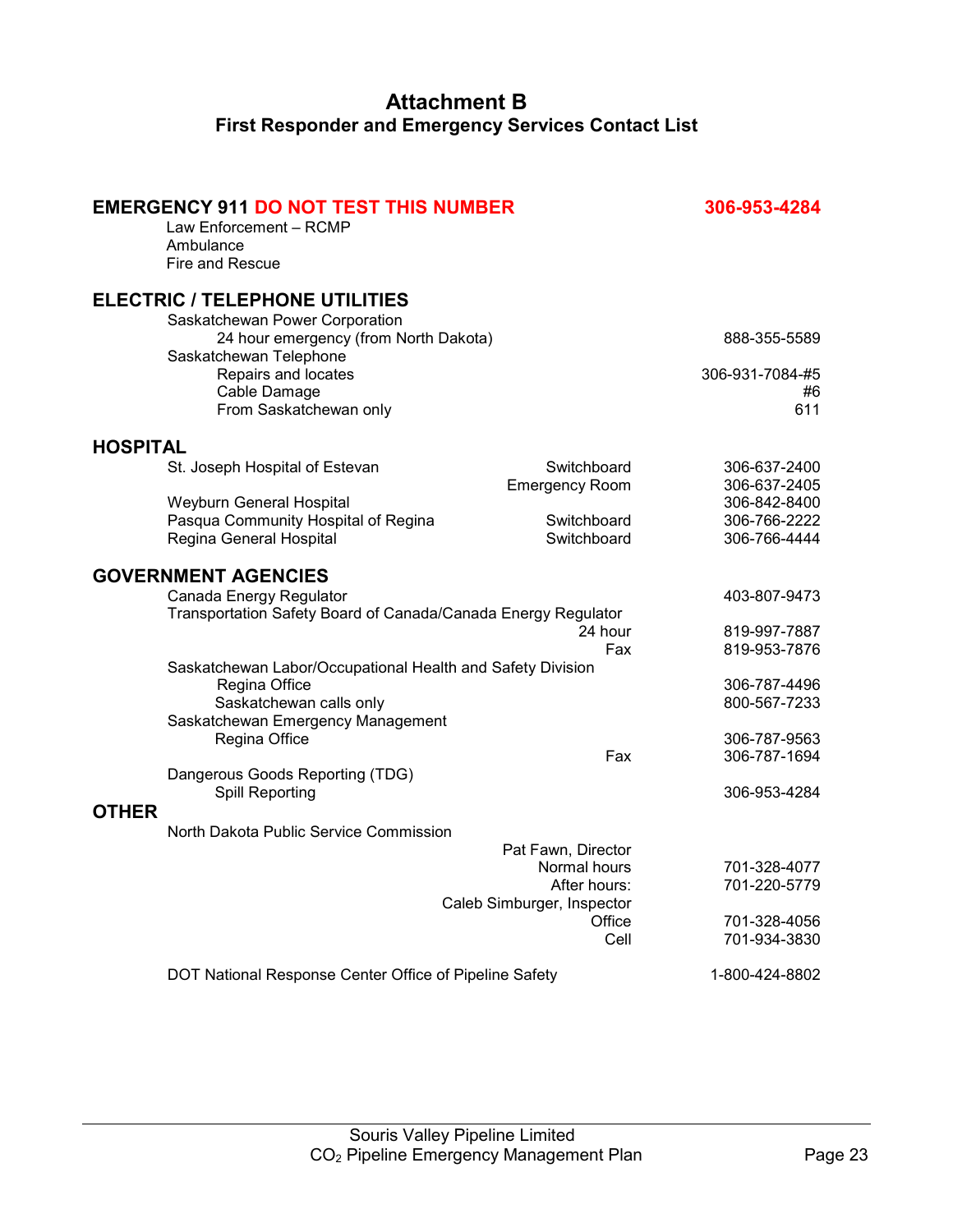# Attachment B

## First Responder and Emergency Services Contact List

| | | |
|---|---|---|
| **EMERGENCY 911 DO NOT TEST THIS NUMBER** | | **306-953-4284** |
| Law Enforcement – RCMP | | |
| Ambulance | | |
| Fire and Rescue | | |
| **ELECTRIC / TELEPHONE UTILITIES** | | |
| Saskatchewan Power Corporation | | |
| 24 hour emergency (from North Dakota) | | 888-355-5589 |
| Saskatchewan Telephone | | |
| Repairs and locates | | 306-931-7084-#5 |
| Cable Damage | | #6 |
| From Saskatchewan only | | 611 |
| **HOSPITAL** | | |
| St. Joseph Hospital of Estevan | Switchboard | 306-637-2400 |
| | Emergency Room | 306-637-2405 |
| Weyburn General Hospital | | 306-842-8400 |
| Pasqua Community Hospital of Regina | Switchboard | 306-766-2222 |
| Regina General Hospital | Switchboard | 306-766-4444 |
| **GOVERNMENT AGENCIES** | | |
| Canada Energy Regulator | | 403-807-9473 |
| Transportation Safety Board of Canada/Canada Energy Regulator | | |
| | 24 hour | 819-997-7887 |
| | Fax | 819-953-7876 |
| Saskatchewan Labor/Occupational Health and Safety Division | | |
| Regina Office | | 306-787-4496 |
| Saskatchewan calls only | | 800-567-7233 |
| Saskatchewan Emergency Management | | |
| Regina Office | | 306-787-9563 |
| | Fax | 306-787-1694 |
| Dangerous Goods Reporting (TDG) | | |
| Spill Reporting | | 306-953-4284 |
| **OTHER** | | |
| North Dakota Public Service Commission | | |
| | Pat Fawn, Director | |
| | Normal hours | 701-328-4077 |
| | After hours: | 701-220-5779 |
| | Caleb Simburger, Inspector | |
| | Office | 701-328-4056 |
| | Cell | 701-934-3830 |
| DOT National Response Center Office of Pipeline Safety | | 1-800-424-8802 |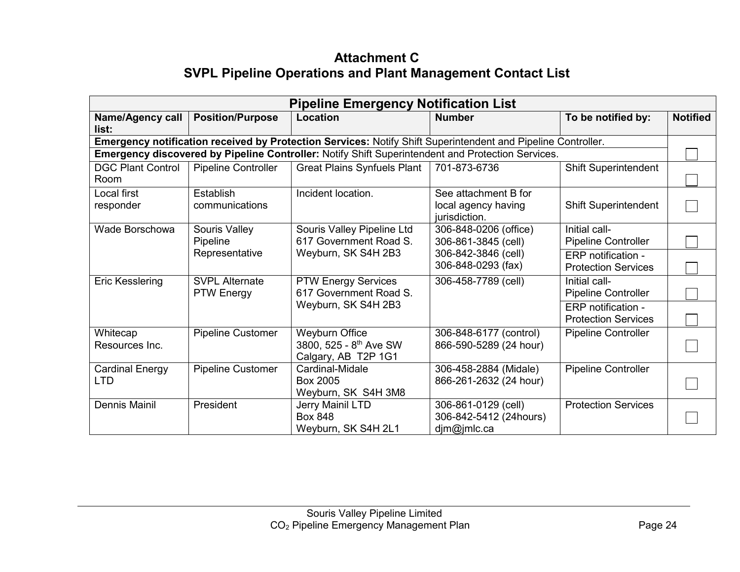# Attachment C
## SVPL Pipeline Operations and Plant Management Contact List

| Pipeline Emergency Notification List | | | | | |
|---|---|---|---|---|---|
| **Name/Agency call list:** | **Position/Purpose** | **Location** | **Number** | **To be notified by:** | **Notified** |
| **Emergency notification received by Protection Services:** Notify Shift Superintendent and Pipeline Controller. | | | | | |
| **Emergency discovered by Pipeline Controller:** Notify Shift Superintendent and Protection Services. | | | | | ☐ |
| DGC Plant Control Room | Pipeline Controller | Great Plains Synfuels Plant | 701-873-6736 | Shift Superintendent | ☐ |
| Local first responder | Establish communications | Incident location. | See attachment B for local agency having jurisdiction. | Shift Superintendent | ☐ |
| Wade Borschowa | Souris Valley Pipeline Representative | Souris Valley Pipeline Ltd<br>617 Government Road S.<br>Weyburn, SK S4H 2B3 | 306-848-0206 (office)<br>306-861-3845 (cell)<br>306-842-3846 (cell)<br>306-848-0293 (fax) | Initial call- Pipeline Controller | ☐ |
| | | | | ERP notification - Protection Services | ☐ |
| Eric Kesslering | SVPL Alternate PTW Energy | PTW Energy Services<br>617 Government Road S.<br>Weyburn, SK S4H 2B3 | 306-458-7789 (cell) | Initial call- Pipeline Controller | ☐ |
| | | | | ERP notification - Protection Services | ☐ |
| Whitecap Resources Inc. | Pipeline Customer | Weyburn Office<br>3800, 525 - 8th Ave SW<br>Calgary, AB T2P 1G1 | 306-848-6177 (control)<br>866-590-5289 (24 hour) | Pipeline Controller | ☐ |
| Cardinal Energy LTD | Pipeline Customer | Cardinal-Midale<br>Box 2005<br>Weyburn, SK S4H 3M8 | 306-458-2884 (Midale)<br>866-261-2632 (24 hour) | Pipeline Controller | ☐ |
| Dennis Mainil | President | Jerry Mainil LTD<br>Box 848<br>Weyburn, SK S4H 2L1 | 306-861-0129 (cell)<br>306-842-5412 (24hours)<br>djm@jmlc.ca | Protection Services | ☐ |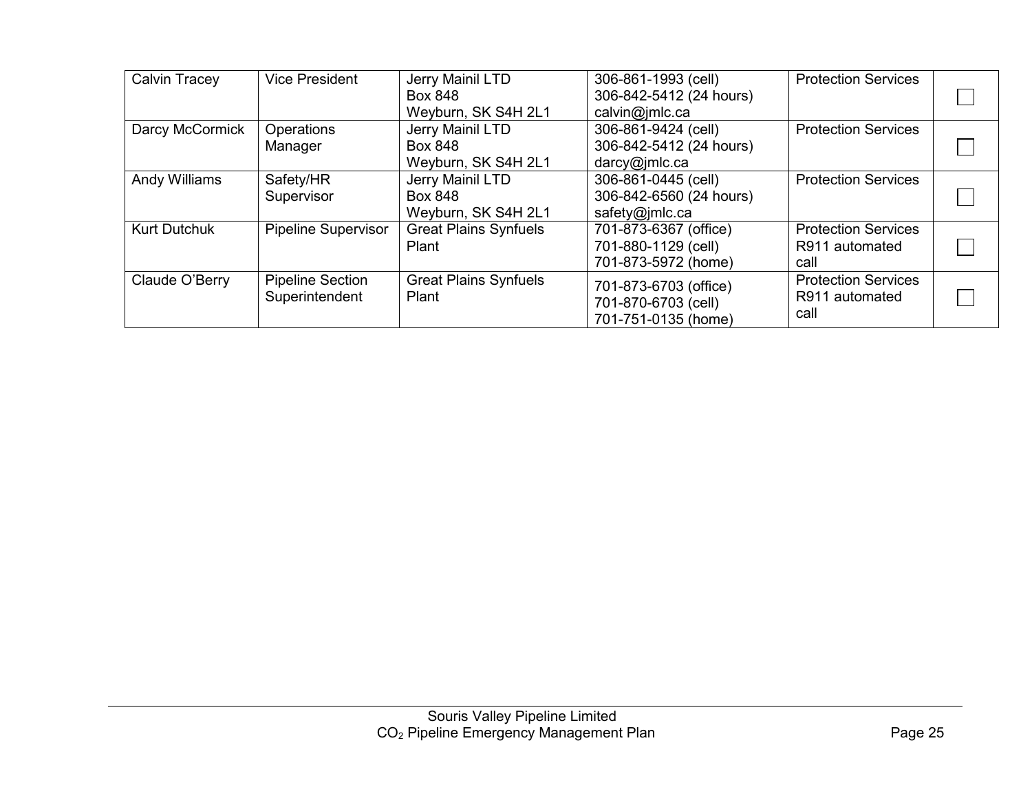| Calvin Tracey | Vice President | Jerry Mainil LTD<br>Box 848<br>Weyburn, SK S4H 2L1 | 306-861-1993 (cell)<br>306-842-5412 (24 hours)<br>calvin@jmlc.ca | Protection Services | ☐ |
|---|---|---|---|---|---|
| Darcy McCormick | Operations Manager | Jerry Mainil LTD<br>Box 848<br>Weyburn, SK S4H 2L1 | 306-861-9424 (cell)<br>306-842-5412 (24 hours)<br>darcy@jmlc.ca | Protection Services | ☐ |
| Andy Williams | Safety/HR Supervisor | Jerry Mainil LTD<br>Box 848<br>Weyburn, SK S4H 2L1 | 306-861-0445 (cell)<br>306-842-6560 (24 hours)<br>safety@jmlc.ca | Protection Services | ☐ |
| Kurt Dutchuk | Pipeline Supervisor | Great Plains Synfuels Plant | 701-873-6367 (office)<br>701-880-1129 (cell)<br>701-873-5972 (home) | Protection Services<br>R911 automated call | ☐ |
| Claude O'Berry | Pipeline Section Superintendent | Great Plains Synfuels Plant | 701-873-6703 (office)<br>701-870-6703 (cell)<br>701-751-0135 (home) | Protection Services<br>R911 automated call | ☐ |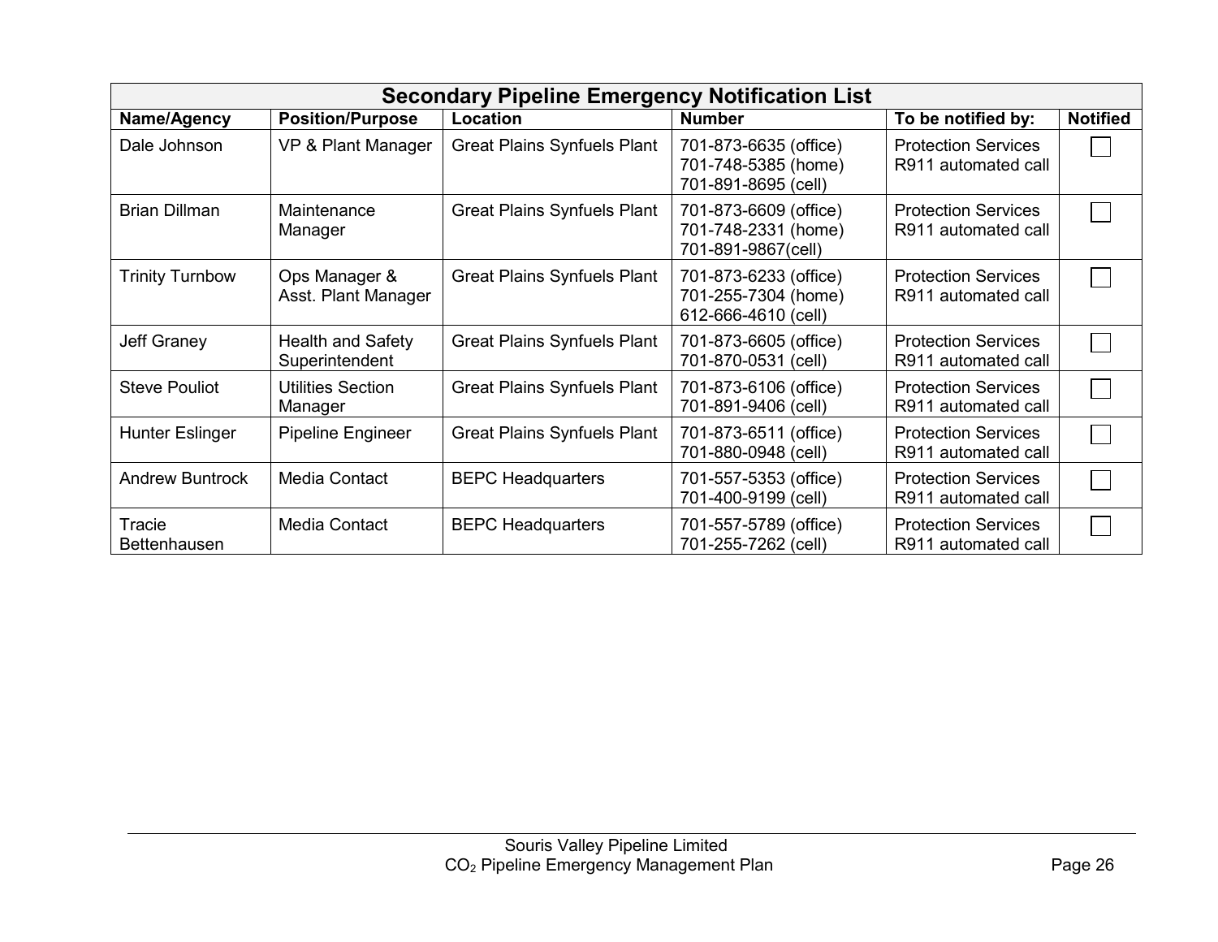| Secondary Pipeline Emergency Notification List | | | | | |
|---|---|---|---|---|---|
| **Name/Agency** | **Position/Purpose** | **Location** | **Number** | **To be notified by:** | **Notified** |
| Dale Johnson | VP & Plant Manager | Great Plains Synfuels Plant | 701-873-6635 (office)<br>701-748-5385 (home)<br>701-891-8695 (cell) | Protection Services R911 automated call | ☐ |
| Brian Dillman | Maintenance Manager | Great Plains Synfuels Plant | 701-873-6609 (office)<br>701-748-2331 (home)<br>701-891-9867(cell) | Protection Services R911 automated call | ☐ |
| Trinity Turnbow | Ops Manager & Asst. Plant Manager | Great Plains Synfuels Plant | 701-873-6233 (office)<br>701-255-7304 (home)<br>612-666-4610 (cell) | Protection Services R911 automated call | ☐ |
| Jeff Graney | Health and Safety Superintendent | Great Plains Synfuels Plant | 701-873-6605 (office)<br>701-870-0531 (cell) | Protection Services R911 automated call | ☐ |
| Steve Pouliot | Utilities Section Manager | Great Plains Synfuels Plant | 701-873-6106 (office)<br>701-891-9406 (cell) | Protection Services R911 automated call | ☐ |
| Hunter Eslinger | Pipeline Engineer | Great Plains Synfuels Plant | 701-873-6511 (office)<br>701-880-0948 (cell) | Protection Services R911 automated call | ☐ |
| Andrew Buntrock | Media Contact | BEPC Headquarters | 701-557-5353 (office)<br>701-400-9199 (cell) | Protection Services R911 automated call | ☐ |
| Tracie Bettenhausen | Media Contact | BEPC Headquarters | 701-557-5789 (office)<br>701-255-7262 (cell) | Protection Services R911 automated call | ☐ |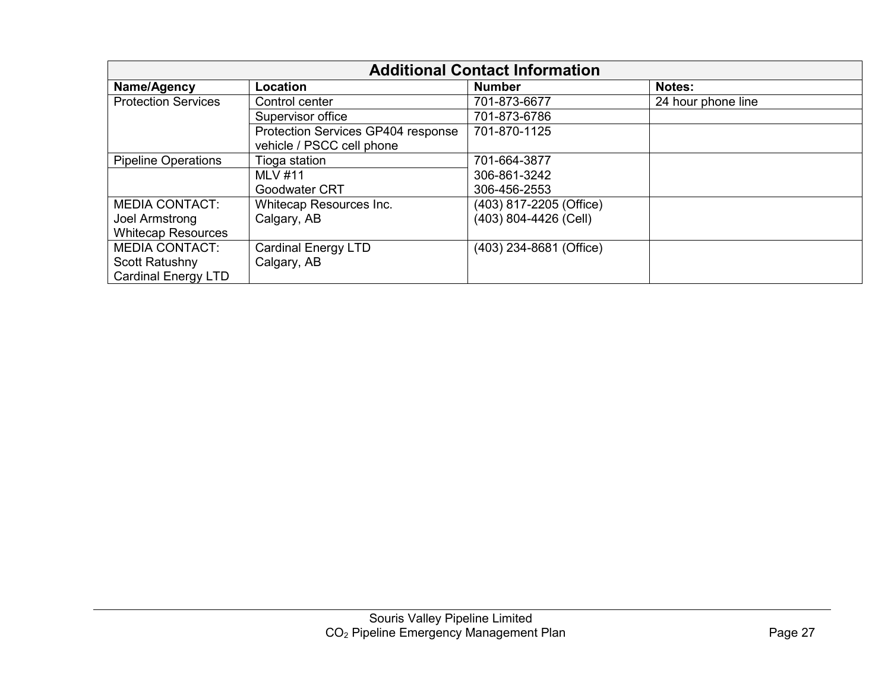| Additional Contact Information | | | |
|---|---|---|---|
| **Name/Agency** | **Location** | **Number** | **Notes:** |
| Protection Services | Control center | 701-873-6677 | 24 hour phone line |
| | Supervisor office | 701-873-6786 | |
| | Protection Services GP404 response vehicle / PSCC cell phone | 701-870-1125 | |
| Pipeline Operations | Tioga station | 701-664-3877 | |
| | MLV #11<br>Goodwater CRT | 306-861-3242<br>306-456-2553 | |
| MEDIA CONTACT:<br>Joel Armstrong<br>Whitecap Resources | Whitecap Resources Inc.<br>Calgary, AB | (403) 817-2205 (Office)<br>(403) 804-4426 (Cell) | |
| MEDIA CONTACT:<br>Scott Ratushny<br>Cardinal Energy LTD | Cardinal Energy LTD<br>Calgary, AB | (403) 234-8681 (Office) | |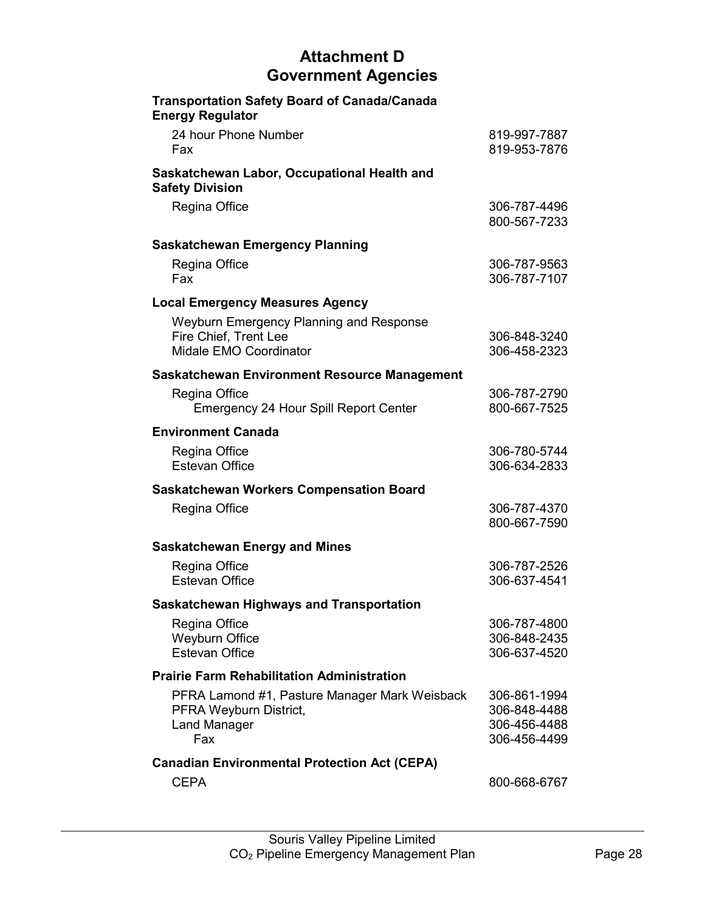# Attachment D
# Government Agencies

| | |
|---|---|
| **Transportation Safety Board of Canada/Canada Energy Regulator** | |
| 24 hour Phone Number | 819-997-7887 |
| Fax | 819-953-7876 |
| **Saskatchewan Labor, Occupational Health and Safety Division** | |
| Regina Office | 306-787-4496<br>800-567-7233 |
| **Saskatchewan Emergency Planning** | |
| Regina Office | 306-787-9563 |
| Fax | 306-787-7107 |
| **Local Emergency Measures Agency** | |
| Weyburn Emergency Planning and Response | |
| Fire Chief, Trent Lee | 306-848-3240 |
| Midale EMO Coordinator | 306-458-2323 |
| **Saskatchewan Environment Resource Management** | |
| Regina Office | 306-787-2790 |
| Emergency 24 Hour Spill Report Center | 800-667-7525 |
| **Environment Canada** | |
| Regina Office | 306-780-5744 |
| Estevan Office | 306-634-2833 |
| **Saskatchewan Workers Compensation Board** | |
| Regina Office | 306-787-4370<br>800-667-7590 |
| **Saskatchewan Energy and Mines** | |
| Regina Office | 306-787-2526 |
| Estevan Office | 306-637-4541 |
| **Saskatchewan Highways and Transportation** | |
| Regina Office | 306-787-4800 |
| Weyburn Office | 306-848-2435 |
| Estevan Office | 306-637-4520 |
| **Prairie Farm Rehabilitation Administration** | |
| PFRA Lamond #1, Pasture Manager Mark Weisback | 306-861-1994 |
| PFRA Weyburn District, | 306-848-4488 |
| Land Manager | 306-456-4488 |
| Fax | 306-456-4499 |
| **Canadian Environmental Protection Act (CEPA)** | |
| CEPA | 800-668-6767 |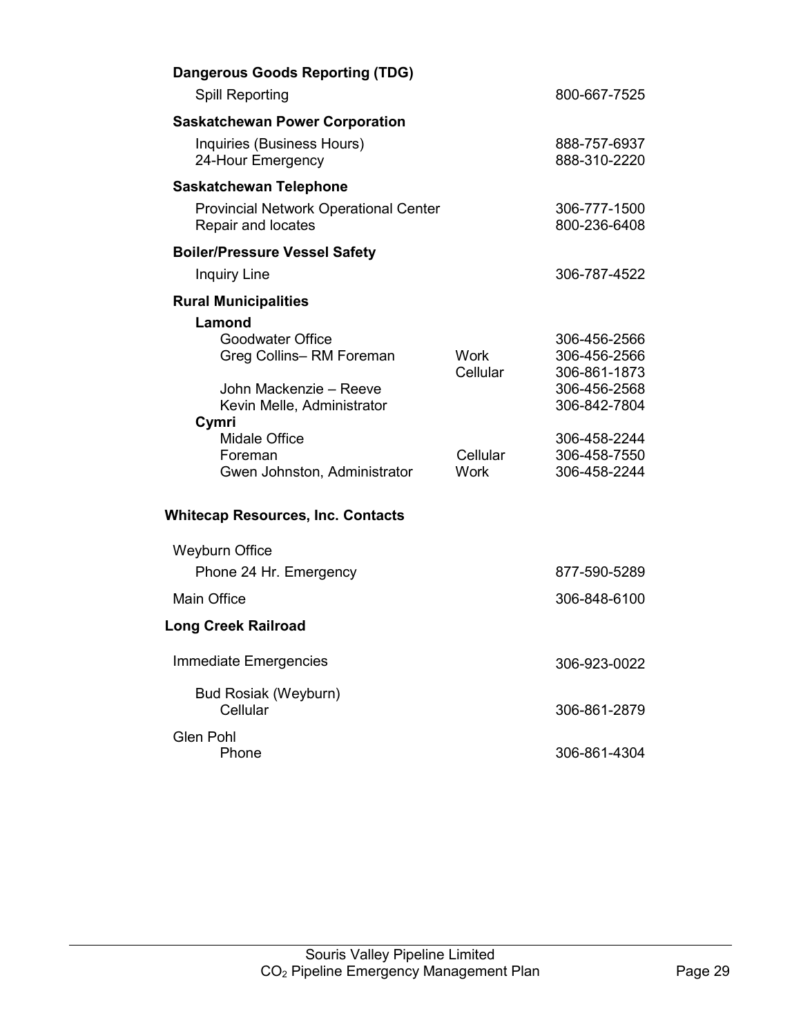**Dangerous Goods Reporting (TDG)**

| | | |
|---|---|---|
| Spill Reporting | | 800-667-7525 |

**Saskatchewan Power Corporation**

| | | |
|---|---|---|
| Inquiries (Business Hours) | | 888-757-6937 |
| 24-Hour Emergency | | 888-310-2220 |

**Saskatchewan Telephone**

| | | |
|---|---|---|
| Provincial Network Operational Center | | 306-777-1500 |
| Repair and locates | | 800-236-6408 |

**Boiler/Pressure Vessel Safety**

| | | |
|---|---|---|
| Inquiry Line | | 306-787-4522 |

**Rural Municipalities**

| | | |
|---|---|---|
| **Lamond** | | |
| Goodwater Office | | 306-456-2566 |
| Greg Collins– RM Foreman | Work | 306-456-2566 |
| | Cellular | 306-861-1873 |
| John Mackenzie – Reeve | | 306-456-2568 |
| Kevin Melle, Administrator | | 306-842-7804 |
| **Cymri** | | |
| Midale Office | | 306-458-2244 |
| Foreman | Cellular | 306-458-7550 |
| Gwen Johnston, Administrator | Work | 306-458-2244 |

**Whitecap Resources, Inc. Contacts**

| | |
|---|---|
| Weyburn Office | |
| Phone 24 Hr. Emergency | 877-590-5289 |
| Main Office | 306-848-6100 |

**Long Creek Railroad**

| | |
|---|---|
| Immediate Emergencies | 306-923-0022 |
| Bud Rosiak (Weyburn) | |
| Cellular | 306-861-2879 |
| Glen Pohl | |
| Phone | 306-861-4304 |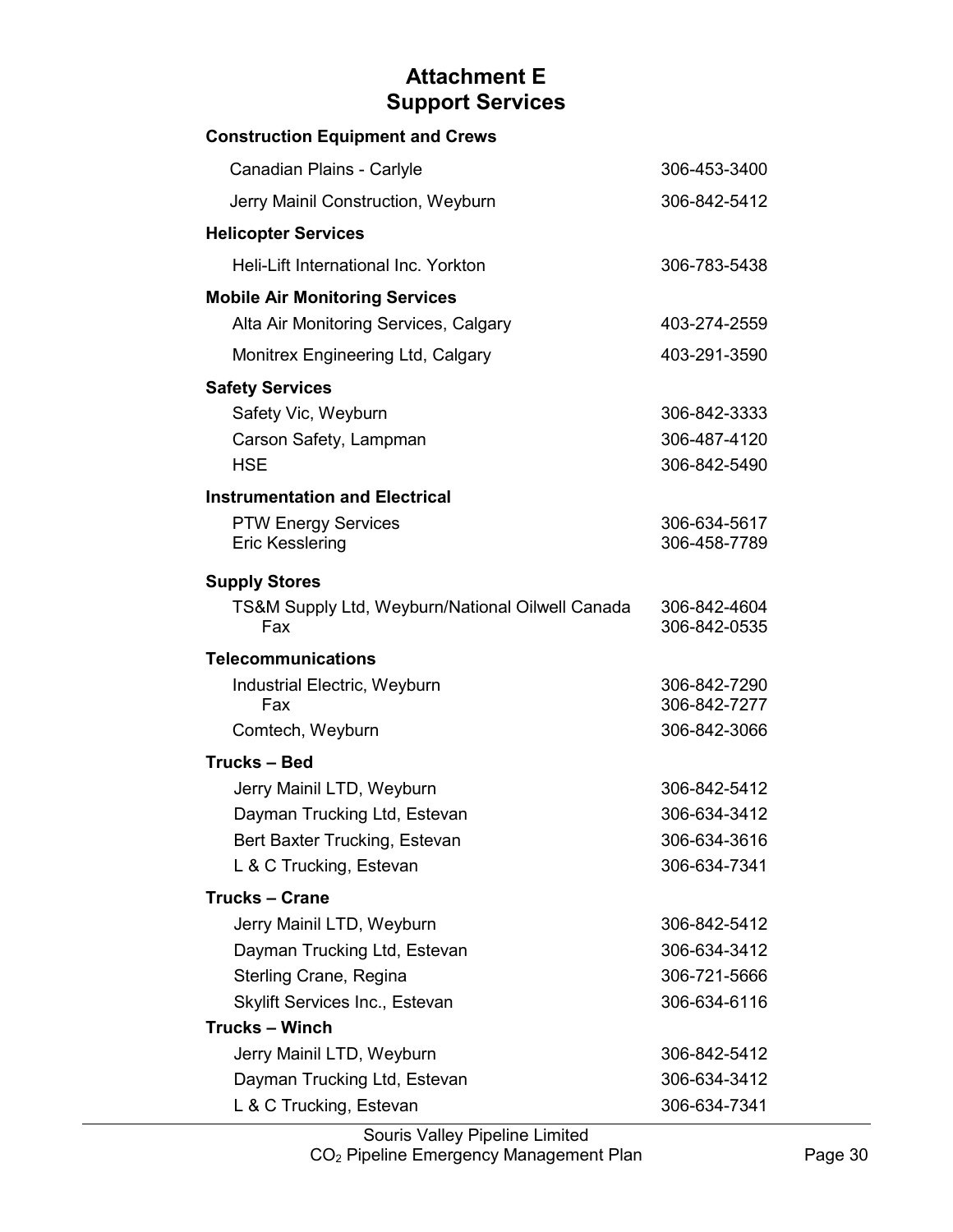# Attachment E
# Support Services

### Construction Equipment and Crews

| | |
|---|---|
| Canadian Plains - Carlyle | 306-453-3400 |
| Jerry Mainil Construction, Weyburn | 306-842-5412 |

### Helicopter Services

| | |
|---|---|
| Heli-Lift International Inc. Yorkton | 306-783-5438 |

### Mobile Air Monitoring Services

| | |
|---|---|
| Alta Air Monitoring Services, Calgary | 403-274-2559 |
| Monitrex Engineering Ltd, Calgary | 403-291-3590 |

### Safety Services

| | |
|---|---|
| Safety Vic, Weyburn | 306-842-3333 |
| Carson Safety, Lampman | 306-487-4120 |
| HSE | 306-842-5490 |

### Instrumentation and Electrical

| | |
|---|---|
| PTW Energy Services | 306-634-5617 |
| Eric Kesslering | 306-458-7789 |

### Supply Stores

| | |
|---|---|
| TS&M Supply Ltd, Weyburn/National Oilwell Canada | 306-842-4604 |
| Fax | 306-842-0535 |

### Telecommunications

| | |
|---|---|
| Industrial Electric, Weyburn | 306-842-7290 |
| Fax | 306-842-7277 |
| Comtech, Weyburn | 306-842-3066 |

### Trucks – Bed

| | |
|---|---|
| Jerry Mainil LTD, Weyburn | 306-842-5412 |
| Dayman Trucking Ltd, Estevan | 306-634-3412 |
| Bert Baxter Trucking, Estevan | 306-634-3616 |
| L & C Trucking, Estevan | 306-634-7341 |

### Trucks – Crane

| | |
|---|---|
| Jerry Mainil LTD, Weyburn | 306-842-5412 |
| Dayman Trucking Ltd, Estevan | 306-634-3412 |
| Sterling Crane, Regina | 306-721-5666 |
| Skylift Services Inc., Estevan | 306-634-6116 |

### Trucks – Winch

| | |
|---|---|
| Jerry Mainil LTD, Weyburn | 306-842-5412 |
| Dayman Trucking Ltd, Estevan | 306-634-3412 |
| L & C Trucking, Estevan | 306-634-7341 |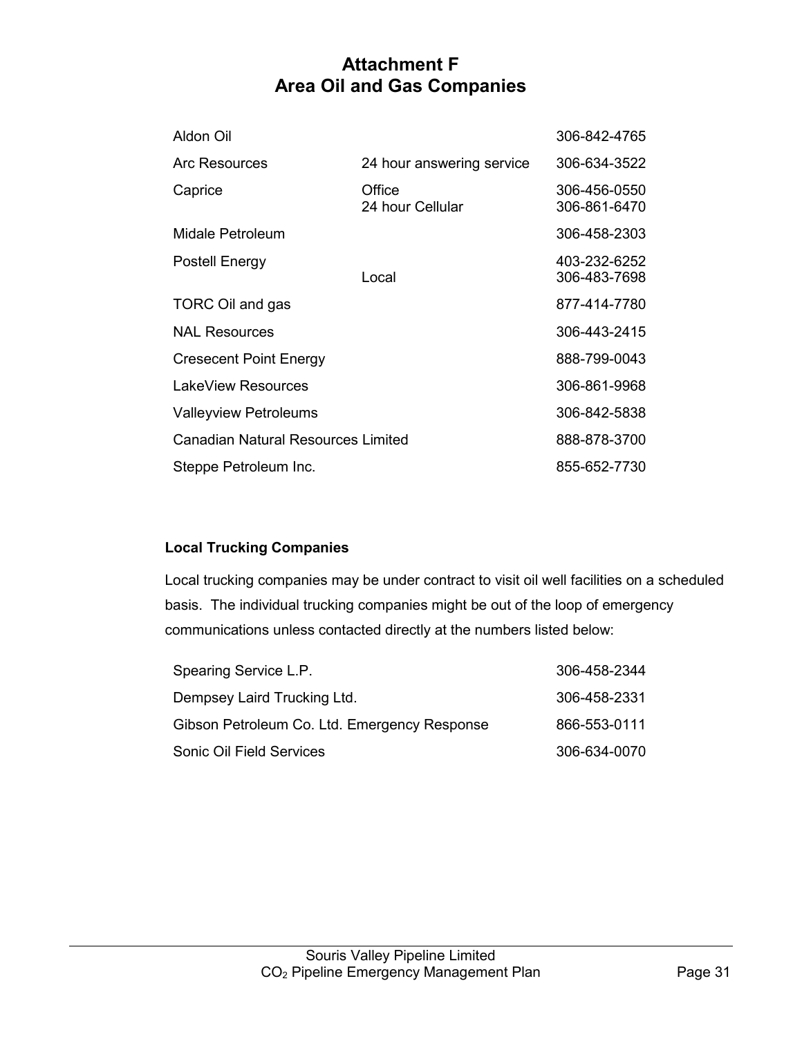# Attachment F
# Area Oil and Gas Companies

| | | |
|---|---|---|
| Aldon Oil | | 306-842-4765 |
| Arc Resources | 24 hour answering service | 306-634-3522 |
| Caprice | Office<br>24 hour Cellular | 306-456-0550<br>306-861-6470 |
| Midale Petroleum | | 306-458-2303 |
| Postell Energy | <br>Local | 403-232-6252<br>306-483-7698 |
| TORC Oil and gas | | 877-414-7780 |
| NAL Resources | | 306-443-2415 |
| Cresecent Point Energy | | 888-799-0043 |
| LakeView Resources | | 306-861-9968 |
| Valleyview Petroleums | | 306-842-5838 |
| Canadian Natural Resources Limited | | 888-878-3700 |
| Steppe Petroleum Inc. | | 855-652-7730 |

**Local Trucking Companies**

Local trucking companies may be under contract to visit oil well facilities on a scheduled basis. The individual trucking companies might be out of the loop of emergency communications unless contacted directly at the numbers listed below:

| | |
|---|---|
| Spearing Service L.P. | 306-458-2344 |
| Dempsey Laird Trucking Ltd. | 306-458-2331 |
| Gibson Petroleum Co. Ltd. Emergency Response | 866-553-0111 |
| Sonic Oil Field Services | 306-634-0070 |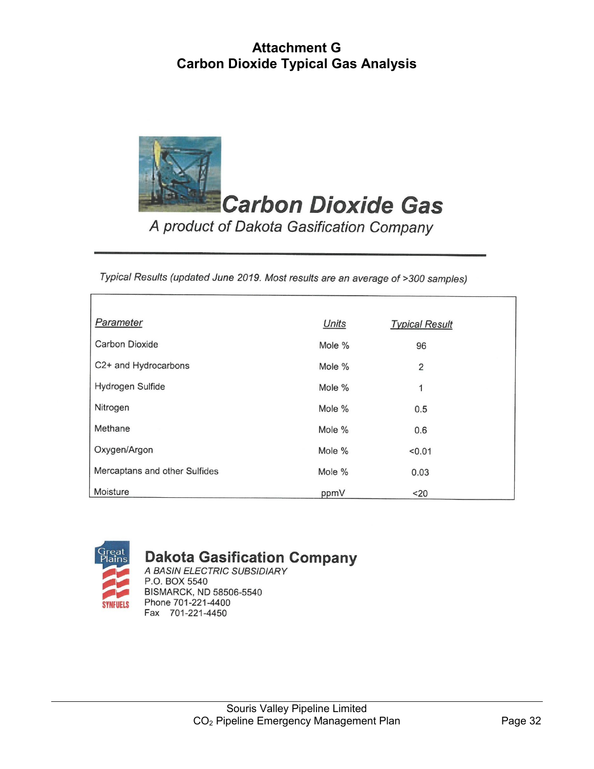# Attachment G
# Carbon Dioxide Typical Gas Analysis

## Carbon Dioxide Gas

*A product of Dakota Gasification Company*

*Typical Results (updated June 2019. Most results are an average of >300 samples)*

| *Parameter* | *Units* | *Typical Result* |
|---|---|---|
| Carbon Dioxide | Mole % | 96 |
| C2+ and Hydrocarbons | Mole % | 2 |
| Hydrogen Sulfide | Mole % | 1 |
| Nitrogen | Mole % | 0.5 |
| Methane | Mole % | 0.6 |
| Oxygen/Argon | Mole % | <0.01 |
| Mercaptans and other Sulfides | Mole % | 0.03 |
| Moisture | ppmV | <20 |

Great Plains SYNFUELS

**Dakota Gasification Company**
*A BASIN ELECTRIC SUBSIDIARY*
P.O. BOX 5540
BISMARCK, ND 58506-5540
Phone 701-221-4400
Fax 701-221-4450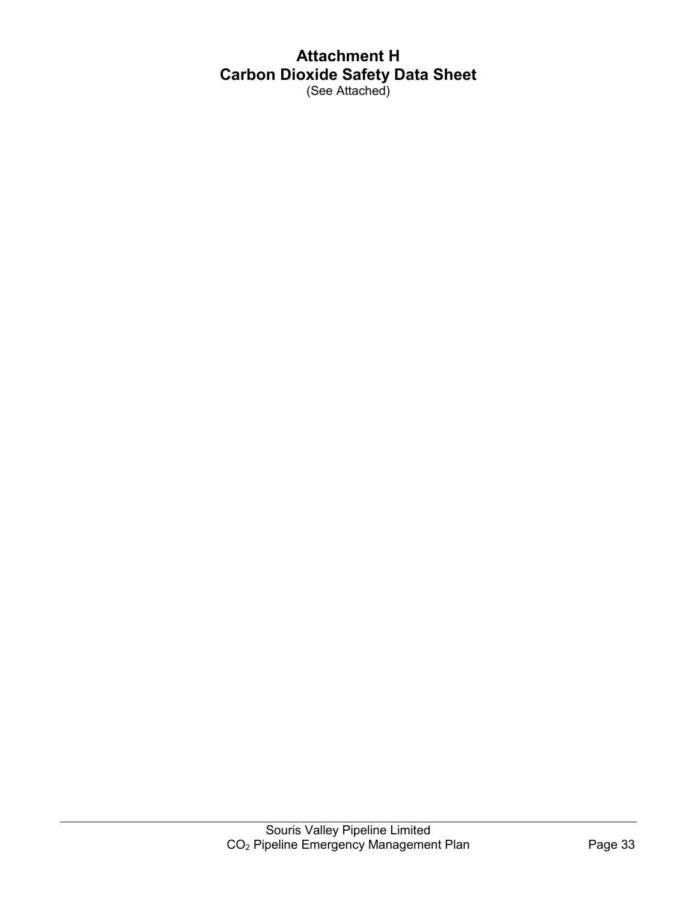# Attachment H
# Carbon Dioxide Safety Data Sheet

(See Attached)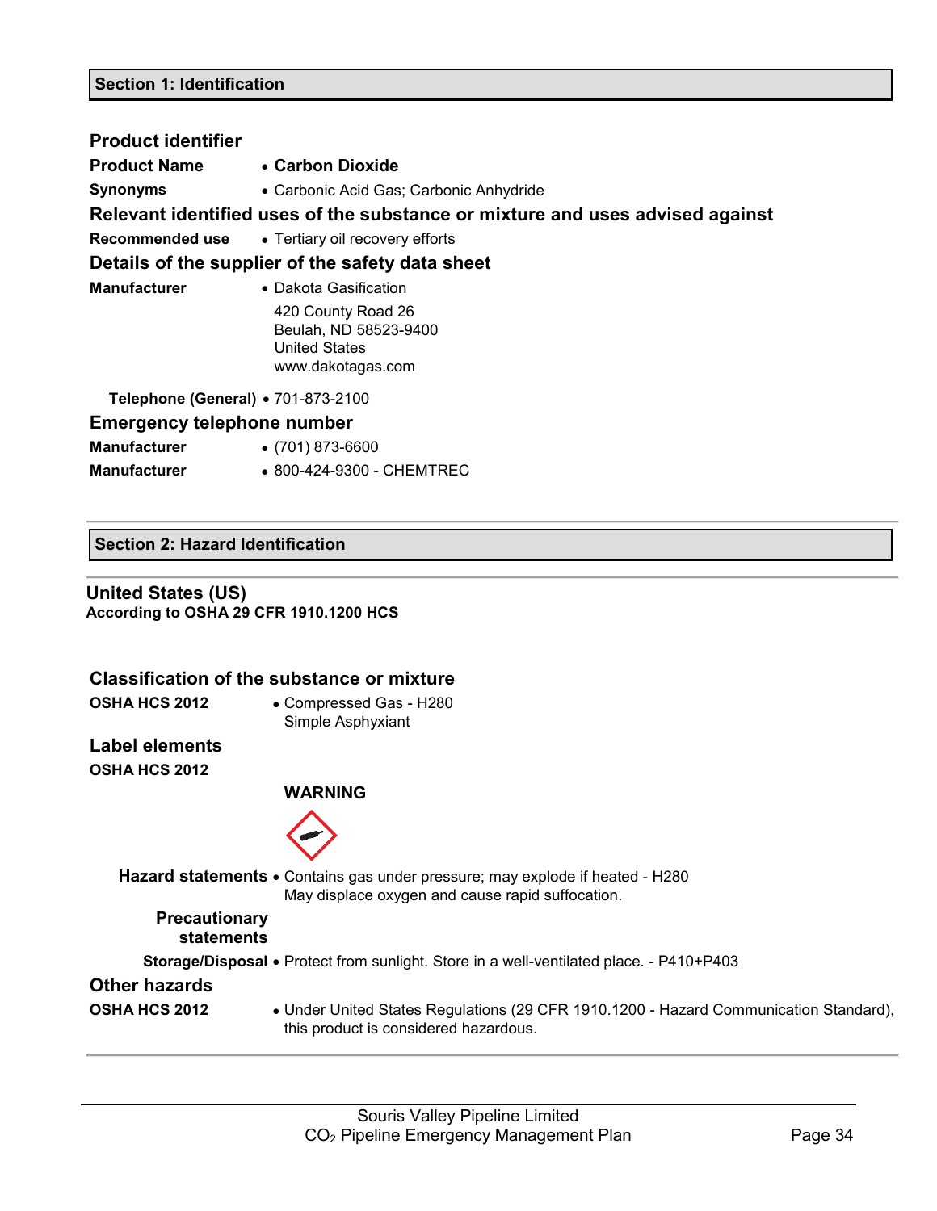## Section 1: Identification

### Product identifier

**Product Name**
- **Carbon Dioxide**

**Synonyms**
- Carbonic Acid Gas; Carbonic Anhydride

### Relevant identified uses of the substance or mixture and uses advised against

**Recommended use**
- Tertiary oil recovery efforts

### Details of the supplier of the safety data sheet

**Manufacturer**
- Dakota Gasification
  420 County Road 26
  Beulah, ND 58523-9400
  United States
  www.dakotagas.com

**Telephone (General)**
- 701-873-2100

### Emergency telephone number

**Manufacturer**
- (701) 873-6600

**Manufacturer**
- 800-424-9300 - CHEMTREC

## Section 2: Hazard Identification

### United States (US)

**According to OSHA 29 CFR 1910.1200 HCS**

### Classification of the substance or mixture

**OSHA HCS 2012**
- Compressed Gas - H280
  Simple Asphyxiant

### Label elements

**OSHA HCS 2012**

**WARNING**

**Hazard statements**
- Contains gas under pressure; may explode if heated - H280
  May displace oxygen and cause rapid suffocation.

**Precautionary statements**

**Storage/Disposal**
- Protect from sunlight. Store in a well-ventilated place. - P410+P403

### Other hazards

**OSHA HCS 2012**
- Under United States Regulations (29 CFR 1910.1200 - Hazard Communication Standard), this product is considered hazardous.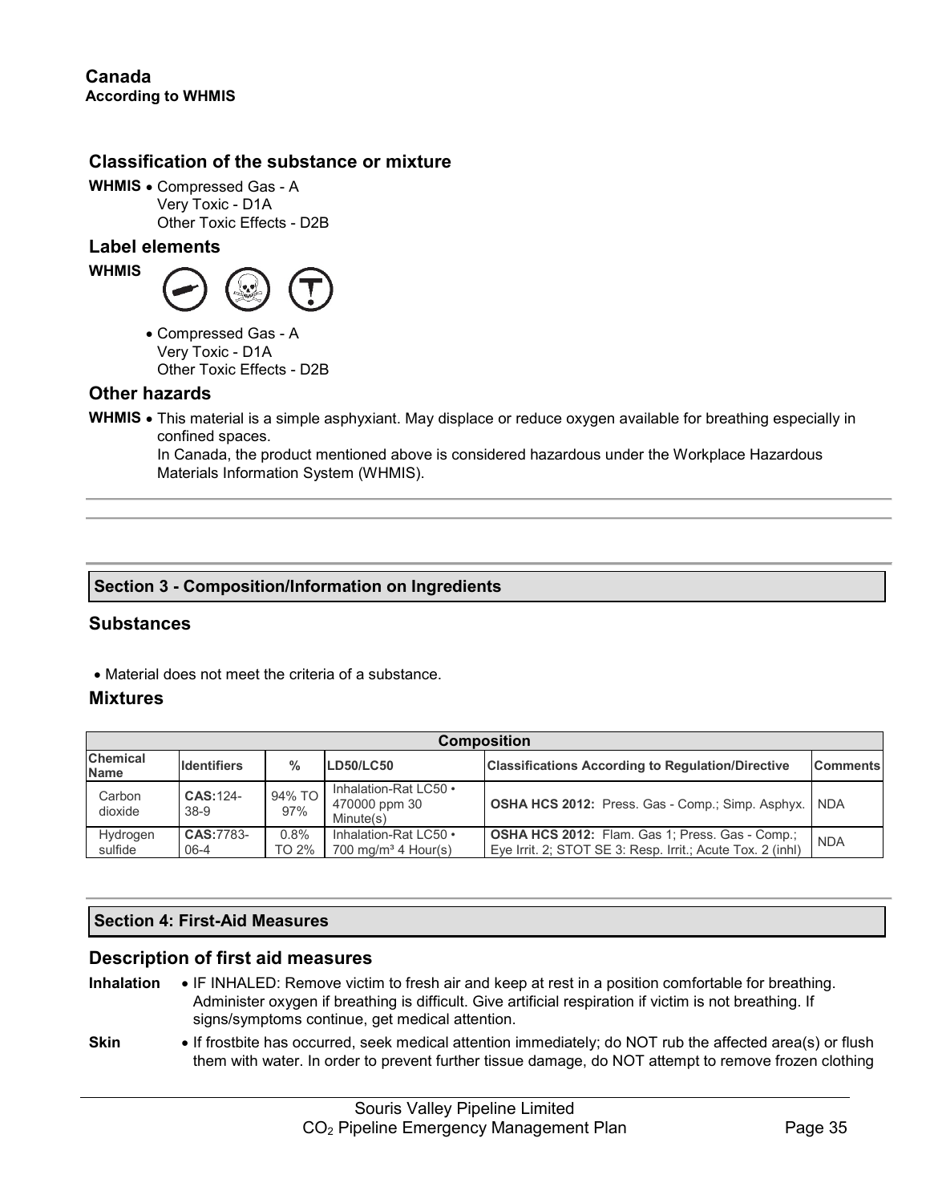## Canada

**According to WHMIS**

### Classification of the substance or mixture

**WHMIS**
- Compressed Gas - A
  Very Toxic - D1A
  Other Toxic Effects - D2B

### Label elements

**WHMIS**

- Compressed Gas - A
  Very Toxic - D1A
  Other Toxic Effects - D2B

### Other hazards

**WHMIS**
- This material is a simple asphyxiant. May displace or reduce oxygen available for breathing especially in confined spaces.
  In Canada, the product mentioned above is considered hazardous under the Workplace Hazardous Materials Information System (WHMIS).

## Section 3 - Composition/Information on Ingredients

### Substances

- Material does not meet the criteria of a substance.

### Mixtures

| Composition | | | | | |
|---|---|---|---|---|---|
| **Chemical Name** | **Identifiers** | **%** | **LD50/LC50** | **Classifications According to Regulation/Directive** | **Comments** |
| Carbon dioxide | **CAS:**124-38-9 | 94% TO 97% | Inhalation-Rat LC50 • 470000 ppm 30 Minute(s) | **OSHA HCS 2012:** Press. Gas - Comp.; Simp. Asphyx. | NDA |
| Hydrogen sulfide | **CAS:**7783-06-4 | 0.8% TO 2% | Inhalation-Rat LC50 • 700 mg/m³ 4 Hour(s) | **OSHA HCS 2012:** Flam. Gas 1; Press. Gas - Comp.; Eye Irrit. 2; STOT SE 3: Resp. Irrit.; Acute Tox. 2 (inhl) | NDA |

## Section 4: First-Aid Measures

### Description of first aid measures

**Inhalation**
- IF INHALED: Remove victim to fresh air and keep at rest in a position comfortable for breathing. Administer oxygen if breathing is difficult. Give artificial respiration if victim is not breathing. If signs/symptoms continue, get medical attention.

**Skin**
- If frostbite has occurred, seek medical attention immediately; do NOT rub the affected area(s) or flush them with water. In order to prevent further tissue damage, do NOT attempt to remove frozen clothing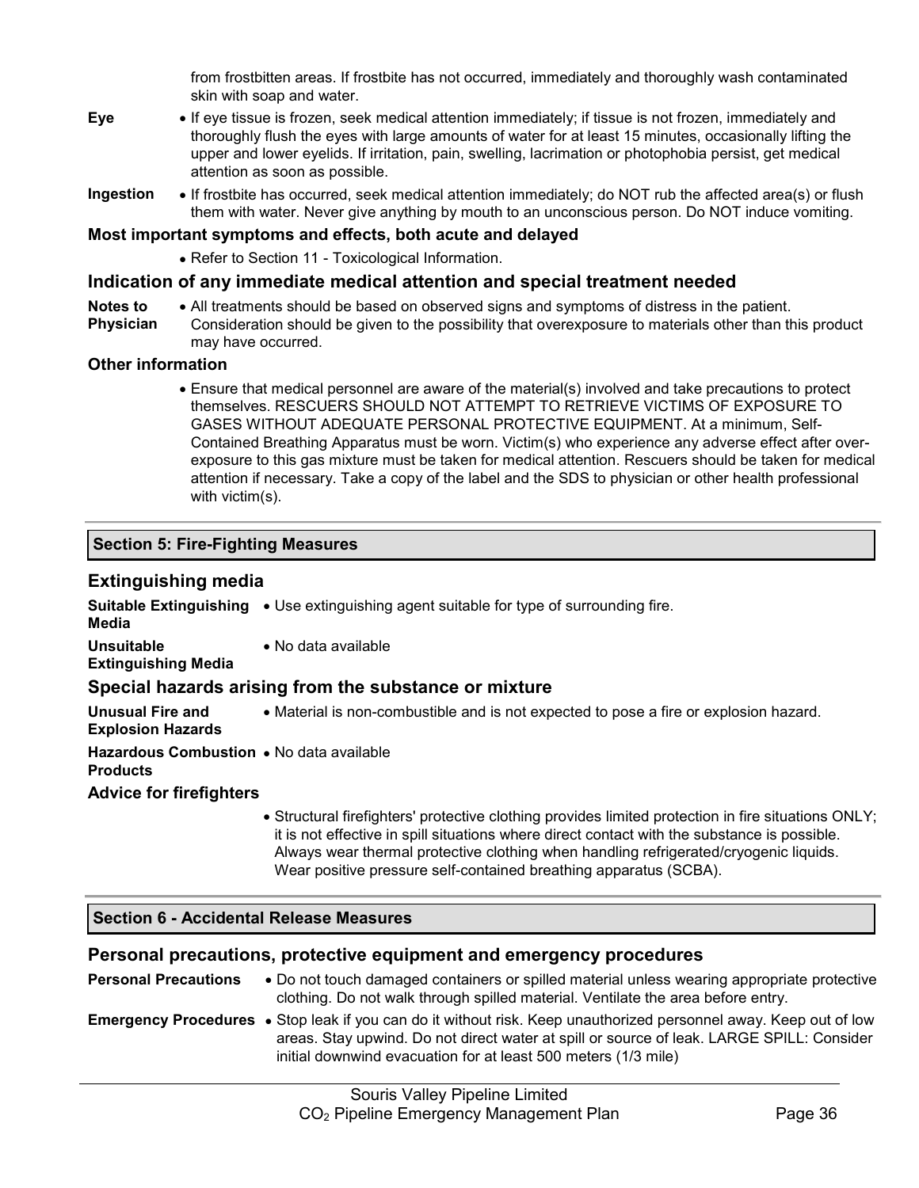from frostbitten areas. If frostbite has not occurred, immediately and thoroughly wash contaminated skin with soap and water.

**Eye**
- If eye tissue is frozen, seek medical attention immediately; if tissue is not frozen, immediately and thoroughly flush the eyes with large amounts of water for at least 15 minutes, occasionally lifting the upper and lower eyelids. If irritation, pain, swelling, lacrimation or photophobia persist, get medical attention as soon as possible.

**Ingestion**
- If frostbite has occurred, seek medical attention immediately; do NOT rub the affected area(s) or flush them with water. Never give anything by mouth to an unconscious person. Do NOT induce vomiting.

### Most important symptoms and effects, both acute and delayed

- Refer to Section 11 - Toxicological Information.

## Indication of any immediate medical attention and special treatment needed

**Notes to Physician**
- All treatments should be based on observed signs and symptoms of distress in the patient. Consideration should be given to the possibility that overexposure to materials other than this product may have occurred.

### Other information

- Ensure that medical personnel are aware of the material(s) involved and take precautions to protect themselves. RESCUERS SHOULD NOT ATTEMPT TO RETRIEVE VICTIMS OF EXPOSURE TO GASES WITHOUT ADEQUATE PERSONAL PROTECTIVE EQUIPMENT. At a minimum, Self-Contained Breathing Apparatus must be worn. Victim(s) who experience any adverse effect after over-exposure to this gas mixture must be taken for medical attention. Rescuers should be taken for medical attention if necessary. Take a copy of the label and the SDS to physician or other health professional with victim(s).

# Section 5: Fire-Fighting Measures

## Extinguishing media

**Suitable Extinguishing Media**
- Use extinguishing agent suitable for type of surrounding fire.

**Unsuitable Extinguishing Media**
- No data available

## Special hazards arising from the substance or mixture

**Unusual Fire and Explosion Hazards**
- Material is non-combustible and is not expected to pose a fire or explosion hazard.

**Hazardous Combustion Products**
- No data available

### Advice for firefighters

- Structural firefighters' protective clothing provides limited protection in fire situations ONLY; it is not effective in spill situations where direct contact with the substance is possible. Always wear thermal protective clothing when handling refrigerated/cryogenic liquids. Wear positive pressure self-contained breathing apparatus (SCBA).

# Section 6 - Accidental Release Measures

## Personal precautions, protective equipment and emergency procedures

**Personal Precautions**
- Do not touch damaged containers or spilled material unless wearing appropriate protective clothing. Do not walk through spilled material. Ventilate the area before entry.

**Emergency Procedures**
- Stop leak if you can do it without risk. Keep unauthorized personnel away. Keep out of low areas. Stay upwind. Do not direct water at spill or source of leak. LARGE SPILL: Consider initial downwind evacuation for at least 500 meters (1/3 mile)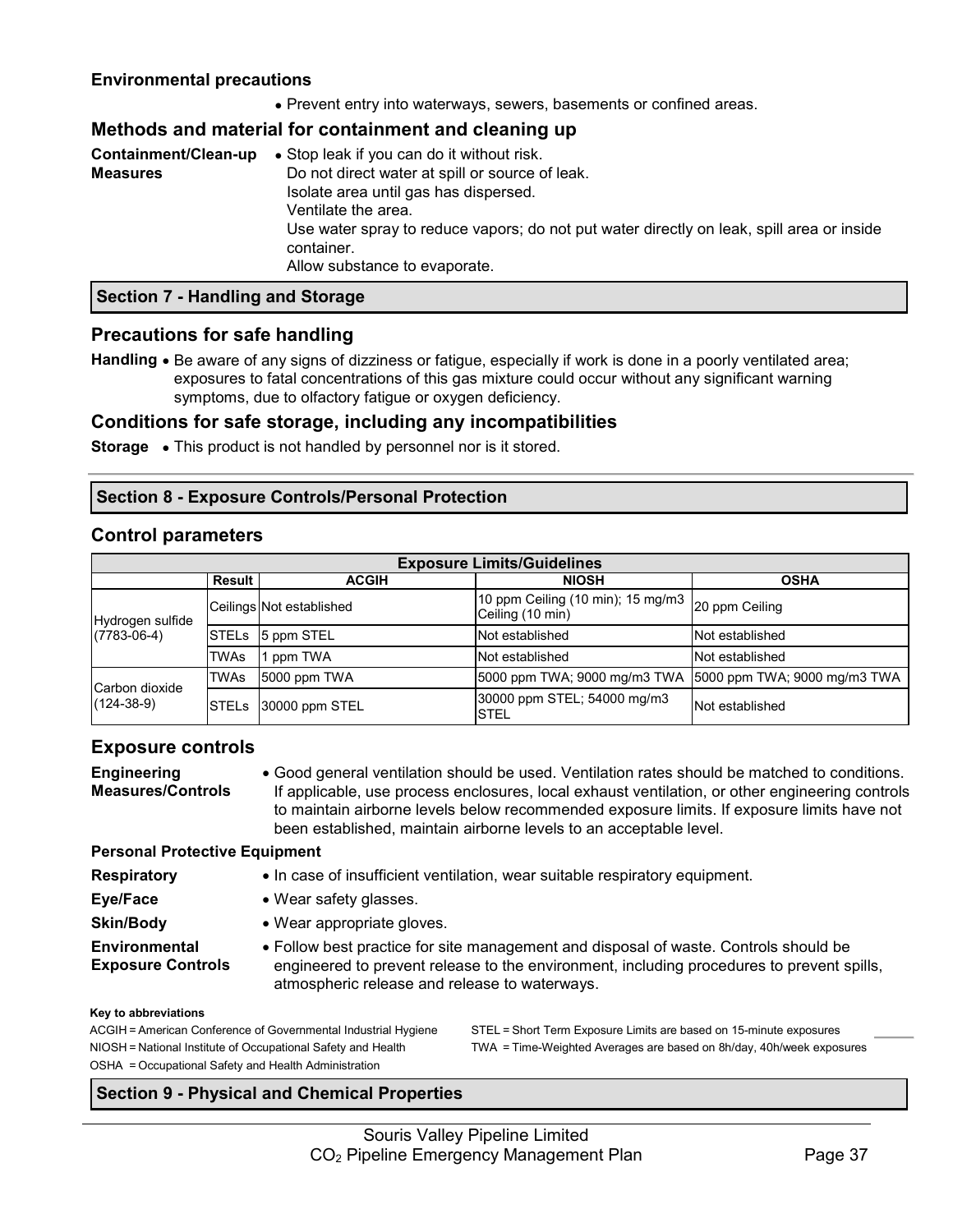### Environmental precautions

- Prevent entry into waterways, sewers, basements or confined areas.

## Methods and material for containment and cleaning up

**Containment/Clean-up Measures**

- Stop leak if you can do it without risk.
  Do not direct water at spill or source of leak.
  Isolate area until gas has dispersed.
  Ventilate the area.
  Use water spray to reduce vapors; do not put water directly on leak, spill area or inside container.
  Allow substance to evaporate.

## Section 7 - Handling and Storage

## Precautions for safe handling

**Handling**

- Be aware of any signs of dizziness or fatigue, especially if work is done in a poorly ventilated area; exposures to fatal concentrations of this gas mixture could occur without any significant warning symptoms, due to olfactory fatigue or oxygen deficiency.

## Conditions for safe storage, including any incompatibilities

**Storage**

- This product is not handled by personnel nor is it stored.

## Section 8 - Exposure Controls/Personal Protection

## Control parameters

| Exposure Limits/Guidelines | | | | |
|---|---|---|---|---|
| | Result | ACGIH | NIOSH | OSHA |
| Hydrogen sulfide (7783-06-4) | Ceilings | Not established | 10 ppm Ceiling (10 min); 15 mg/m3 Ceiling (10 min) | 20 ppm Ceiling |
| | STELs | 5 ppm STEL | Not established | Not established |
| | TWAs | 1 ppm TWA | Not established | Not established |
| Carbon dioxide (124-38-9) | TWAs | 5000 ppm TWA | 5000 ppm TWA; 9000 mg/m3 TWA | 5000 ppm TWA; 9000 mg/m3 TWA |
| | STELs | 30000 ppm STEL | 30000 ppm STEL; 54000 mg/m3 STEL | Not established |

## Exposure controls

**Engineering Measures/Controls**

- Good general ventilation should be used. Ventilation rates should be matched to conditions. If applicable, use process enclosures, local exhaust ventilation, or other engineering controls to maintain airborne levels below recommended exposure limits. If exposure limits have not been established, maintain airborne levels to an acceptable level.

**Personal Protective Equipment**

**Respiratory**

- In case of insufficient ventilation, wear suitable respiratory equipment.

**Eye/Face**

- Wear safety glasses.

**Skin/Body**

- Wear appropriate gloves.

**Environmental Exposure Controls**

- Follow best practice for site management and disposal of waste. Controls should be engineered to prevent release to the environment, including procedures to prevent spills, atmospheric release and release to waterways.

**Key to abbreviations**

ACGIH = American Conference of Governmental Industrial Hygiene
NIOSH = National Institute of Occupational Safety and Health
OSHA = Occupational Safety and Health Administration
STEL = Short Term Exposure Limits are based on 15-minute exposures
TWA = Time-Weighted Averages are based on 8h/day, 40h/week exposures

## Section 9 - Physical and Chemical Properties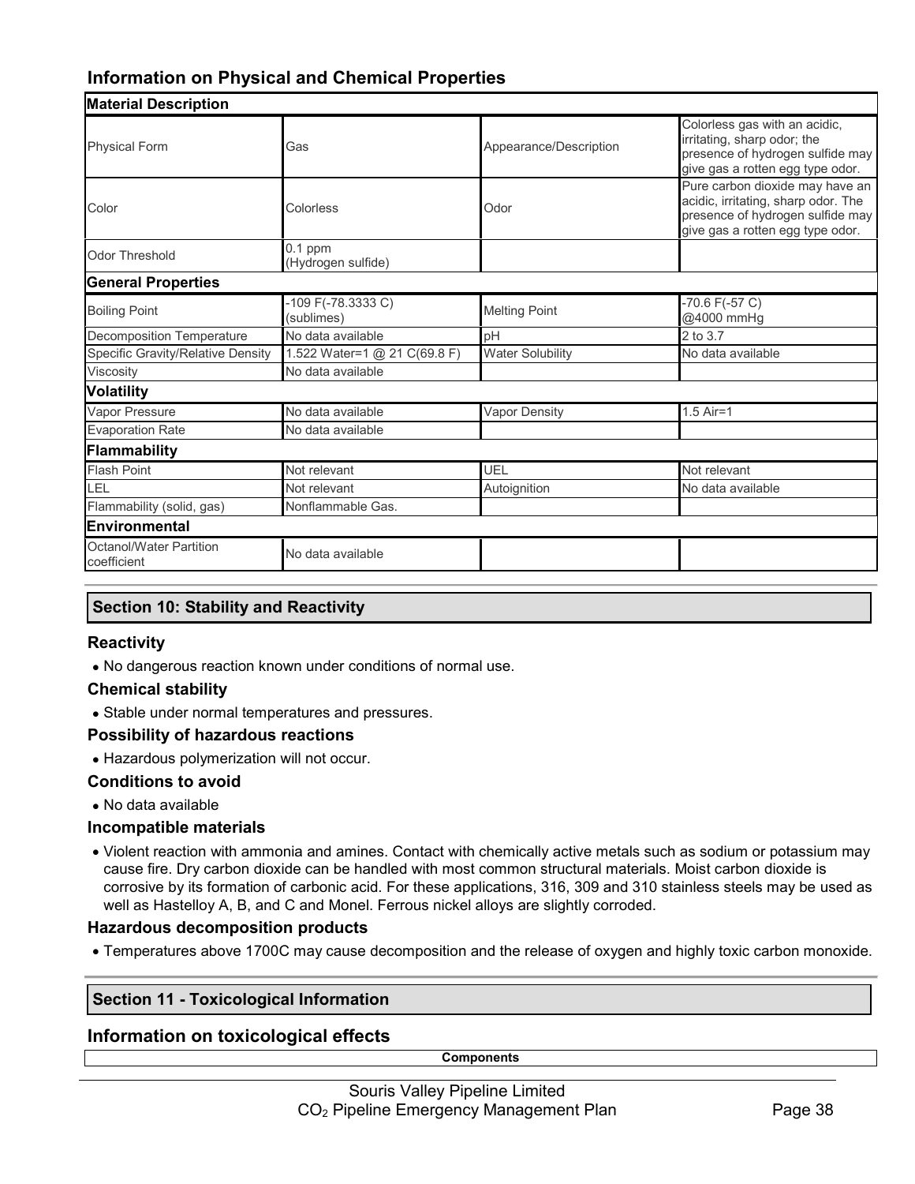## Information on Physical and Chemical Properties

| Material Description | | | |
|---|---|---|---|
| Physical Form | Gas | Appearance/Description | Colorless gas with an acidic, irritating, sharp odor; the presence of hydrogen sulfide may give gas a rotten egg type odor. |
| Color | Colorless | Odor | Pure carbon dioxide may have an acidic, irritating, sharp odor. The presence of hydrogen sulfide may give gas a rotten egg type odor. |
| Odor Threshold | 0.1 ppm (Hydrogen sulfide) | | |
| **General Properties** | | | |
| Boiling Point | -109 F(-78.3333 C) (sublimes) | Melting Point | -70.6 F(-57 C) @4000 mmHg |
| Decomposition Temperature | No data available | pH | 2 to 3.7 |
| Specific Gravity/Relative Density | 1.522 Water=1 @ 21 C(69.8 F) | Water Solubility | No data available |
| Viscosity | No data available | | |
| **Volatility** | | | |
| Vapor Pressure | No data available | Vapor Density | 1.5 Air=1 |
| Evaporation Rate | No data available | | |
| **Flammability** | | | |
| Flash Point | Not relevant | UEL | Not relevant |
| LEL | Not relevant | Autoignition | No data available |
| Flammability (solid, gas) | Nonflammable Gas. | | |
| **Environmental** | | | |
| Octanol/Water Partition coefficient | No data available | | |

## Section 10: Stability and Reactivity

### Reactivity

- No dangerous reaction known under conditions of normal use.

### Chemical stability

- Stable under normal temperatures and pressures.

### Possibility of hazardous reactions

- Hazardous polymerization will not occur.

### Conditions to avoid

- No data available

### Incompatible materials

- Violent reaction with ammonia and amines. Contact with chemically active metals such as sodium or potassium may cause fire. Dry carbon dioxide can be handled with most common structural materials. Moist carbon dioxide is corrosive by its formation of carbonic acid. For these applications, 316, 309 and 310 stainless steels may be used as well as Hastelloy A, B, and C and Monel. Ferrous nickel alloys are slightly corroded.

### Hazardous decomposition products

- Temperatures above 1700C may cause decomposition and the release of oxygen and highly toxic carbon monoxide.

## Section 11 - Toxicological Information

### Information on toxicological effects

| Components |
|---|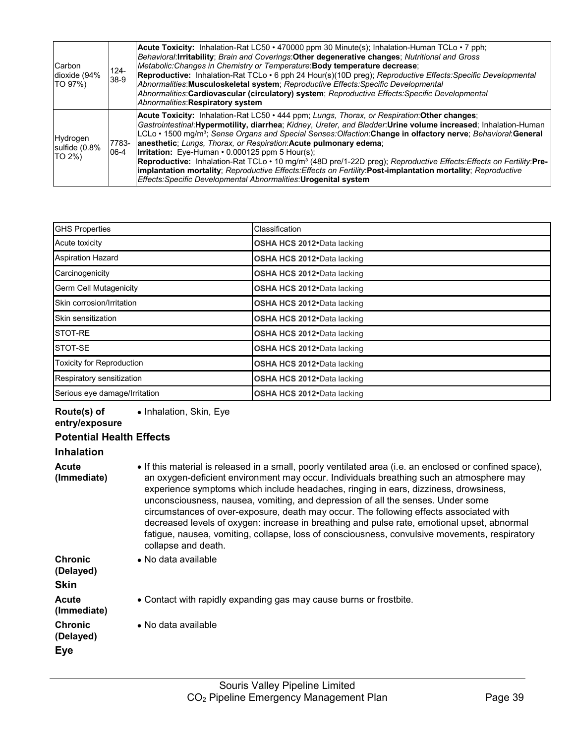| Carbon dioxide (94% TO 97%) | 124-38-9 | **Acute Toxicity:** Inhalation-Rat LC50 • 470000 ppm 30 Minute(s); Inhalation-Human TCLo • 7 pph; *Behavioral*:**Irritability**; *Brain and Coverings*:**Other degenerative changes**; *Nutritional and Gross Metabolic:Changes in Chemistry or Temperature*:**Body temperature decrease**; **Reproductive:** Inhalation-Rat TCLo • 6 pph 24 Hour(s)(10D preg); *Reproductive Effects:Specific Developmental Abnormalities*:**Musculoskeletal system**; *Reproductive Effects:Specific Developmental Abnormalities*:**Cardiovascular (circulatory) system**; *Reproductive Effects:Specific Developmental Abnormalities*:**Respiratory system** |
|---|---|---|
| Hydrogen sulfide (0.8% TO 2%) | 7783-06-4 | **Acute Toxicity:** Inhalation-Rat LC50 • 444 ppm; *Lungs, Thorax, or Respiration*:**Other changes**; *Gastrointestinal*:**Hypermotility, diarrhea**; *Kidney, Ureter, and Bladder*:**Urine volume increased**; Inhalation-Human LCLo • 1500 mg/m³; *Sense Organs and Special Senses:Olfaction*:**Change in olfactory nerve**; *Behavioral*:**General anesthetic**; *Lungs, Thorax, or Respiration*:**Acute pulmonary edema**; **Irritation:** Eye-Human • 0.000125 ppm 5 Hour(s); **Reproductive:** Inhalation-Rat TCLo • 10 mg/m³ (48D pre/1-22D preg); *Reproductive Effects:Effects on Fertility*:**Pre-implantation mortality**; *Reproductive Effects:Effects on Fertility*:**Post-implantation mortality**; *Reproductive Effects:Specific Developmental Abnormalities*:**Urogenital system** |

| GHS Properties | Classification |
|---|---|
| Acute toxicity | **OSHA HCS 2012•**Data lacking |
| Aspiration Hazard | **OSHA HCS 2012•**Data lacking |
| Carcinogenicity | **OSHA HCS 2012•**Data lacking |
| Germ Cell Mutagenicity | **OSHA HCS 2012•**Data lacking |
| Skin corrosion/Irritation | **OSHA HCS 2012•**Data lacking |
| Skin sensitization | **OSHA HCS 2012•**Data lacking |
| STOT-RE | **OSHA HCS 2012•**Data lacking |
| STOT-SE | **OSHA HCS 2012•**Data lacking |
| Toxicity for Reproduction | **OSHA HCS 2012•**Data lacking |
| Respiratory sensitization | **OSHA HCS 2012•**Data lacking |
| Serious eye damage/Irritation | **OSHA HCS 2012•**Data lacking |

**Route(s) of entry/exposure**
- Inhalation, Skin, Eye

### Potential Health Effects

#### Inhalation

**Acute (Immediate)**
- If this material is released in a small, poorly ventilated area (i.e. an enclosed or confined space), an oxygen-deficient environment may occur. Individuals breathing such an atmosphere may experience symptoms which include headaches, ringing in ears, dizziness, drowsiness, unconsciousness, nausea, vomiting, and depression of all the senses. Under some circumstances of over-exposure, death may occur. The following effects associated with decreased levels of oxygen: increase in breathing and pulse rate, emotional upset, abnormal fatigue, nausea, vomiting, collapse, loss of consciousness, convulsive movements, respiratory collapse and death.

**Chronic (Delayed)**
- No data available

#### Skin

**Acute (Immediate)**
- Contact with rapidly expanding gas may cause burns or frostbite.

**Chronic (Delayed)**
- No data available

#### Eye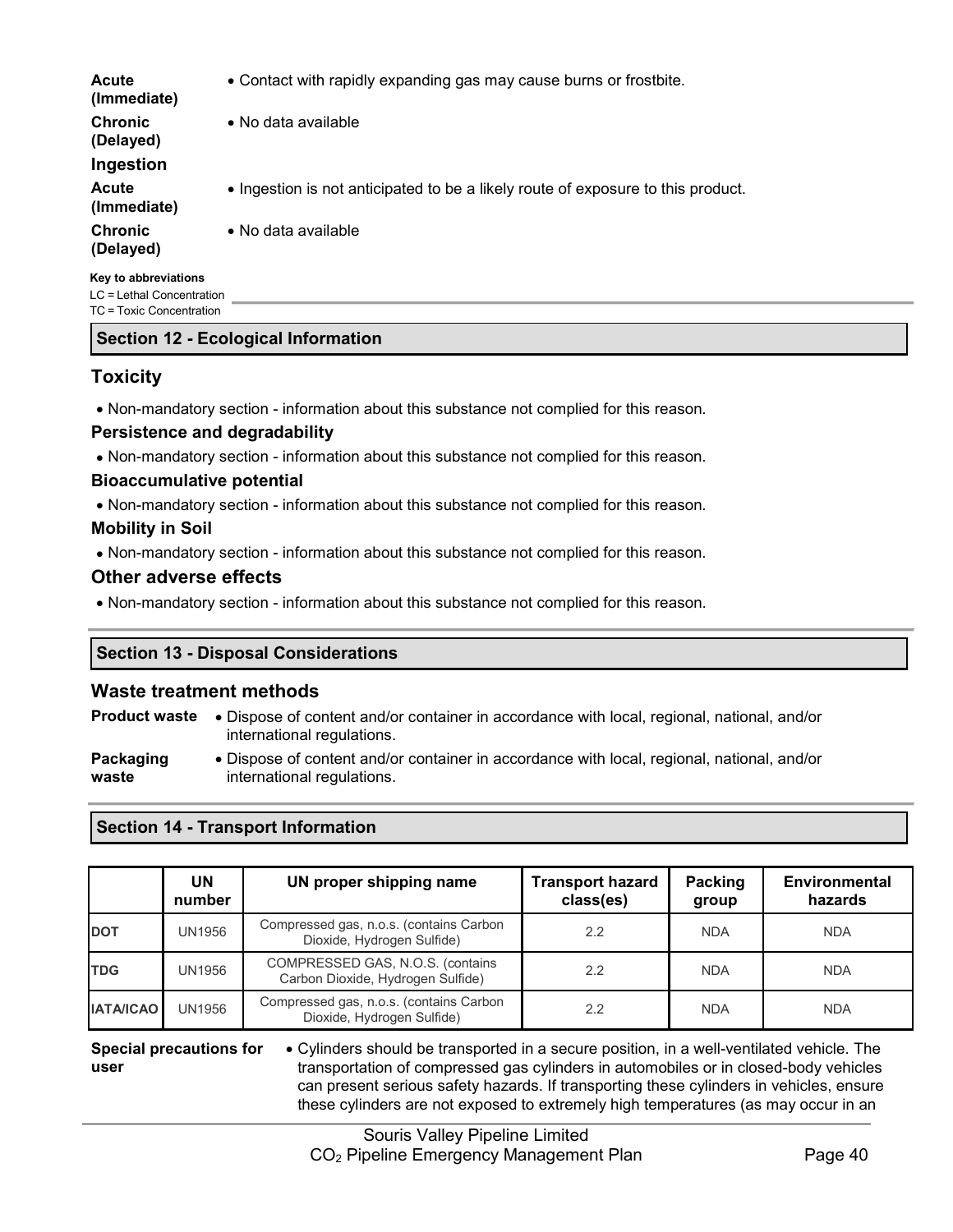**Acute (Immediate)**
- Contact with rapidly expanding gas may cause burns or frostbite.

**Chronic (Delayed)**
- No data available

**Ingestion**

**Acute (Immediate)**
- Ingestion is not anticipated to be a likely route of exposure to this product.

**Chronic (Delayed)**
- No data available

**Key to abbreviations**

LC = Lethal Concentration
TC = Toxic Concentration

## Section 12 - Ecological Information

### Toxicity

- Non-mandatory section - information about this substance not complied for this reason.

#### Persistence and degradability

- Non-mandatory section - information about this substance not complied for this reason.

#### Bioaccumulative potential

- Non-mandatory section - information about this substance not complied for this reason.

#### Mobility in Soil

- Non-mandatory section - information about this substance not complied for this reason.

### Other adverse effects

- Non-mandatory section - information about this substance not complied for this reason.

## Section 13 - Disposal Considerations

### Waste treatment methods

**Product waste**
- Dispose of content and/or container in accordance with local, regional, national, and/or international regulations.

**Packaging waste**
- Dispose of content and/or container in accordance with local, regional, national, and/or international regulations.

## Section 14 - Transport Information

| | UN number | UN proper shipping name | Transport hazard class(es) | Packing group | Environmental hazards |
|---|---|---|---|---|---|
| **DOT** | UN1956 | Compressed gas, n.o.s. (contains Carbon Dioxide, Hydrogen Sulfide) | 2.2 | NDA | NDA |
| **TDG** | UN1956 | COMPRESSED GAS, N.O.S. (contains Carbon Dioxide, Hydrogen Sulfide) | 2.2 | NDA | NDA |
| **IATA/ICAO** | UN1956 | Compressed gas, n.o.s. (contains Carbon Dioxide, Hydrogen Sulfide) | 2.2 | NDA | NDA |

**Special precautions for user**
- Cylinders should be transported in a secure position, in a well-ventilated vehicle. The transportation of compressed gas cylinders in automobiles or in closed-body vehicles can present serious safety hazards. If transporting these cylinders in vehicles, ensure these cylinders are not exposed to extremely high temperatures (as may occur in an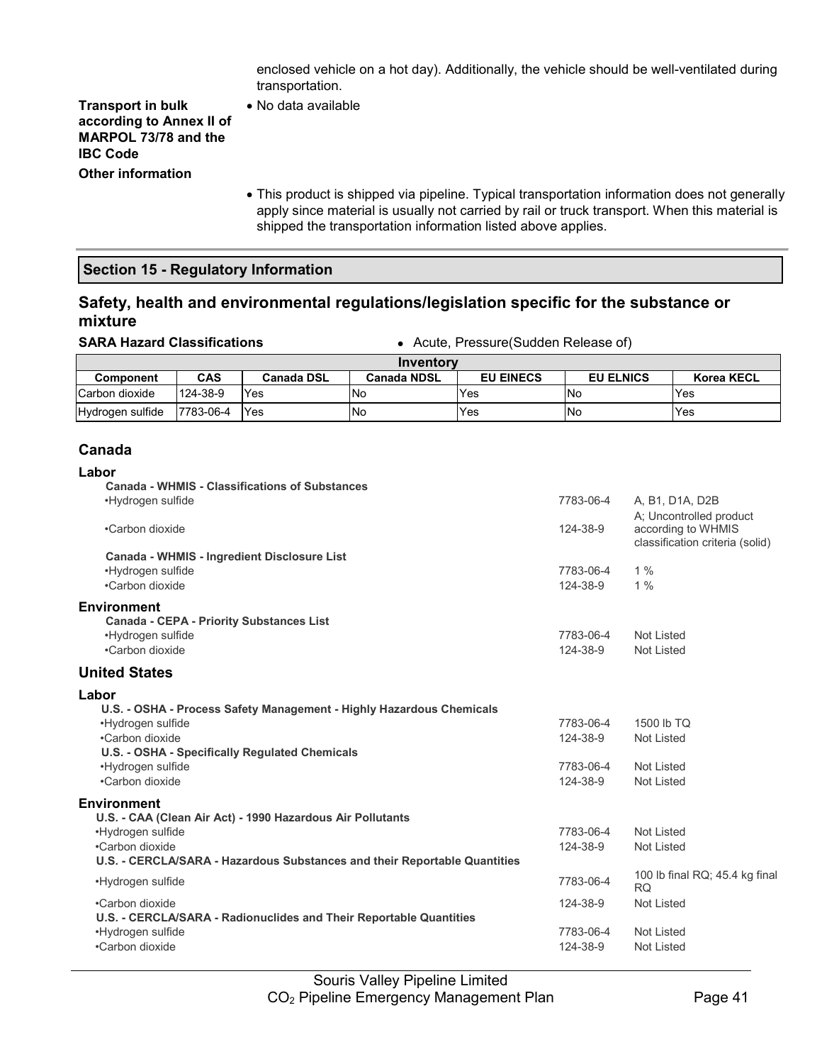enclosed vehicle on a hot day). Additionally, the vehicle should be well-ventilated during transportation.

**Transport in bulk according to Annex II of MARPOL 73/78 and the IBC Code**

- No data available

**Other information**

- This product is shipped via pipeline. Typical transportation information does not generally apply since material is usually not carried by rail or truck transport. When this material is shipped the transportation information listed above applies.

## Section 15 - Regulatory Information

### Safety, health and environmental regulations/legislation specific for the substance or mixture

**SARA Hazard Classifications**

- Acute, Pressure(Sudden Release of)

| Inventory | | | | | | |
|---|---|---|---|---|---|---|
| **Component** | **CAS** | **Canada DSL** | **Canada NDSL** | **EU EINECS** | **EU ELNICS** | **Korea KECL** |
| Carbon dioxide | 124-38-9 | Yes | No | Yes | No | Yes |
| Hydrogen sulfide | 7783-06-4 | Yes | No | Yes | No | Yes |

### Canada

**Labor**

**Canada - WHMIS - Classifications of Substances**

| | | |
|---|---|---|
| •Hydrogen sulfide | 7783-06-4 | A, B1, D1A, D2B |
| •Carbon dioxide | 124-38-9 | A; Uncontrolled product according to WHMIS classification criteria (solid) |

**Canada - WHMIS - Ingredient Disclosure List**

| | | |
|---|---|---|
| •Hydrogen sulfide | 7783-06-4 | 1 % |
| •Carbon dioxide | 124-38-9 | 1 % |

**Environment**

**Canada - CEPA - Priority Substances List**

| | | |
|---|---|---|
| •Hydrogen sulfide | 7783-06-4 | Not Listed |
| •Carbon dioxide | 124-38-9 | Not Listed |

### United States

**Labor**

**U.S. - OSHA - Process Safety Management - Highly Hazardous Chemicals**

| | | |
|---|---|---|
| •Hydrogen sulfide | 7783-06-4 | 1500 lb TQ |
| •Carbon dioxide | 124-38-9 | Not Listed |

**U.S. - OSHA - Specifically Regulated Chemicals**

| | | |
|---|---|---|
| •Hydrogen sulfide | 7783-06-4 | Not Listed |
| •Carbon dioxide | 124-38-9 | Not Listed |

**Environment**

**U.S. - CAA (Clean Air Act) - 1990 Hazardous Air Pollutants**

| | | |
|---|---|---|
| •Hydrogen sulfide | 7783-06-4 | Not Listed |
| •Carbon dioxide | 124-38-9 | Not Listed |

**U.S. - CERCLA/SARA - Hazardous Substances and their Reportable Quantities**

| | | |
|---|---|---|
| •Hydrogen sulfide | 7783-06-4 | 100 lb final RQ; 45.4 kg final RQ |
| •Carbon dioxide | 124-38-9 | Not Listed |

**U.S. - CERCLA/SARA - Radionuclides and Their Reportable Quantities**

| | | |
|---|---|---|
| •Hydrogen sulfide | 7783-06-4 | Not Listed |
| •Carbon dioxide | 124-38-9 | Not Listed |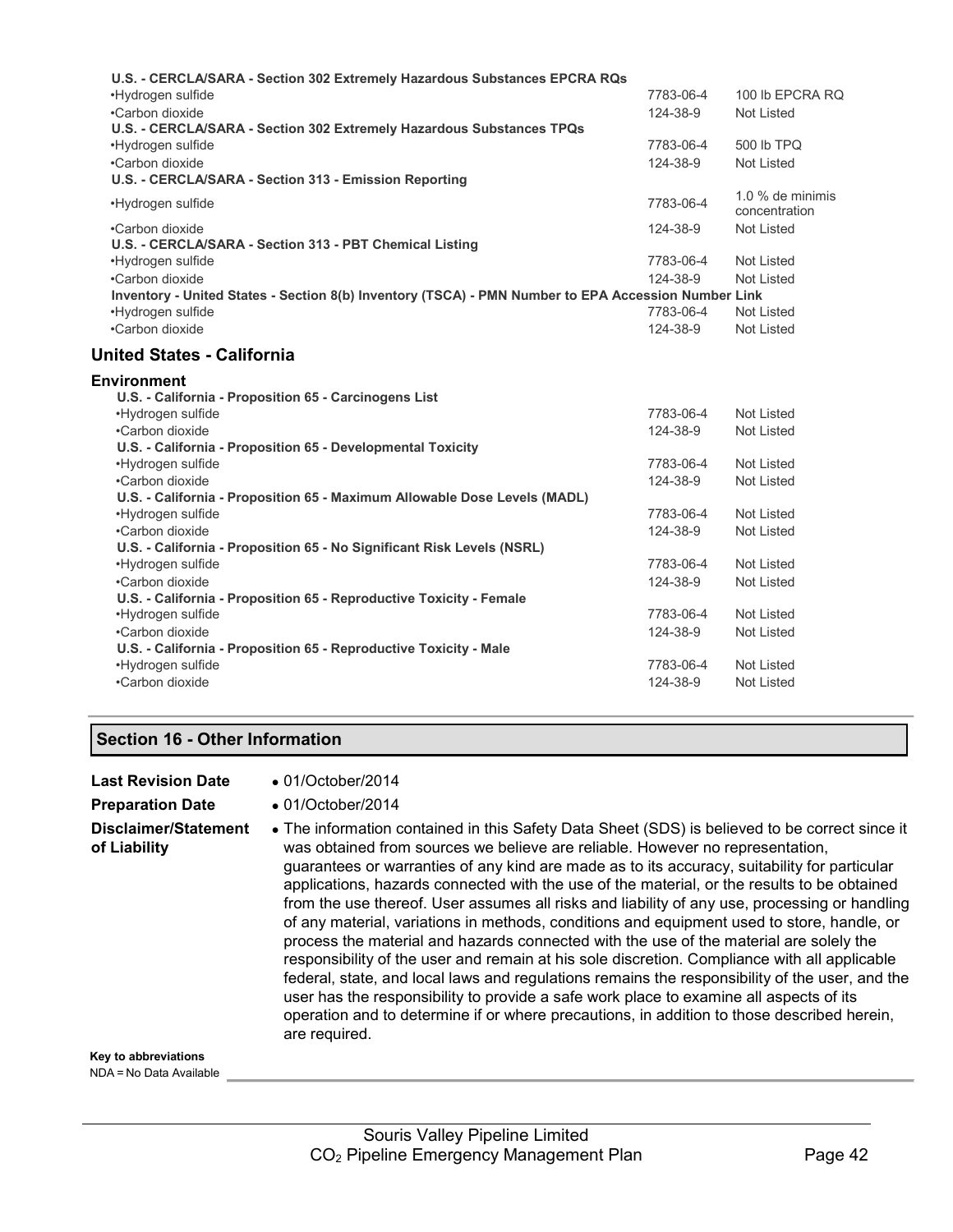| | | |
|---|---|---|
| **U.S. - CERCLA/SARA - Section 302 Extremely Hazardous Substances EPCRA RQs** | | |
| •Hydrogen sulfide | 7783-06-4 | 100 lb EPCRA RQ |
| •Carbon dioxide | 124-38-9 | Not Listed |
| **U.S. - CERCLA/SARA - Section 302 Extremely Hazardous Substances TPQs** | | |
| •Hydrogen sulfide | 7783-06-4 | 500 lb TPQ |
| •Carbon dioxide | 124-38-9 | Not Listed |
| **U.S. - CERCLA/SARA - Section 313 - Emission Reporting** | | |
| •Hydrogen sulfide | 7783-06-4 | 1.0 % de minimis concentration |
| •Carbon dioxide | 124-38-9 | Not Listed |
| **U.S. - CERCLA/SARA - Section 313 - PBT Chemical Listing** | | |
| •Hydrogen sulfide | 7783-06-4 | Not Listed |
| •Carbon dioxide | 124-38-9 | Not Listed |
| **Inventory - United States - Section 8(b) Inventory (TSCA) - PMN Number to EPA Accession Number Link** | | |
| •Hydrogen sulfide | 7783-06-4 | Not Listed |
| •Carbon dioxide | 124-38-9 | Not Listed |

## United States - California

**Environment**

| | | |
|---|---|---|
| **U.S. - California - Proposition 65 - Carcinogens List** | | |
| •Hydrogen sulfide | 7783-06-4 | Not Listed |
| •Carbon dioxide | 124-38-9 | Not Listed |
| **U.S. - California - Proposition 65 - Developmental Toxicity** | | |
| •Hydrogen sulfide | 7783-06-4 | Not Listed |
| •Carbon dioxide | 124-38-9 | Not Listed |
| **U.S. - California - Proposition 65 - Maximum Allowable Dose Levels (MADL)** | | |
| •Hydrogen sulfide | 7783-06-4 | Not Listed |
| •Carbon dioxide | 124-38-9 | Not Listed |
| **U.S. - California - Proposition 65 - No Significant Risk Levels (NSRL)** | | |
| •Hydrogen sulfide | 7783-06-4 | Not Listed |
| •Carbon dioxide | 124-38-9 | Not Listed |
| **U.S. - California - Proposition 65 - Reproductive Toxicity - Female** | | |
| •Hydrogen sulfide | 7783-06-4 | Not Listed |
| •Carbon dioxide | 124-38-9 | Not Listed |
| **U.S. - California - Proposition 65 - Reproductive Toxicity - Male** | | |
| •Hydrogen sulfide | 7783-06-4 | Not Listed |
| •Carbon dioxide | 124-38-9 | Not Listed |

## Section 16 - Other Information

**Last Revision Date**
- 01/October/2014

**Preparation Date**
- 01/October/2014

**Disclaimer/Statement of Liability**
- The information contained in this Safety Data Sheet (SDS) is believed to be correct since it was obtained from sources we believe are reliable. However no representation, guarantees or warranties of any kind are made as to its accuracy, suitability for particular applications, hazards connected with the use of the material, or the results to be obtained from the use thereof. User assumes all risks and liability of any use, processing or handling of any material, variations in methods, conditions and equipment used to store, handle, or process the material and hazards connected with the use of the material are solely the responsibility of the user and remain at his sole discretion. Compliance with all applicable federal, state, and local laws and regulations remains the responsibility of the user, and the user has the responsibility to provide a safe work place to examine all aspects of its operation and to determine if or where precautions, in addition to those described herein, are required.

**Key to abbreviations**
NDA = No Data Available